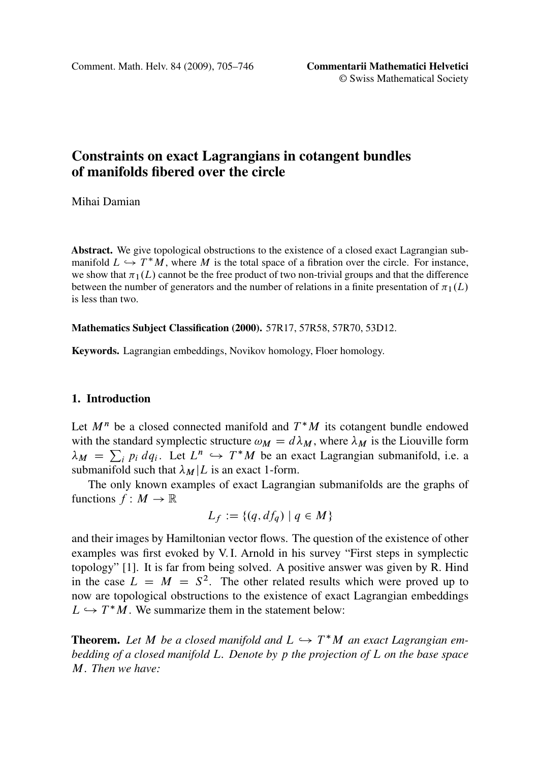# Constraints on exact Lagrangians in cotangent bundles of manifolds fibered over the circle

Mihai Damian

**Abstract.** We give topological obstructions to the existence of a closed exact Lagrangian submanifold $L \hookrightarrow T^*M$, where $M$ is the total space of a fibration over the circle. For instance, we show that $\pi_1(L)$ cannot be the free product of two non-trivial groups and that the difference between the number of generators and the number of relations in a finite presentation of $\pi_1(L)$ is less than two.

**Mathematics Subject Classification (2000).** 57R17, 57R58, 57R70, 53D12.

**Keywords.** Lagrangian embeddings, Novikov homology, Floer homology.

## 1. Introduction

Let $M^n$ be a closed connected manifold and $T^*M$ its cotangent bundle endowed with the standard symplectic structure $\omega_M = d\lambda_M$, where $\lambda_M$ is the Liouville form $\lambda_M = \sum_i p_i \, dq_i$. Let $L^n \hookrightarrow T^*M$ be an exact Lagrangian submanifold, i.e. a submanifold such that $\lambda_M|L$ is an exact 1-form.

The only known examples of exact Lagrangian submanifolds are the graphs of functions $f : M \to \mathbb{R}$

$$L_f := \{(q, df_q) \mid q \in M\}$$

and their images by Hamiltonian vector flows. The question of the existence of other examples was first evoked by V. I. Arnold in his survey "First steps in symplectic topology" [1]. It is far from being solved. A positive answer was given by R. Hind in the case $L = M = S^2$. The other related results which were proved up to now are topological obstructions to the existence of exact Lagrangian embeddings $L \hookrightarrow T^*M$. We summarize them in the statement below:

**Theorem.** *Let $M$ be a closed manifold and $L \hookrightarrow T^*M$ an exact Lagrangian embedding of a closed manifold $L$. Denote by $p$ the projection of $L$ on the base space $M$. Then we have:*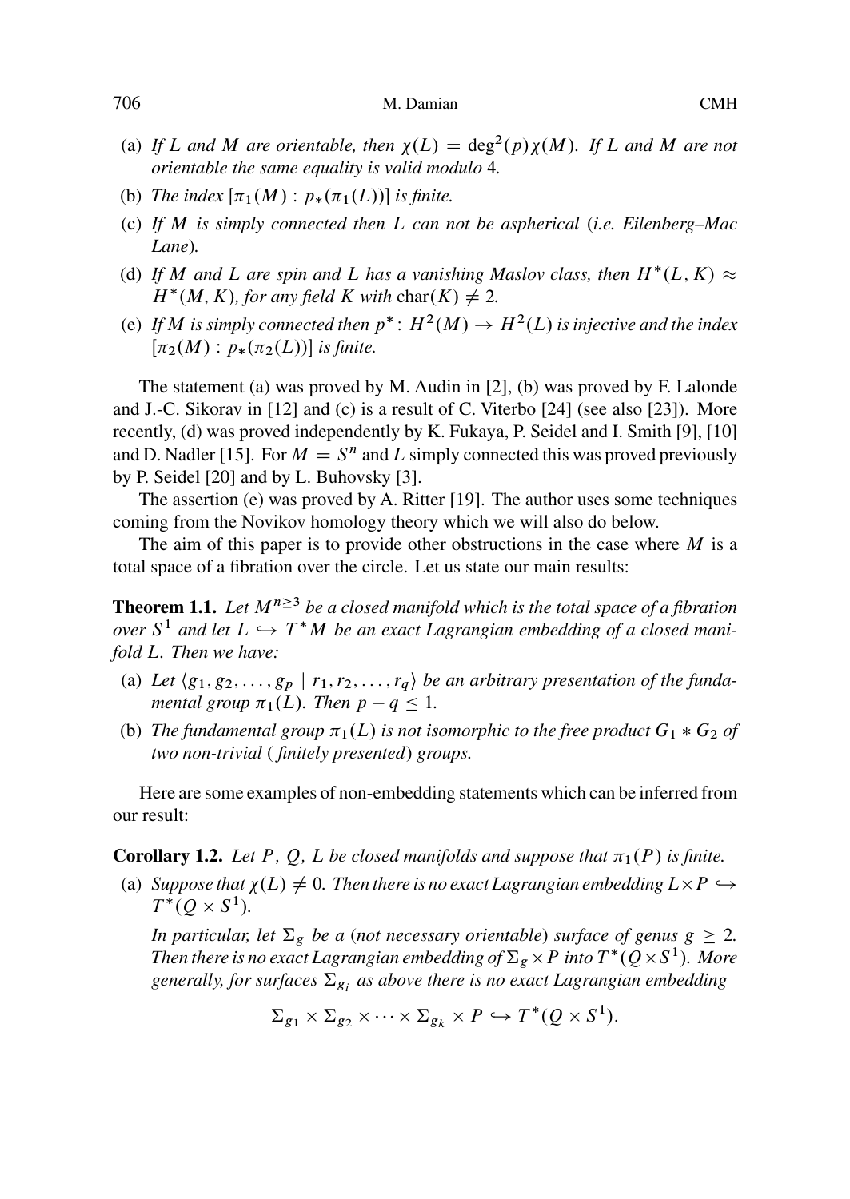- (a) *If $L$ and $M$ are orientable, then $\chi(L) = \deg^2(p)\chi(M)$. If $L$ and $M$ are not orientable the same equality is valid modulo* 4*.*
- (b) *The index $[\pi_1(M) : p_*(\pi_1(L))]$ is finite.*
- (c) *If $M$ is simply connected then $L$ can not be aspherical (i.e. Eilenberg–Mac Lane).*
- (d) *If $M$ and $L$ are spin and $L$ has a vanishing Maslov class, then $H^*(L, K) \approx H^*(M, K)$, for any field $K$ with $\mathrm{char}(K) \neq 2$.*
- (e) *If $M$ is simply connected then $p^* \colon H^2(M) \to H^2(L)$ is injective and the index $[\pi_2(M) : p_*(\pi_2(L))]$ is finite.*

The statement (a) was proved by M. Audin in [2], (b) was proved by F. Lalonde and J.-C. Sikorav in [12] and (c) is a result of C. Viterbo [24] (see also [23]). More recently, (d) was proved independently by K. Fukaya, P. Seidel and I. Smith [9], [10] and D. Nadler [15]. For $M = S^n$ and $L$ simply connected this was proved previously by P. Seidel [20] and by L. Buhovsky [3].

The assertion (e) was proved by A. Ritter [19]. The author uses some techniques coming from the Novikov homology theory which we will also do below.

The aim of this paper is to provide other obstructions in the case where $M$ is a total space of a fibration over the circle. Let us state our main results:

**Theorem 1.1.** *Let $M^{n \geq 3}$ be a closed manifold which is the total space of a fibration over $S^1$ and let $L \hookrightarrow T^*M$ be an exact Lagrangian embedding of a closed manifold $L$. Then we have:*

- (a) *Let $\langle g_1, g_2, \dots, g_p \mid r_1, r_2, \dots, r_q \rangle$ be an arbitrary presentation of the fundamental group $\pi_1(L)$. Then $p - q \leq 1$.*
- (b) *The fundamental group $\pi_1(L)$ is not isomorphic to the free product $G_1 * G_2$ of two non-trivial (finitely presented) groups.*

Here are some examples of non-embedding statements which can be inferred from our result:

**Corollary 1.2.** *Let $P$, $Q$, $L$ be closed manifolds and suppose that $\pi_1(P)$ is finite.*

- (a) *Suppose that $\chi(L) \neq 0$. Then there is no exact Lagrangian embedding $L \times P \hookrightarrow T^*(Q \times S^1)$.*

  *In particular, let $\Sigma_g$ be a (not necessary orientable) surface of genus $g \geq 2$. Then there is no exact Lagrangian embedding of $\Sigma_g \times P$ into $T^*(Q \times S^1)$. More generally, for surfaces $\Sigma_{g_i}$ as above there is no exact Lagrangian embedding*

$$\Sigma_{g_1} \times \Sigma_{g_2} \times \cdots \times \Sigma_{g_k} \times P \hookrightarrow T^*(Q \times S^1).$$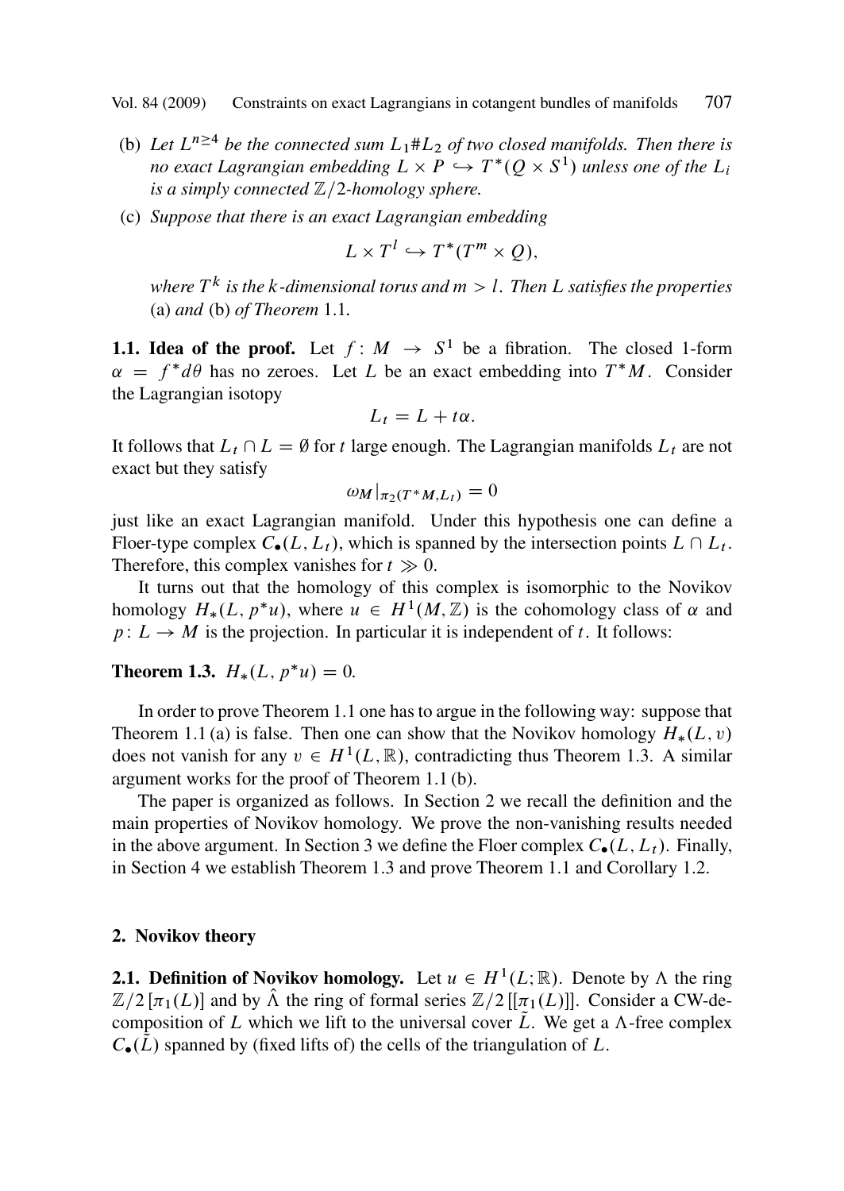(b) *Let $L^{n\geq 4}$ be the connected sum $L_1 \# L_2$ of two closed manifolds. Then there is no exact Lagrangian embedding $L \times P \hookrightarrow T^*(Q \times S^1)$ unless one of the $L_i$ is a simply connected $\mathbb{Z}/2$-homology sphere.*

(c) *Suppose that there is an exact Lagrangian embedding*

$$L \times T^l \hookrightarrow T^*(T^m \times Q),$$

*where $T^k$ is the $k$-dimensional torus and $m > l$. Then $L$ satisfies the properties* (a) *and* (b) *of Theorem* 1.1.

**1.1. Idea of the proof.** Let $f : M \to S^1$ be a fibration. The closed 1-form $\alpha = f^* d\theta$ has no zeroes. Let $L$ be an exact embedding into $T^*M$. Consider the Lagrangian isotopy

$$L_t = L + t\alpha.$$

It follows that $L_t \cap L = \emptyset$ for $t$ large enough. The Lagrangian manifolds $L_t$ are not exact but they satisfy

$$\omega_M|_{\pi_2(T^*M, L_t)} = 0$$

just like an exact Lagrangian manifold. Under this hypothesis one can define a Floer-type complex $C_\bullet(L, L_t)$, which is spanned by the intersection points $L \cap L_t$. Therefore, this complex vanishes for $t \gg 0$.

It turns out that the homology of this complex is isomorphic to the Novikov homology $H_*(L, p^*u)$, where $u \in H^1(M, \mathbb{Z})$ is the cohomology class of $\alpha$ and $p : L \to M$ is the projection. In particular it is independent of $t$. It follows:

**Theorem 1.3.** $H_*(L, p^*u) = 0$.

In order to prove Theorem 1.1 one has to argue in the following way: suppose that Theorem 1.1 (a) is false. Then one can show that the Novikov homology $H_*(L, v)$ does not vanish for any $v \in H^1(L, \mathbb{R})$, contradicting thus Theorem 1.3. A similar argument works for the proof of Theorem 1.1 (b).

The paper is organized as follows. In Section 2 we recall the definition and the main properties of Novikov homology. We prove the non-vanishing results needed in the above argument. In Section 3 we define the Floer complex $C_\bullet(L, L_t)$. Finally, in Section 4 we establish Theorem 1.3 and prove Theorem 1.1 and Corollary 1.2.

## 2. Novikov theory

**2.1. Definition of Novikov homology.** Let $u \in H^1(L; \mathbb{R})$. Denote by $\Lambda$ the ring $\mathbb{Z}/2\,[\pi_1(L)]$ and by $\hat{\Lambda}$ the ring of formal series $\mathbb{Z}/2\,[[\pi_1(L)]]$. Consider a CW-decomposition of $L$ which we lift to the universal cover $\tilde{L}$. We get a $\Lambda$-free complex $C_\bullet(\tilde{L})$ spanned by (fixed lifts of) the cells of the triangulation of $L$.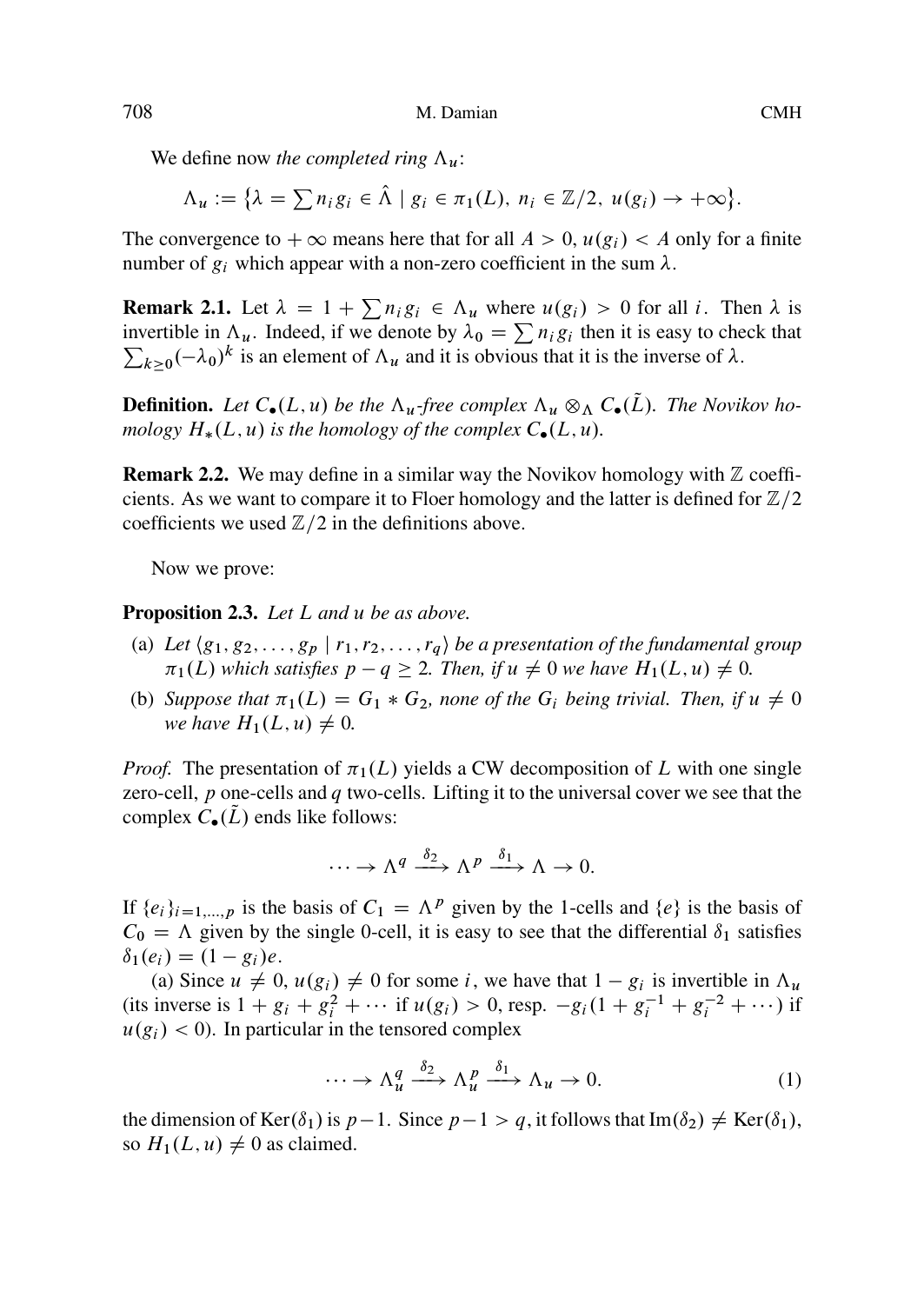We define now *the completed ring* $\Lambda_u$:

$$\Lambda_u := \big\{\lambda = \sum n_i g_i \in \hat{\Lambda} \mid g_i \in \pi_1(L),\ n_i \in \mathbb{Z}/2,\ u(g_i) \to +\infty\big\}.$$

The convergence to $+\infty$ means here that for all $A > 0$, $u(g_i) < A$ only for a finite number of $g_i$ which appear with a non-zero coefficient in the sum $\lambda$.

**Remark 2.1.** Let $\lambda = 1 + \sum n_i g_i \in \Lambda_u$ where $u(g_i) > 0$ for all $i$. Then $\lambda$ is invertible in $\Lambda_u$. Indeed, if we denote by $\lambda_0 = \sum n_i g_i$ then it is easy to check that $\sum_{k \geq 0} (-\lambda_0)^k$ is an element of $\Lambda_u$ and it is obvious that it is the inverse of $\lambda$.

**Definition.** *Let $C_\bullet(L,u)$ be the $\Lambda_u$-free complex $\Lambda_u \otimes_\Lambda C_\bullet(\tilde{L})$. The Novikov homology $H_*(L,u)$ is the homology of the complex $C_\bullet(L,u)$.*

**Remark 2.2.** We may define in a similar way the Novikov homology with $\mathbb{Z}$ coefficients. As we want to compare it to Floer homology and the latter is defined for $\mathbb{Z}/2$ coefficients we used $\mathbb{Z}/2$ in the definitions above.

Now we prove:

**Proposition 2.3.** *Let $L$ and $u$ be as above.*

(a) *Let $\langle g_1, g_2, \ldots, g_p \mid r_1, r_2, \ldots, r_q\rangle$ be a presentation of the fundamental group $\pi_1(L)$ which satisfies $p - q \geq 2$. Then, if $u \neq 0$ we have $H_1(L,u) \neq 0$.*

(b) *Suppose that $\pi_1(L) = G_1 * G_2$, none of the $G_i$ being trivial. Then, if $u \neq 0$ we have $H_1(L,u) \neq 0$.*

*Proof.* The presentation of $\pi_1(L)$ yields a CW decomposition of $L$ with one single zero-cell, $p$ one-cells and $q$ two-cells. Lifting it to the universal cover we see that the complex $C_\bullet(\tilde{L})$ ends like follows:

$$\cdots \to \Lambda^q \xrightarrow{\delta_2} \Lambda^p \xrightarrow{\delta_1} \Lambda \to 0.$$

If $\{e_i\}_{i=1,\ldots,p}$ is the basis of $C_1 = \Lambda^p$ given by the 1-cells and $\{e\}$ is the basis of $C_0 = \Lambda$ given by the single 0-cell, it is easy to see that the differential $\delta_1$ satisfies $\delta_1(e_i) = (1 - g_i)e$.

(a) Since $u \neq 0$, $u(g_i) \neq 0$ for some $i$, we have that $1 - g_i$ is invertible in $\Lambda_u$ (its inverse is $1 + g_i + g_i^2 + \cdots$ if $u(g_i) > 0$, resp. $-g_i(1 + g_i^{-1} + g_i^{-2} + \cdots)$ if $u(g_i) < 0$). In particular in the tensored complex

$$\cdots \to \Lambda_u^q \xrightarrow{\delta_2} \Lambda_u^p \xrightarrow{\delta_1} \Lambda_u \to 0. \tag{1}$$

the dimension of $\mathrm{Ker}(\delta_1)$ is $p-1$. Since $p - 1 > q$, it follows that $\mathrm{Im}(\delta_2) \neq \mathrm{Ker}(\delta_1)$, so $H_1(L,u) \neq 0$ as claimed.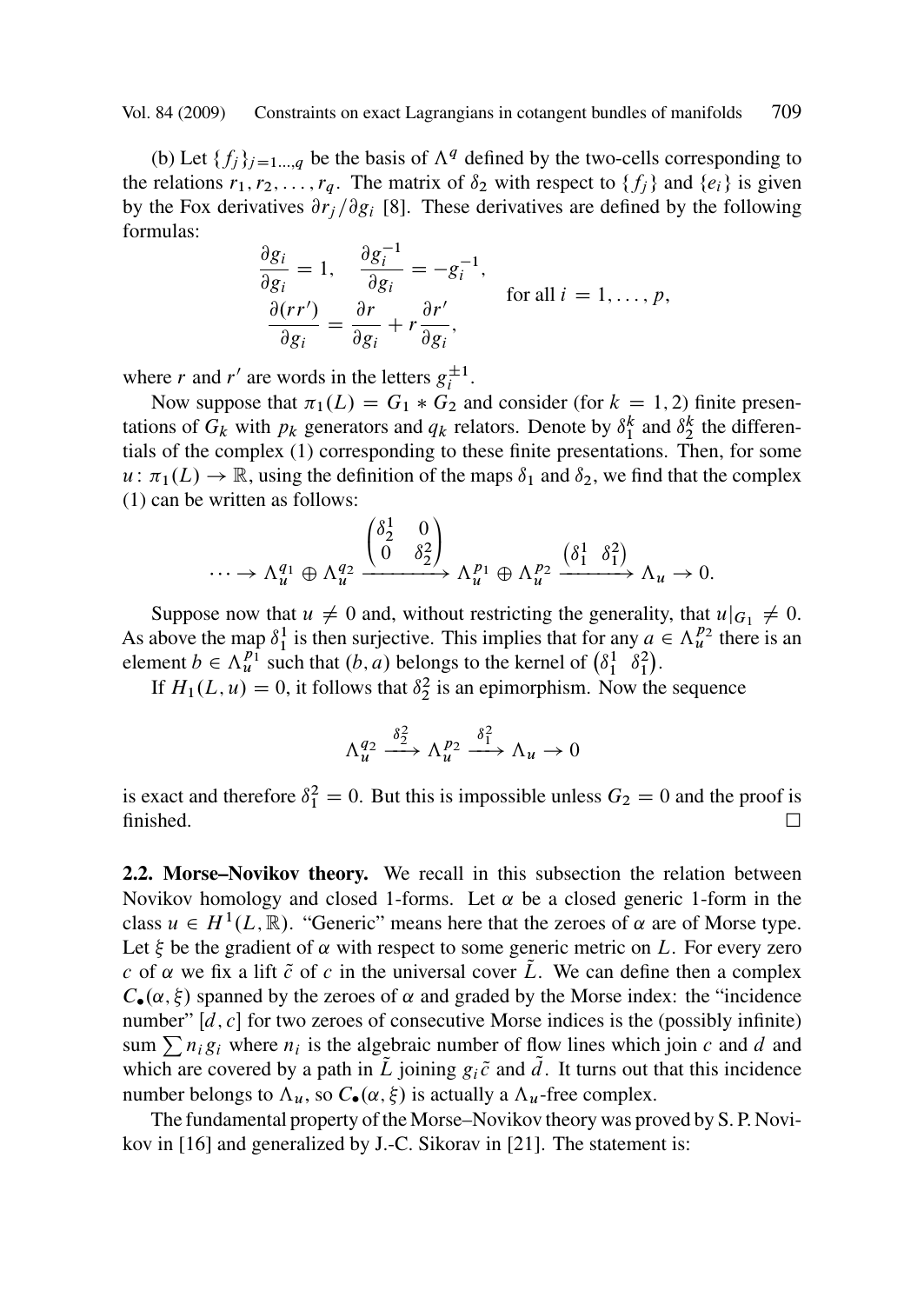(b) Let $\{f_j\}_{j=1\dots,q}$ be the basis of $\Lambda^q$ defined by the two-cells corresponding to the relations $r_1, r_2, \dots, r_q$. The matrix of $\delta_2$ with respect to $\{f_j\}$ and $\{e_i\}$ is given by the Fox derivatives $\partial r_j / \partial g_i$ [8]. These derivatives are defined by the following formulas:

$$\begin{aligned} &\frac{\partial g_i}{\partial g_i} = 1, \quad \frac{\partial g_i^{-1}}{\partial g_i} = -g_i^{-1}, \\ &\frac{\partial (rr')}{\partial g_i} = \frac{\partial r}{\partial g_i} + r\frac{\partial r'}{\partial g_i}, \end{aligned} \qquad \text{for all } i = 1, \dots, p,$$

where $r$ and $r'$ are words in the letters $g_i^{\pm 1}$.

Now suppose that $\pi_1(L) = G_1 * G_2$ and consider (for $k = 1, 2$) finite presentations of $G_k$ with $p_k$ generators and $q_k$ relators. Denote by $\delta_1^k$ and $\delta_2^k$ the differentials of the complex (1) corresponding to these finite presentations. Then, for some $u \colon \pi_1(L) \to \mathbb{R}$, using the definition of the maps $\delta_1$ and $\delta_2$, we find that the complex (1) can be written as follows:

$$\cdots \to \Lambda_u^{q_1} \oplus \Lambda_u^{q_2} \xrightarrow{\begin{pmatrix} \delta_2^1 & 0 \\ 0 & \delta_2^2 \end{pmatrix}} \Lambda_u^{p_1} \oplus \Lambda_u^{p_2} \xrightarrow{\begin{pmatrix} \delta_1^1 & \delta_1^2 \end{pmatrix}} \Lambda_u \to 0.$$

Suppose now that $u \neq 0$ and, without restricting the generality, that $u|_{G_1} \neq 0$. As above the map $\delta_1^1$ is then surjective. This implies that for any $a \in \Lambda_u^{p_2}$ there is an element $b \in \Lambda_u^{p_1}$ such that $(b, a)$ belongs to the kernel of $\begin{pmatrix} \delta_1^1 & \delta_1^2 \end{pmatrix}$.

If $H_1(L, u) = 0$, it follows that $\delta_2^2$ is an epimorphism. Now the sequence

$$\Lambda_u^{q_2} \xrightarrow{\delta_2^2} \Lambda_u^{p_2} \xrightarrow{\delta_1^2} \Lambda_u \to 0$$

is exact and therefore $\delta_1^2 = 0$. But this is impossible unless $G_2 = 0$ and the proof is finished. □

**2.2. Morse–Novikov theory.** We recall in this subsection the relation between Novikov homology and closed 1-forms. Let $\alpha$ be a closed generic 1-form in the class $u \in H^1(L, \mathbb{R})$. "Generic" means here that the zeroes of $\alpha$ are of Morse type. Let $\xi$ be the gradient of $\alpha$ with respect to some generic metric on $L$. For every zero $c$ of $\alpha$ we fix a lift $\tilde{c}$ of $c$ in the universal cover $\tilde{L}$. We can define then a complex $C_\bullet(\alpha, \xi)$ spanned by the zeroes of $\alpha$ and graded by the Morse index: the "incidence number" $[d, c]$ for two zeroes of consecutive Morse indices is the (possibly infinite) sum $\sum n_i g_i$ where $n_i$ is the algebraic number of flow lines which join $c$ and $d$ and which are covered by a path in $\tilde{L}$ joining $g_i \tilde{c}$ and $\tilde{d}$. It turns out that this incidence number belongs to $\Lambda_u$, so $C_\bullet(\alpha, \xi)$ is actually a $\Lambda_u$-free complex.

The fundamental property of the Morse–Novikov theory was proved by S. P. Novikov in [16] and generalized by J.-C. Sikorav in [21]. The statement is: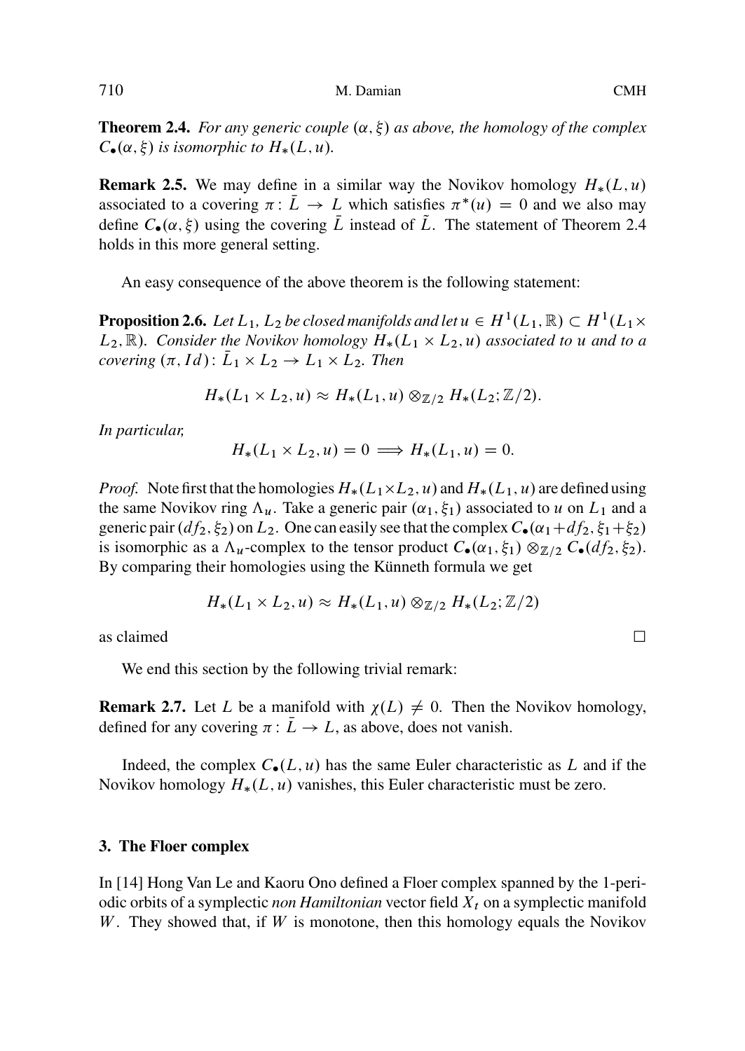**Theorem 2.4.** *For any generic couple $(\alpha, \xi)$ as above, the homology of the complex $C_\bullet(\alpha, \xi)$ is isomorphic to $H_*(L, u)$.*

**Remark 2.5.** We may define in a similar way the Novikov homology $H_*(L, u)$ associated to a covering $\pi \colon \bar{L} \to L$ which satisfies $\pi^*(u) = 0$ and we also may define $C_\bullet(\alpha, \xi)$ using the covering $\bar{L}$ instead of $\tilde{L}$. The statement of Theorem 2.4 holds in this more general setting.

An easy consequence of the above theorem is the following statement:

**Proposition 2.6.** *Let $L_1$, $L_2$ be closed manifolds and let $u \in H^1(L_1, \mathbb{R}) \subset H^1(L_1 \times L_2, \mathbb{R})$. Consider the Novikov homology $H_*(L_1 \times L_2, u)$ associated to $u$ and to a covering $(\pi, Id) \colon \bar{L}_1 \times L_2 \to L_1 \times L_2$. Then*

$$H_*(L_1 \times L_2, u) \approx H_*(L_1, u) \otimes_{\mathbb{Z}/2} H_*(L_2; \mathbb{Z}/2).$$

*In particular,*

$$H_*(L_1 \times L_2, u) = 0 \implies H_*(L_1, u) = 0.$$

*Proof.* Note first that the homologies $H_*(L_1 \times L_2, u)$ and $H_*(L_1, u)$ are defined using the same Novikov ring $\Lambda_u$. Take a generic pair $(\alpha_1, \xi_1)$ associated to $u$ on $L_1$ and a generic pair $(df_2, \xi_2)$ on $L_2$. One can easily see that the complex $C_\bullet(\alpha_1 + df_2, \xi_1 + \xi_2)$ is isomorphic as a $\Lambda_u$-complex to the tensor product $C_\bullet(\alpha_1, \xi_1) \otimes_{\mathbb{Z}/2} C_\bullet(df_2, \xi_2)$. By comparing their homologies using the Künneth formula we get

$$H_*(L_1 \times L_2, u) \approx H_*(L_1, u) \otimes_{\mathbb{Z}/2} H_*(L_2; \mathbb{Z}/2)$$

as claimed $\square$

We end this section by the following trivial remark:

**Remark 2.7.** Let $L$ be a manifold with $\chi(L) \neq 0$. Then the Novikov homology, defined for any covering $\pi \colon \bar{L} \to L$, as above, does not vanish.

Indeed, the complex $C_\bullet(L, u)$ has the same Euler characteristic as $L$ and if the Novikov homology $H_*(L, u)$ vanishes, this Euler characteristic must be zero.

## 3. The Floer complex

In [14] Hong Van Le and Kaoru Ono defined a Floer complex spanned by the 1-periodic orbits of a symplectic *non Hamiltonian* vector field $X_t$ on a symplectic manifold $W$. They showed that, if $W$ is monotone, then this homology equals the Novikov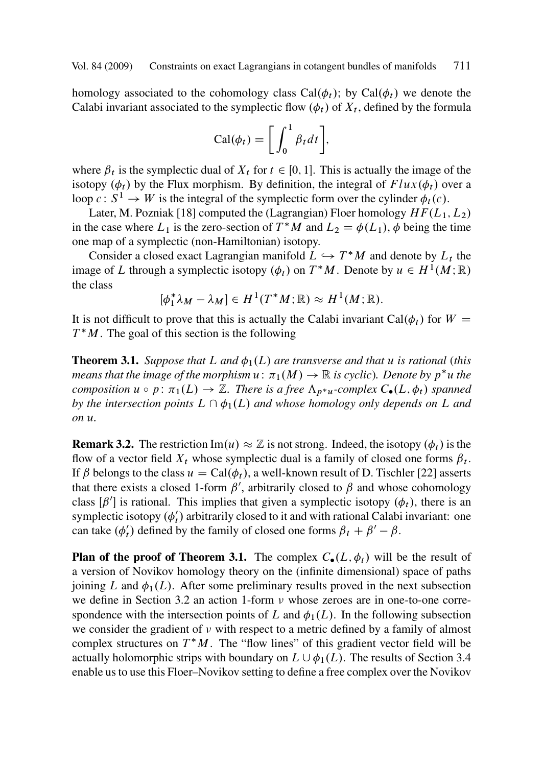homology associated to the cohomology class $\mathrm{Cal}(\phi_t)$; by $\mathrm{Cal}(\phi_t)$ we denote the Calabi invariant associated to the symplectic flow $(\phi_t)$ of $X_t$, defined by the formula

$$\mathrm{Cal}(\phi_t) = \left[ \int_0^1 \beta_t \, dt \right],$$

where $\beta_t$ is the symplectic dual of $X_t$ for $t \in [0,1]$. This is actually the image of the isotopy $(\phi_t)$ by the Flux morphism. By definition, the integral of $Flux(\phi_t)$ over a loop $c \colon S^1 \to W$ is the integral of the symplectic form over the cylinder $\phi_t(c)$.

Later, M. Pozniak [18] computed the (Lagrangian) Floer homology $HF(L_1, L_2)$ in the case where $L_1$ is the zero-section of $T^*M$ and $L_2 = \phi(L_1)$, $\phi$ being the time one map of a symplectic (non-Hamiltonian) isotopy.

Consider a closed exact Lagrangian manifold $L \hookrightarrow T^*M$ and denote by $L_t$ the image of $L$ through a symplectic isotopy $(\phi_t)$ on $T^*M$. Denote by $u \in H^1(M;\mathbb{R})$ the class

$$[\phi_1^*\lambda_M - \lambda_M] \in H^1(T^*M;\mathbb{R}) \approx H^1(M;\mathbb{R}).$$

It is not difficult to prove that this is actually the Calabi invariant $\mathrm{Cal}(\phi_t)$ for $W = T^*M$. The goal of this section is the following

**Theorem 3.1.** *Suppose that $L$ and $\phi_1(L)$ are transverse and that $u$ is rational* (*this means that the image of the morphism $u \colon \pi_1(M) \to \mathbb{R}$ is cyclic*)*. Denote by $p^*u$ the composition $u \circ p \colon \pi_1(L) \to \mathbb{Z}$. There is a free $\Lambda_{p^*u}$-complex $C_\bullet(L, \phi_t)$ spanned by the intersection points $L \cap \phi_1(L)$ and whose homology only depends on $L$ and on $u$.*

**Remark 3.2.** The restriction $\mathrm{Im}(u) \approx \mathbb{Z}$ is not strong. Indeed, the isotopy $(\phi_t)$ is the flow of a vector field $X_t$ whose symplectic dual is a family of closed one forms $\beta_t$. If $\beta$ belongs to the class $u = \mathrm{Cal}(\phi_t)$, a well-known result of D. Tischler [22] asserts that there exists a closed 1-form $\beta'$, arbitrarily closed to $\beta$ and whose cohomology class $[\beta']$ is rational. This implies that given a symplectic isotopy $(\phi_t)$, there is an symplectic isotopy $(\phi'_t)$ arbitrarily closed to it and with rational Calabi invariant: one can take $(\phi'_t)$ defined by the family of closed one forms $\beta_t + \beta' - \beta$.

**Plan of the proof of Theorem 3.1.** The complex $C_\bullet(L, \phi_t)$ will be the result of a version of Novikov homology theory on the (infinite dimensional) space of paths joining $L$ and $\phi_1(L)$. After some preliminary results proved in the next subsection we define in Section 3.2 an action 1-form $\nu$ whose zeroes are in one-to-one correspondence with the intersection points of $L$ and $\phi_1(L)$. In the following subsection we consider the gradient of $\nu$ with respect to a metric defined by a family of almost complex structures on $T^*M$. The "flow lines" of this gradient vector field will be actually holomorphic strips with boundary on $L \cup \phi_1(L)$. The results of Section 3.4 enable us to use this Floer–Novikov setting to define a free complex over the Novikov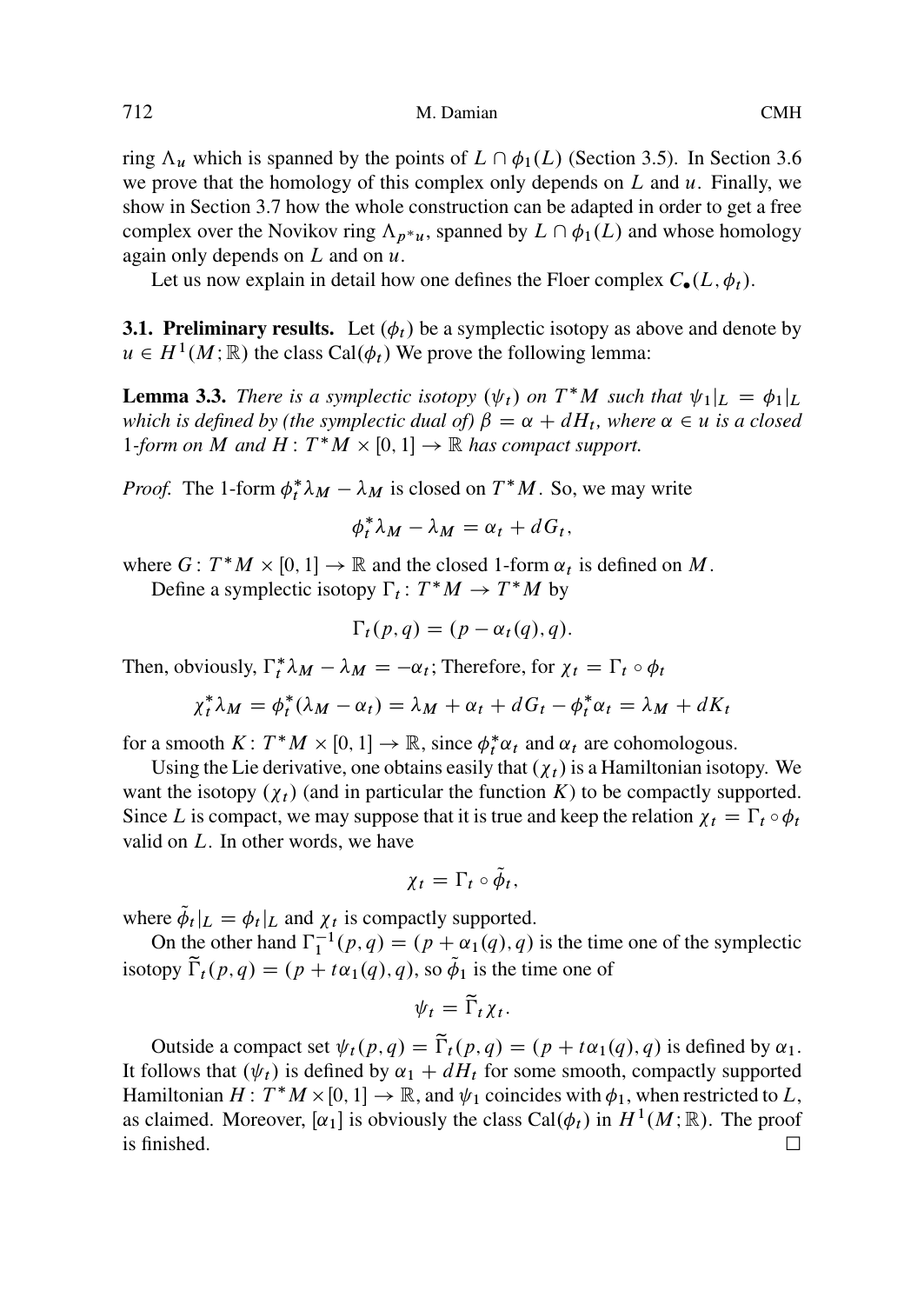ring $\Lambda_u$ which is spanned by the points of $L \cap \phi_1(L)$ (Section 3.5). In Section 3.6 we prove that the homology of this complex only depends on $L$ and $u$. Finally, we show in Section 3.7 how the whole construction can be adapted in order to get a free complex over the Novikov ring $\Lambda_{p^*u}$, spanned by $L \cap \phi_1(L)$ and whose homology again only depends on $L$ and on $u$.

Let us now explain in detail how one defines the Floer complex $C_\bullet(L, \phi_t)$.

**3.1. Preliminary results.** Let $(\phi_t)$ be a symplectic isotopy as above and denote by $u \in H^1(M; \mathbb{R})$ the class $\mathrm{Cal}(\phi_t)$ We prove the following lemma:

**Lemma 3.3.** *There is a symplectic isotopy $(\psi_t)$ on $T^*M$ such that $\psi_1|_L = \phi_1|_L$ which is defined by (the symplectic dual of) $\beta = \alpha + dH_t$, where $\alpha \in u$ is a closed 1-form on $M$ and $H\colon T^*M \times [0,1] \to \mathbb{R}$ has compact support.*

*Proof.* The 1-form $\phi_t^*\lambda_M - \lambda_M$ is closed on $T^*M$. So, we may write

$$\phi_t^*\lambda_M - \lambda_M = \alpha_t + dG_t,$$

where $G\colon T^*M \times [0,1] \to \mathbb{R}$ and the closed 1-form $\alpha_t$ is defined on $M$.

Define a symplectic isotopy $\Gamma_t\colon T^*M \to T^*M$ by

$$\Gamma_t(p,q) = (p - \alpha_t(q), q).$$

Then, obviously, $\Gamma_t^*\lambda_M - \lambda_M = -\alpha_t$; Therefore, for $\chi_t = \Gamma_t \circ \phi_t$

$$\chi_t^*\lambda_M = \phi_t^*(\lambda_M - \alpha_t) = \lambda_M + \alpha_t + dG_t - \phi_t^*\alpha_t = \lambda_M + dK_t$$

for a smooth $K\colon T^*M \times [0,1] \to \mathbb{R}$, since $\phi_t^*\alpha_t$ and $\alpha_t$ are cohomologous.

Using the Lie derivative, one obtains easily that $(\chi_t)$ is a Hamiltonian isotopy. We want the isotopy $(\chi_t)$ (and in particular the function $K$) to be compactly supported. Since $L$ is compact, we may suppose that it is true and keep the relation $\chi_t = \Gamma_t \circ \phi_t$ valid on $L$. In other words, we have

$$\chi_t = \Gamma_t \circ \tilde{\phi}_t,$$

where $\tilde{\phi}_t|_L = \phi_t|_L$ and $\chi_t$ is compactly supported.

On the other hand $\Gamma_1^{-1}(p,q) = (p + \alpha_1(q), q)$ is the time one of the symplectic isotopy $\widetilde{\Gamma}_t(p,q) = (p + t\alpha_1(q), q)$, so $\tilde{\phi}_1$ is the time one of

$$\psi_t = \widetilde{\Gamma}_t \chi_t.$$

Outside a compact set $\psi_t(p,q) = \widetilde{\Gamma}_t(p,q) = (p + t\alpha_1(q), q)$ is defined by $\alpha_1$. It follows that $(\psi_t)$ is defined by $\alpha_1 + dH_t$ for some smooth, compactly supported Hamiltonian $H\colon T^*M \times [0,1] \to \mathbb{R}$, and $\psi_1$ coincides with $\phi_1$, when restricted to $L$, as claimed. Moreover, $[\alpha_1]$ is obviously the class $\mathrm{Cal}(\phi_t)$ in $H^1(M; \mathbb{R})$. The proof is finished. $\square$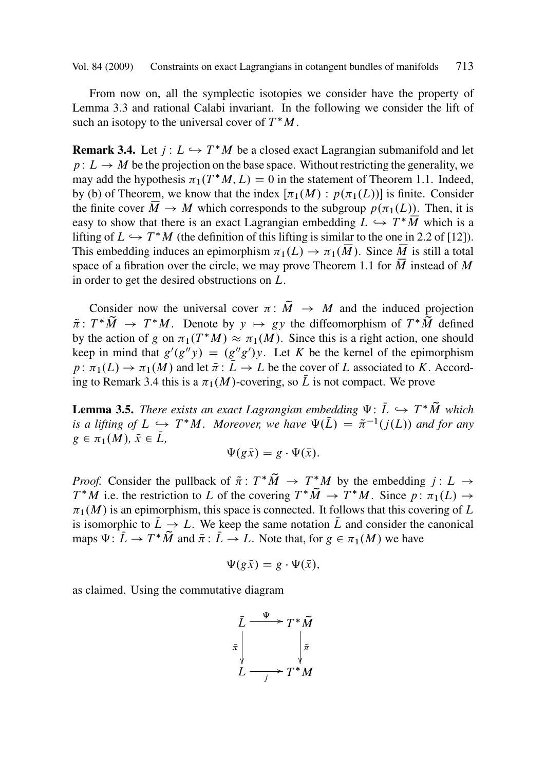From now on, all the symplectic isotopies we consider have the property of Lemma 3.3 and rational Calabi invariant. In the following we consider the lift of such an isotopy to the universal cover of $T^*M$.

**Remark 3.4.** Let $j : L \hookrightarrow T^*M$ be a closed exact Lagrangian submanifold and let $p\colon L \to M$ be the projection on the base space. Without restricting the generality, we may add the hypothesis $\pi_1(T^*M, L) = 0$ in the statement of Theorem 1.1. Indeed, by (b) of Theorem, we know that the index $[\pi_1(M) : p(\pi_1(L))]$ is finite. Consider the finite cover $\overline{M} \to M$ which corresponds to the subgroup $p(\pi_1(L))$. Then, it is easy to show that there is an exact Lagrangian embedding $L \hookrightarrow T^*\overline{M}$ which is a lifting of $L \hookrightarrow T^*M$ (the definition of this lifting is similar to the one in 2.2 of [12]). This embedding induces an epimorphism $\pi_1(L) \to \pi_1(\overline{M})$. Since $\overline{M}$ is still a total space of a fibration over the circle, we may prove Theorem 1.1 for $\overline{M}$ instead of $M$ in order to get the desired obstructions on $L$.

Consider now the universal cover $\pi\colon \widetilde{M} \to M$ and the induced projection $\tilde{\pi}\colon T^*\widetilde{M} \to T^*M$. Denote by $y \mapsto gy$ the diffeomorphism of $T^*\widetilde{M}$ defined by the action of $g$ on $\pi_1(T^*M) \approx \pi_1(M)$. Since this is a right action, one should keep in mind that $g'(g''y) = (g''g')y$. Let $K$ be the kernel of the epimorphism $p\colon \pi_1(L) \to \pi_1(M)$ and let $\bar{\pi} : \bar{L} \to L$ be the cover of $L$ associated to $K$. According to Remark 3.4 this is a $\pi_1(M)$-covering, so $\bar{L}$ is not compact. We prove

**Lemma 3.5.** *There exists an exact Lagrangian embedding $\Psi\colon \bar{L} \hookrightarrow T^*\widetilde{M}$ which is a lifting of $L \hookrightarrow T^*M$. Moreover, we have $\Psi(\bar{L}) = \tilde{\pi}^{-1}(j(L))$ and for any $g \in \pi_1(M)$, $\bar{x} \in \bar{L}$,*

$$\Psi(g\bar{x}) = g \cdot \Psi(\bar{x}).$$

*Proof.* Consider the pullback of $\tilde{\pi}\colon T^*\widetilde{M} \to T^*M$ by the embedding $j : L \to T^*M$ i.e. the restriction to $L$ of the covering $T^*\widetilde{M} \to T^*M$. Since $p\colon \pi_1(L) \to \pi_1(M)$ is an epimorphism, this space is connected. It follows that this covering of $L$ is isomorphic to $\bar{L} \to L$. We keep the same notation $\bar{L}$ and consider the canonical maps $\Psi\colon \bar{L} \to T^*\widetilde{M}$ and $\bar{\pi} : \bar{L} \to L$. Note that, for $g \in \pi_1(M)$ we have

$$\Psi(g\bar{x}) = g \cdot \Psi(\bar{x}),$$

as claimed. Using the commutative diagram

$$\begin{array}{ccc} \bar{L} & \xrightarrow{\Psi} & T^*\widetilde{M} \\ {\scriptstyle \bar{\pi}}\downarrow & & \downarrow{\scriptstyle \tilde{\pi}} \\ L & \xrightarrow[j]{} & T^*M \end{array}$$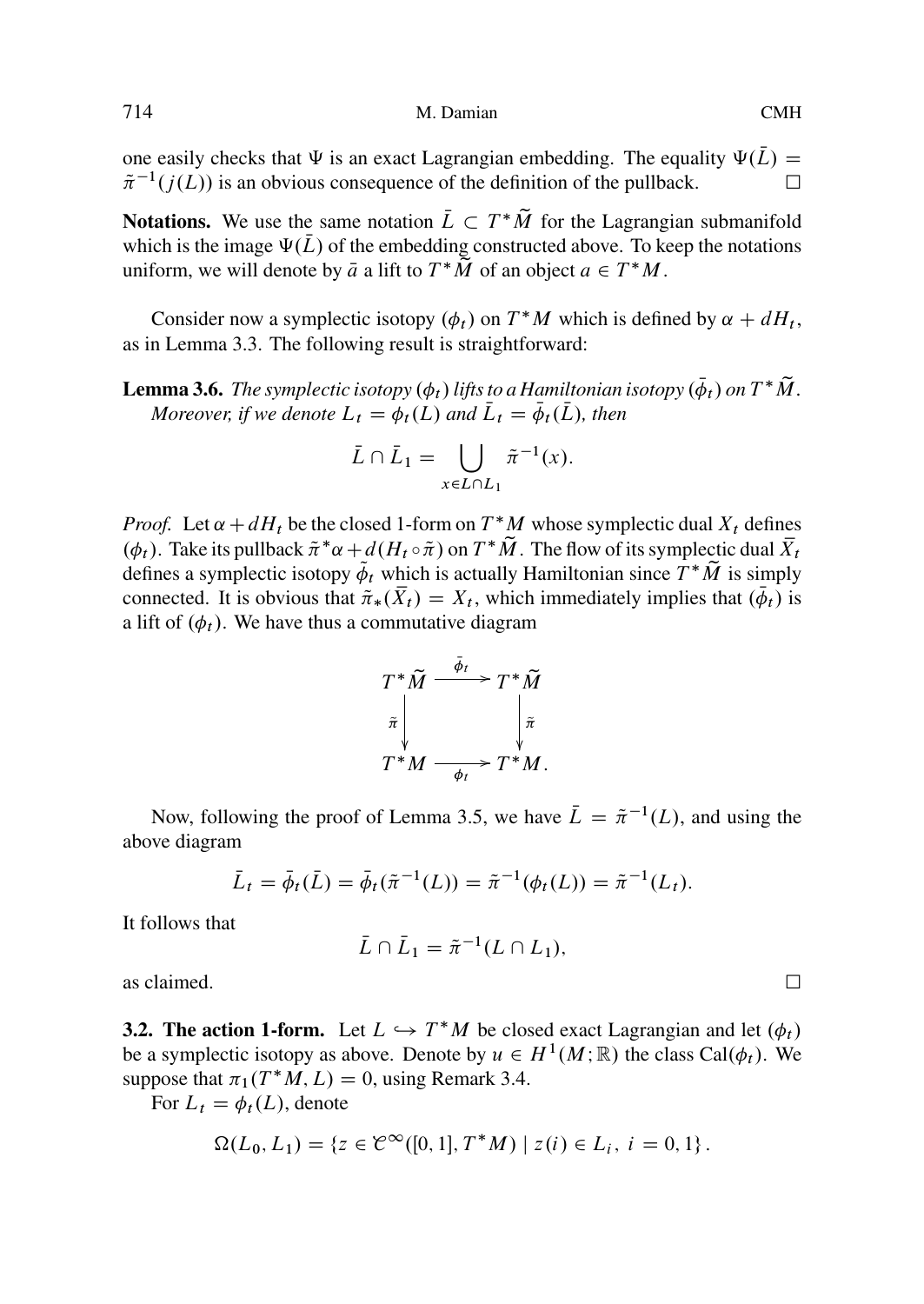one easily checks that $\Psi$ is an exact Lagrangian embedding. The equality $\Psi(\bar{L}) = \tilde{\pi}^{-1}(j(L))$ is an obvious consequence of the definition of the pullback. $\square$

**Notations.** We use the same notation $\bar{L} \subset T^*\widetilde{M}$ for the Lagrangian submanifold which is the image $\Psi(\bar{L})$ of the embedding constructed above. To keep the notations uniform, we will denote by $\bar{a}$ a lift to $T^*\widetilde{M}$ of an object $a \in T^*M$.

Consider now a symplectic isotopy $(\phi_t)$ on $T^*M$ which is defined by $\alpha + dH_t$, as in Lemma 3.3. The following result is straightforward:

**Lemma 3.6.** *The symplectic isotopy $(\phi_t)$ lifts to a Hamiltonian isotopy $(\bar{\phi}_t)$ on $T^*\widetilde{M}$. Moreover, if we denote $L_t = \phi_t(L)$ and $\bar{L}_t = \bar{\phi}_t(\bar{L})$, then*

$$\bar{L} \cap \bar{L}_1 = \bigcup_{x \in L \cap L_1} \tilde{\pi}^{-1}(x).$$

*Proof.* Let $\alpha + dH_t$ be the closed 1-form on $T^*M$ whose symplectic dual $X_t$ defines $(\phi_t)$. Take its pullback $\tilde{\pi}^*\alpha + d(H_t \circ \tilde{\pi})$ on $T^*\widetilde{M}$. The flow of its symplectic dual $\bar{X}_t$ defines a symplectic isotopy $\bar{\phi}_t$ which is actually Hamiltonian since $T^*\widetilde{M}$ is simply connected. It is obvious that $\tilde{\pi}_*(\bar{X}_t) = X_t$, which immediately implies that $(\bar{\phi}_t)$ is a lift of $(\phi_t)$. We have thus a commutative diagram

$$\begin{array}{ccc} T^*\widetilde{M} & \xrightarrow{\bar{\phi}_t} & T^*\widetilde{M} \\ \tilde{\pi} \downarrow & & \downarrow \tilde{\pi} \\ T^*M & \xrightarrow[\phi_t]{} & T^*M. \end{array}$$

Now, following the proof of Lemma 3.5, we have $\bar{L} = \tilde{\pi}^{-1}(L)$, and using the above diagram

$$\bar{L}_t = \bar{\phi}_t(\bar{L}) = \bar{\phi}_t(\tilde{\pi}^{-1}(L)) = \tilde{\pi}^{-1}(\phi_t(L)) = \tilde{\pi}^{-1}(L_t).$$

It follows that

$$\bar{L} \cap \bar{L}_1 = \tilde{\pi}^{-1}(L \cap L_1),$$

as claimed. $\square$

**3.2. The action 1-form.** Let $L \hookrightarrow T^*M$ be closed exact Lagrangian and let $(\phi_t)$ be a symplectic isotopy as above. Denote by $u \in H^1(M;\mathbb{R})$ the class $\mathrm{Cal}(\phi_t)$. We suppose that $\pi_1(T^*M, L) = 0$, using Remark 3.4.

For $L_t = \phi_t(L)$, denote

$$\Omega(L_0, L_1) = \{z \in \mathcal{C}^\infty([0,1], T^*M) \mid z(i) \in L_i,\ i = 0, 1\}.$$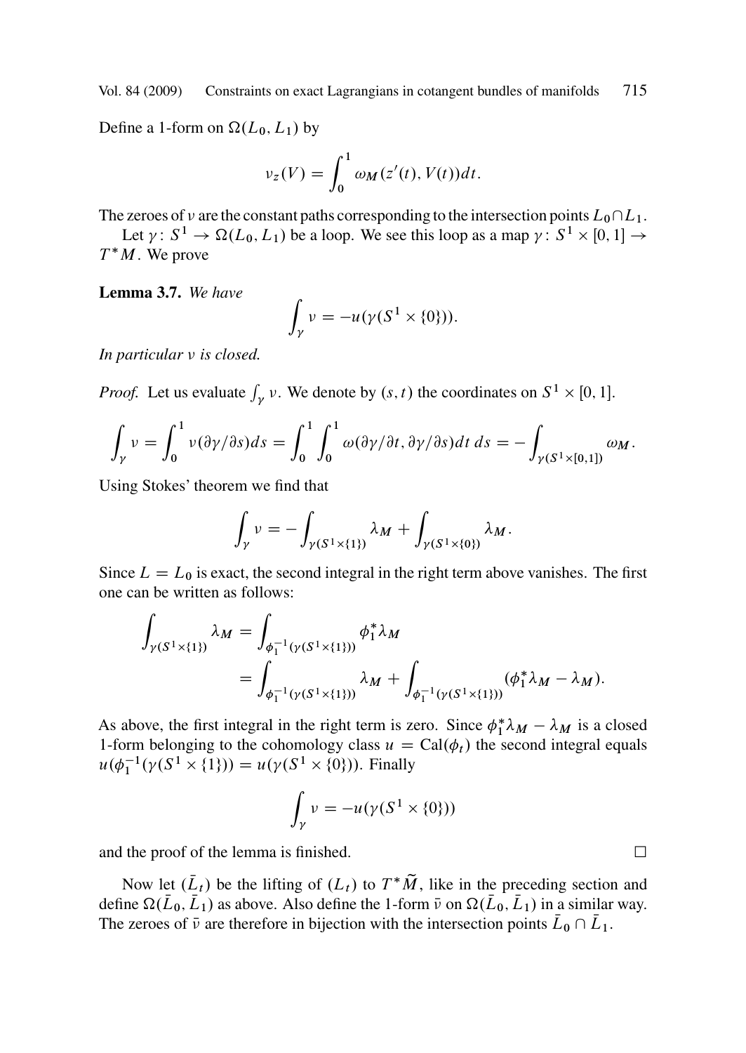Define a 1-form on $\Omega(L_0, L_1)$ by

$$\nu_z(V) = \int_0^1 \omega_M(z'(t), V(t))dt.$$

The zeroes of $\nu$ are the constant paths corresponding to the intersection points $L_0 \cap L_1$.

Let $\gamma\colon S^1 \to \Omega(L_0, L_1)$ be a loop. We see this loop as a map $\gamma\colon S^1 \times [0,1] \to T^*M$. We prove

**Lemma 3.7.** *We have*

$$\int_\gamma \nu = -u(\gamma(S^1 \times \{0\})).$$

*In particular $\nu$ is closed.*

*Proof.* Let us evaluate $\int_\gamma \nu$. We denote by $(s,t)$ the coordinates on $S^1 \times [0,1]$.

$$\int_\gamma \nu = \int_0^1 \nu(\partial\gamma/\partial s)ds = \int_0^1 \int_0^1 \omega(\partial\gamma/\partial t, \partial\gamma/\partial s)dt\, ds = -\int_{\gamma(S^1 \times [0,1])} \omega_M.$$

Using Stokes' theorem we find that

$$\int_\gamma \nu = -\int_{\gamma(S^1 \times \{1\})} \lambda_M + \int_{\gamma(S^1 \times \{0\})} \lambda_M.$$

Since $L = L_0$ is exact, the second integral in the right term above vanishes. The first one can be written as follows:

$$\begin{aligned}
\int_{\gamma(S^1 \times \{1\})} \lambda_M &= \int_{\phi_1^{-1}(\gamma(S^1 \times \{1\}))} \phi_1^* \lambda_M \\
&= \int_{\phi_1^{-1}(\gamma(S^1 \times \{1\}))} \lambda_M + \int_{\phi_1^{-1}(\gamma(S^1 \times \{1\}))} (\phi_1^* \lambda_M - \lambda_M).
\end{aligned}$$

As above, the first integral in the right term is zero. Since $\phi_1^* \lambda_M - \lambda_M$ is a closed 1-form belonging to the cohomology class $u = \mathrm{Cal}(\phi_t)$ the second integral equals $u(\phi_1^{-1}(\gamma(S^1 \times \{1\})) = u(\gamma(S^1 \times \{0\}))$. Finally

$$\int_\gamma \nu = -u(\gamma(S^1 \times \{0\}))$$

and the proof of the lemma is finished. □

Now let $(\bar{L}_t)$ be the lifting of $(L_t)$ to $T^*\widetilde{M}$, like in the preceding section and define $\Omega(\bar{L}_0, \bar{L}_1)$ as above. Also define the 1-form $\bar{\nu}$ on $\Omega(\bar{L}_0, \bar{L}_1)$ in a similar way. The zeroes of $\bar{\nu}$ are therefore in bijection with the intersection points $\bar{L}_0 \cap \bar{L}_1$.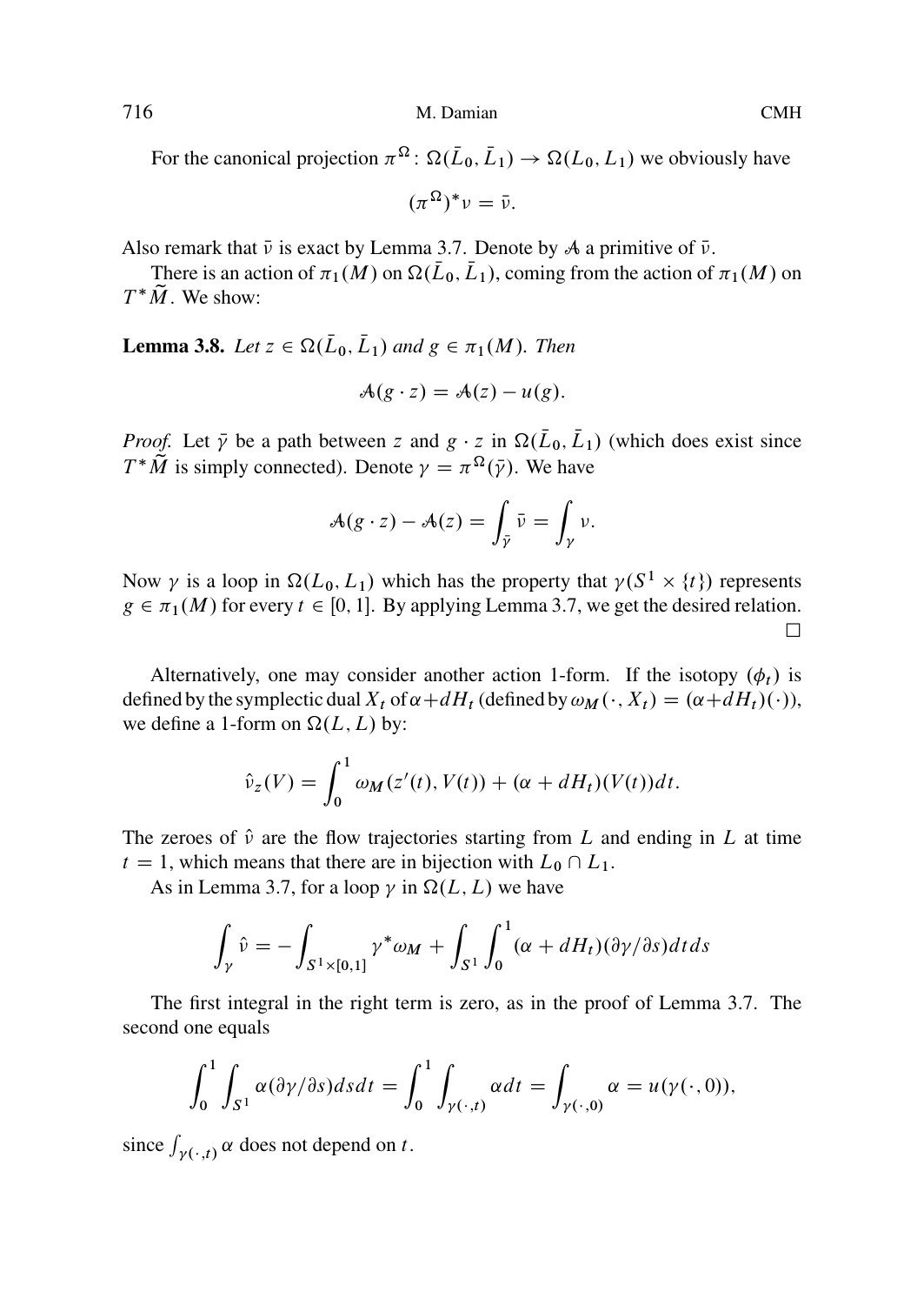For the canonical projection $\pi^{\Omega}\colon \Omega(\bar{L}_0, \bar{L}_1) \to \Omega(L_0, L_1)$ we obviously have

$$(\pi^{\Omega})^* \nu = \bar{\nu}.$$

Also remark that $\bar{\nu}$ is exact by Lemma 3.7. Denote by $\mathcal{A}$ a primitive of $\bar{\nu}$.

There is an action of $\pi_1(M)$ on $\Omega(\bar{L}_0, \bar{L}_1)$, coming from the action of $\pi_1(M)$ on $T^*\widetilde{M}$. We show:

**Lemma 3.8.** *Let $z \in \Omega(\bar{L}_0, \bar{L}_1)$ and $g \in \pi_1(M)$. Then*

$$\mathcal{A}(g \cdot z) = \mathcal{A}(z) - u(g).$$

*Proof.* Let $\bar{\gamma}$ be a path between $z$ and $g \cdot z$ in $\Omega(\bar{L}_0, \bar{L}_1)$ (which does exist since $T^*\widetilde{M}$ is simply connected). Denote $\gamma = \pi^{\Omega}(\bar{\gamma})$. We have

$$\mathcal{A}(g \cdot z) - \mathcal{A}(z) = \int_{\bar{\gamma}} \bar{\nu} = \int_{\gamma} \nu.$$

Now $\gamma$ is a loop in $\Omega(L_0, L_1)$ which has the property that $\gamma(S^1 \times \{t\})$ represents $g \in \pi_1(M)$ for every $t \in [0, 1]$. By applying Lemma 3.7, we get the desired relation. $\square$

Alternatively, one may consider another action 1-form. If the isotopy $(\phi_t)$ is defined by the symplectic dual $X_t$ of $\alpha + dH_t$ (defined by $\omega_M(\cdot, X_t) = (\alpha + dH_t)(\cdot)$), we define a 1-form on $\Omega(L, L)$ by:

$$\hat{\nu}_z(V) = \int_0^1 \omega_M(z'(t), V(t)) + (\alpha + dH_t)(V(t))dt.$$

The zeroes of $\hat{\nu}$ are the flow trajectories starting from $L$ and ending in $L$ at time $t = 1$, which means that there are in bijection with $L_0 \cap L_1$.

As in Lemma 3.7, for a loop $\gamma$ in $\Omega(L, L)$ we have

$$\int_{\gamma} \hat{\nu} = -\int_{S^1 \times [0,1]} \gamma^* \omega_M + \int_{S^1} \int_0^1 (\alpha + dH_t)(\partial\gamma/\partial s) dt ds$$

The first integral in the right term is zero, as in the proof of Lemma 3.7. The second one equals

$$\int_0^1 \int_{S^1} \alpha(\partial\gamma/\partial s) ds dt = \int_0^1 \int_{\gamma(\cdot, t)} \alpha dt = \int_{\gamma(\cdot, 0)} \alpha = u(\gamma(\cdot, 0)),$$

since $\int_{\gamma(\cdot, t)} \alpha$ does not depend on $t$.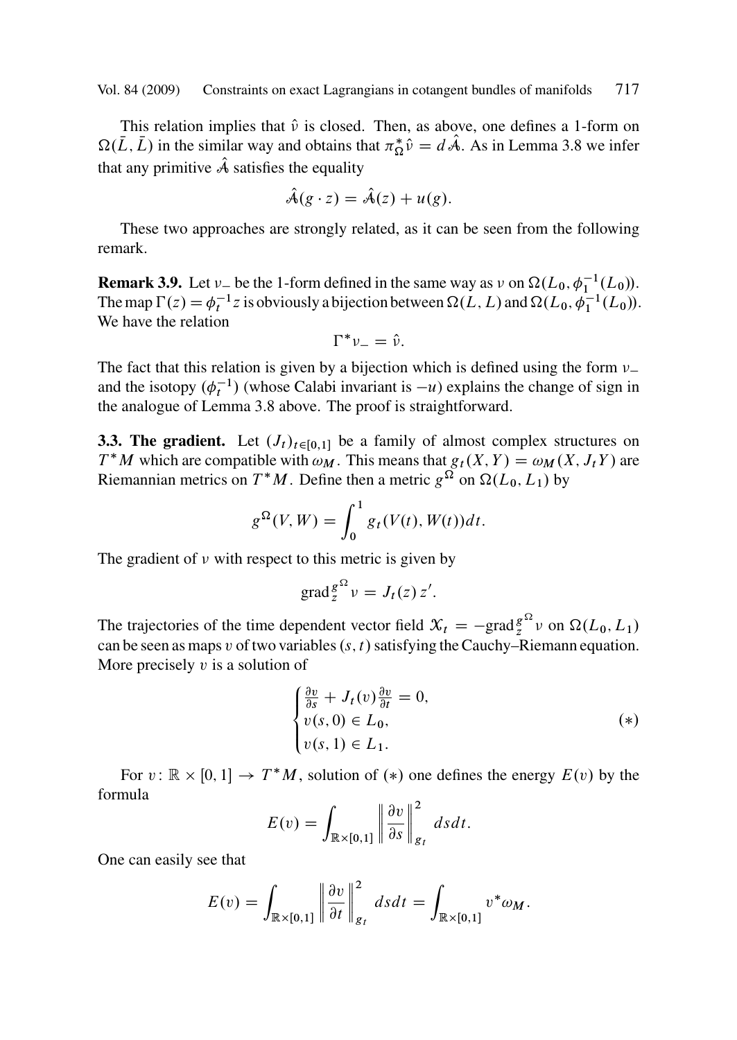This relation implies that $\hat{\nu}$ is closed. Then, as above, one defines a 1-form on $\Omega(\bar{L}, \bar{L})$ in the similar way and obtains that $\pi_\Omega^* \hat{\nu} = d\hat{\mathcal{A}}$. As in Lemma 3.8 we infer that any primitive $\hat{\mathcal{A}}$ satisfies the equality

$$\hat{\mathcal{A}}(g \cdot z) = \hat{\mathcal{A}}(z) + u(g).$$

These two approaches are strongly related, as it can be seen from the following remark.

**Remark 3.9.** Let $\nu_-$ be the 1-form defined in the same way as $\nu$ on $\Omega(L_0, \phi_1^{-1}(L_0))$. The map $\Gamma(z) = \phi_t^{-1} z$ is obviously a bijection between $\Omega(L, L)$ and $\Omega(L_0, \phi_1^{-1}(L_0))$. We have the relation

$$\Gamma^* \nu_- = \hat{\nu}.$$

The fact that this relation is given by a bijection which is defined using the form $\nu_-$ and the isotopy $(\phi_t^{-1})$ (whose Calabi invariant is $-u$) explains the change of sign in the analogue of Lemma 3.8 above. The proof is straightforward.

**3.3. The gradient.** Let $(J_t)_{t \in [0,1]}$ be a family of almost complex structures on $T^*M$ which are compatible with $\omega_M$. This means that $g_t(X, Y) = \omega_M(X, J_t Y)$ are Riemannian metrics on $T^*M$. Define then a metric $g^\Omega$ on $\Omega(L_0, L_1)$ by

$$g^\Omega(V, W) = \int_0^1 g_t(V(t), W(t)) dt.$$

The gradient of $\nu$ with respect to this metric is given by

$$\mathrm{grad}_z^{g^\Omega} \nu = J_t(z)\, z'.$$

The trajectories of the time dependent vector field $\mathcal{X}_t = -\mathrm{grad}_z^{g^\Omega} \nu$ on $\Omega(L_0, L_1)$ can be seen as maps $v$ of two variables $(s, t)$ satisfying the Cauchy–Riemann equation. More precisely $v$ is a solution of

$$\begin{cases} \frac{\partial v}{\partial s} + J_t(v) \frac{\partial v}{\partial t} = 0, \\ v(s, 0) \in L_0, \\ v(s, 1) \in L_1. \end{cases} \qquad (*)$$

For $v \colon \mathbb{R} \times [0, 1] \to T^*M$, solution of $(*)$ one defines the energy $E(v)$ by the formula

$$E(v) = \int_{\mathbb{R} \times [0,1]} \left\| \frac{\partial v}{\partial s} \right\|_{g_t}^2 \, ds dt.$$

One can easily see that

$$E(v) = \int_{\mathbb{R} \times [0,1]} \left\| \frac{\partial v}{\partial t} \right\|_{g_t}^2 \, ds dt = \int_{\mathbb{R} \times [0,1]} v^* \omega_M.$$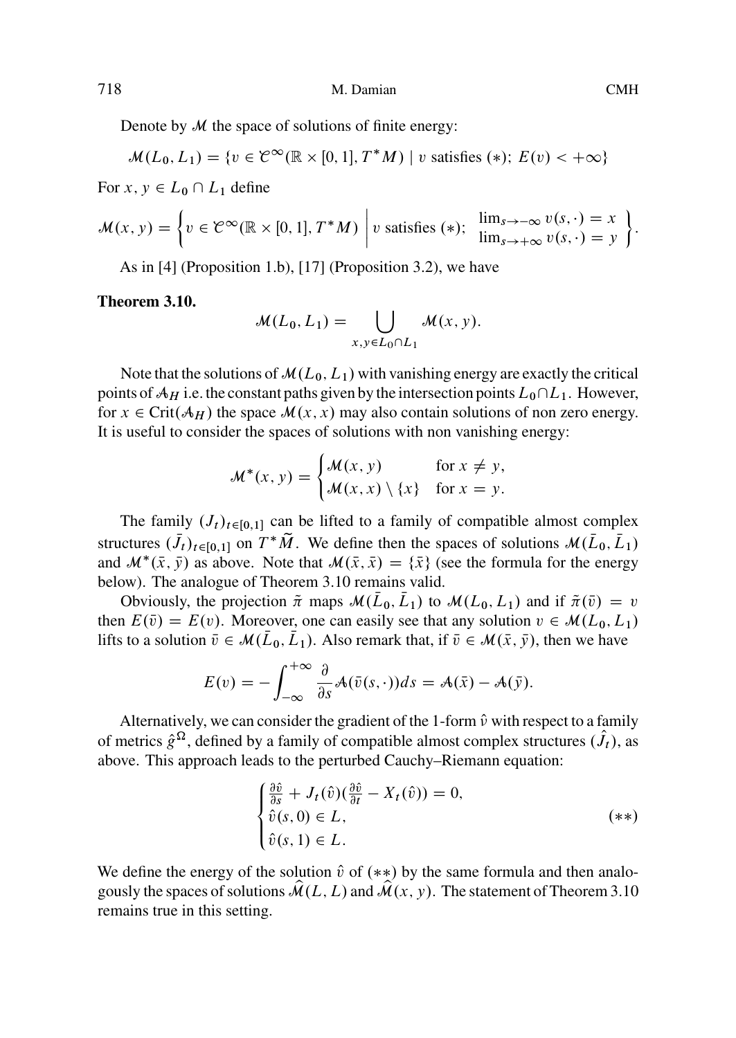Denote by $\mathcal{M}$ the space of solutions of finite energy:

$$\mathcal{M}(L_0, L_1) = \{v \in \mathcal{C}^\infty(\mathbb{R} \times [0,1], T^*M) \mid v \text{ satisfies } (*);\ E(v) < +\infty\}$$

For $x, y \in L_0 \cap L_1$ define

$$\mathcal{M}(x, y) = \left\{ v \in \mathcal{C}^\infty(\mathbb{R} \times [0,1], T^*M) \;\middle|\; v \text{ satisfies } (*);\ \begin{array}{l} \lim_{s\to-\infty} v(s,\cdot) = x \\ \lim_{s\to+\infty} v(s,\cdot) = y \end{array} \right\}.$$

As in [4] (Proposition 1.b), [17] (Proposition 3.2), we have

**Theorem 3.10.**

$$\mathcal{M}(L_0, L_1) = \bigcup_{x,y \in L_0 \cap L_1} \mathcal{M}(x, y).$$

Note that the solutions of $\mathcal{M}(L_0, L_1)$ with vanishing energy are exactly the critical points of $\mathcal{A}_H$ i.e. the constant paths given by the intersection points $L_0 \cap L_1$. However, for $x \in \mathrm{Crit}(\mathcal{A}_H)$ the space $\mathcal{M}(x, x)$ may also contain solutions of non zero energy. It is useful to consider the spaces of solutions with non vanishing energy:

$$\mathcal{M}^*(x, y) = \begin{cases} \mathcal{M}(x, y) & \text{for } x \neq y, \\ \mathcal{M}(x, x) \setminus \{x\} & \text{for } x = y. \end{cases}$$

The family $(J_t)_{t\in[0,1]}$ can be lifted to a family of compatible almost complex structures $(\bar{J}_t)_{t\in[0,1]}$ on $T^*\tilde{M}$. We define then the spaces of solutions $\mathcal{M}(\bar{L}_0, \bar{L}_1)$ and $\mathcal{M}^*(\bar{x}, \bar{y})$ as above. Note that $\mathcal{M}(\bar{x}, \bar{x}) = \{\bar{x}\}$ (see the formula for the energy below). The analogue of Theorem 3.10 remains valid.

Obviously, the projection $\tilde{\pi}$ maps $\mathcal{M}(\bar{L}_0, \bar{L}_1)$ to $\mathcal{M}(L_0, L_1)$ and if $\tilde{\pi}(\bar{v}) = v$ then $E(\bar{v}) = E(v)$. Moreover, one can easily see that any solution $v \in \mathcal{M}(L_0, L_1)$ lifts to a solution $\bar{v} \in \mathcal{M}(\bar{L}_0, \bar{L}_1)$. Also remark that, if $\bar{v} \in \mathcal{M}(\bar{x}, \bar{y})$, then we have

$$E(v) = -\int_{-\infty}^{+\infty} \frac{\partial}{\partial s} \mathcal{A}(\bar{v}(s,\cdot)) ds = \mathcal{A}(\bar{x}) - \mathcal{A}(\bar{y}).$$

Alternatively, we can consider the gradient of the 1-form $\hat{\nu}$ with respect to a family of metrics $\hat{g}^\Omega$, defined by a family of compatible almost complex structures $(\hat{J}_t)$, as above. This approach leads to the perturbed Cauchy–Riemann equation:

$$\begin{cases} \frac{\partial \hat{v}}{\partial s} + J_t(\hat{v})(\frac{\partial \hat{v}}{\partial t} - X_t(\hat{v})) = 0, \\ \hat{v}(s, 0) \in L, \\ \hat{v}(s, 1) \in L. \end{cases} \qquad (**)$$

We define the energy of the solution $\hat{v}$ of $(**)$ by the same formula and then analogously the spaces of solutions $\widehat{\mathcal{M}}(L, L)$ and $\widehat{\mathcal{M}}(x, y)$. The statement of Theorem 3.10 remains true in this setting.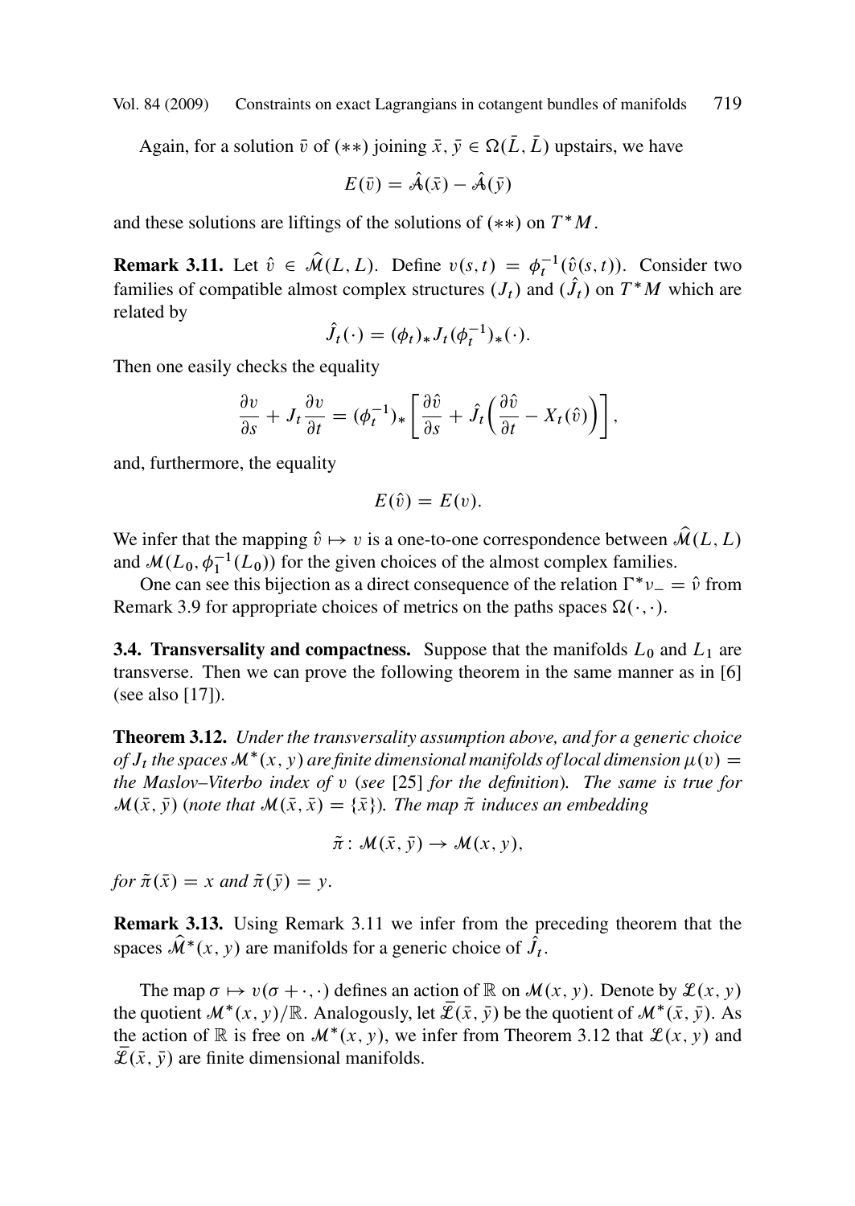Again, for a solution $\bar{v}$ of $(**)$ joining $\bar{x}, \bar{y} \in \Omega(\bar{L}, \bar{L})$ upstairs, we have

$$E(\bar{v}) = \hat{\mathcal{A}}(\bar{x}) - \hat{\mathcal{A}}(\bar{y})$$

and these solutions are liftings of the solutions of $(**)$ on $T^*M$.

**Remark 3.11.** Let $\hat{v} \in \widehat{\mathcal{M}}(L, L)$. Define $v(s,t) = \phi_t^{-1}(\hat{v}(s,t))$. Consider two families of compatible almost complex structures $(J_t)$ and $(\hat{J}_t)$ on $T^*M$ which are related by

$$\hat{J}_t(\cdot) = (\phi_t)_* J_t (\phi_t^{-1})_*(\cdot).$$

Then one easily checks the equality

$$\frac{\partial v}{\partial s} + J_t \frac{\partial v}{\partial t} = (\phi_t^{-1})_* \left[ \frac{\partial \hat{v}}{\partial s} + \hat{J}_t \Big( \frac{\partial \hat{v}}{\partial t} - X_t(\hat{v}) \Big) \right],$$

and, furthermore, the equality

$$E(\hat{v}) = E(v).$$

We infer that the mapping $\hat{v} \mapsto v$ is a one-to-one correspondence between $\widehat{\mathcal{M}}(L, L)$ and $\mathcal{M}(L_0, \phi_1^{-1}(L_0))$ for the given choices of the almost complex families.

One can see this bijection as a direct consequence of the relation $\Gamma^* \nu_- = \hat{v}$ from Remark 3.9 for appropriate choices of metrics on the paths spaces $\Omega(\cdot, \cdot)$.

### 3.4. Transversality and compactness.

Suppose that the manifolds $L_0$ and $L_1$ are transverse. Then we can prove the following theorem in the same manner as in [6] (see also [17]).

**Theorem 3.12.** *Under the transversality assumption above, and for a generic choice of $J_t$ the spaces $\mathcal{M}^*(x, y)$ are finite dimensional manifolds of local dimension $\mu(v) =$ the Maslov–Viterbo index of $v$ (see [25] for the definition). The same is true for $\mathcal{M}(\bar{x}, \bar{y})$ (note that $\mathcal{M}(\bar{x}, \bar{x}) = \{\bar{x}\}$). The map $\tilde{\pi}$ induces an embedding*

$$\tilde{\pi} : \mathcal{M}(\bar{x}, \bar{y}) \to \mathcal{M}(x, y),$$

*for $\tilde{\pi}(\bar{x}) = x$ and $\tilde{\pi}(\bar{y}) = y$.*

**Remark 3.13.** Using Remark 3.11 we infer from the preceding theorem that the spaces $\widehat{\mathcal{M}}^*(x, y)$ are manifolds for a generic choice of $\hat{J}_t$.

The map $\sigma \mapsto v(\sigma + \cdot, \cdot)$ defines an action of $\mathbb{R}$ on $\mathcal{M}(x, y)$. Denote by $\mathcal{L}(x, y)$ the quotient $\mathcal{M}^*(x, y)/\mathbb{R}$. Analogously, let $\bar{\mathcal{L}}(\bar{x}, \bar{y})$ be the quotient of $\mathcal{M}^*(\bar{x}, \bar{y})$. As the action of $\mathbb{R}$ is free on $\mathcal{M}^*(x, y)$, we infer from Theorem 3.12 that $\mathcal{L}(x, y)$ and $\bar{\mathcal{L}}(\bar{x}, \bar{y})$ are finite dimensional manifolds.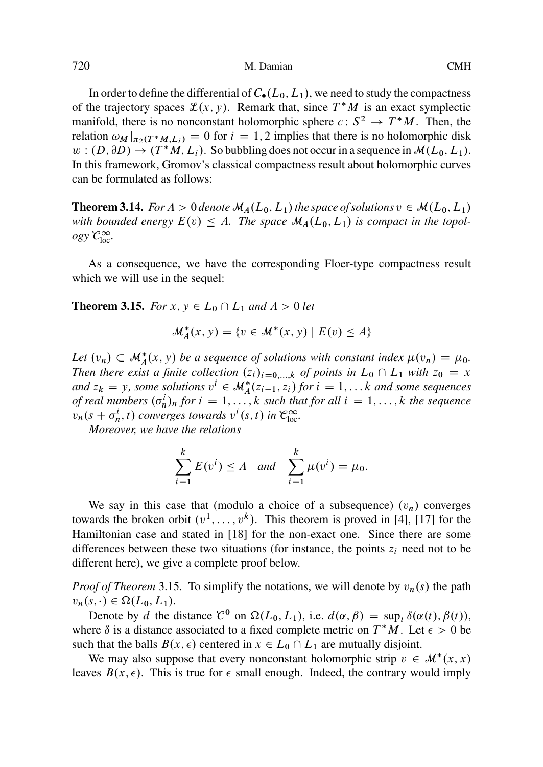In order to define the differential of $C_\bullet(L_0, L_1)$, we need to study the compactness of the trajectory spaces $\mathcal{L}(x, y)$. Remark that, since $T^*M$ is an exact symplectic manifold, there is no nonconstant holomorphic sphere $c\colon S^2 \to T^*M$. Then, the relation $\omega_M|_{\pi_2(T^*M, L_i)} = 0$ for $i = 1, 2$ implies that there is no holomorphic disk $w : (D, \partial D) \to (T^*M, L_i)$. So bubbling does not occur in a sequence in $\mathcal{M}(L_0, L_1)$. In this framework, Gromov's classical compactness result about holomorphic curves can be formulated as follows:

**Theorem 3.14.** *For $A > 0$ denote $\mathcal{M}_A(L_0, L_1)$ the space of solutions $v \in \mathcal{M}(L_0, L_1)$ with bounded energy $E(v) \le A$. The space $\mathcal{M}_A(L_0, L_1)$ is compact in the topology $\mathcal{C}^\infty_{\text{loc}}$.*

As a consequence, we have the corresponding Floer-type compactness result which we will use in the sequel:

**Theorem 3.15.** *For $x, y \in L_0 \cap L_1$ and $A > 0$ let*

$$\mathcal{M}^*_A(x, y) = \{v \in \mathcal{M}^*(x, y) \mid E(v) \le A\}$$

*Let $(v_n) \subset \mathcal{M}^*_A(x, y)$ be a sequence of solutions with constant index $\mu(v_n) = \mu_0$. Then there exist a finite collection $(z_i)_{i=0,\dots,k}$ of points in $L_0 \cap L_1$ with $z_0 = x$ and $z_k = y$, some solutions $v^i \in \mathcal{M}^*_A(z_{i-1}, z_i)$ for $i = 1, \dots k$ and some sequences of real numbers $(\sigma^i_n)_n$ for $i = 1, \dots, k$ such that for all $i = 1, \dots, k$ the sequence $v_n(s + \sigma^i_n, t)$ converges towards $v^i(s, t)$ in $\mathcal{C}^\infty_{\text{loc}}$.*

*Moreover, we have the relations*

$$\sum_{i=1}^{k} E(v^i) \le A \quad \textit{and} \quad \sum_{i=1}^{k} \mu(v^i) = \mu_0.$$

We say in this case that (modulo a choice of a subsequence) $(v_n)$ converges towards the broken orbit $(v^1, \dots, v^k)$. This theorem is proved in [4], [17] for the Hamiltonian case and stated in [18] for the non-exact one. Since there are some differences between these two situations (for instance, the points $z_i$ need not to be different here), we give a complete proof below.

*Proof of Theorem* 3.15. To simplify the notations, we will denote by $v_n(s)$ the path $v_n(s, \cdot) \in \Omega(L_0, L_1)$.

Denote by $d$ the distance $\mathcal{C}^0$ on $\Omega(L_0, L_1)$, i.e. $d(\alpha, \beta) = \sup_t \delta(\alpha(t), \beta(t))$, where $\delta$ is a distance associated to a fixed complete metric on $T^*M$. Let $\epsilon > 0$ be such that the balls $B(x, \epsilon)$ centered in $x \in L_0 \cap L_1$ are mutually disjoint.

We may also suppose that every nonconstant holomorphic strip $v \in \mathcal{M}^*(x, x)$ leaves $B(x, \epsilon)$. This is true for $\epsilon$ small enough. Indeed, the contrary would imply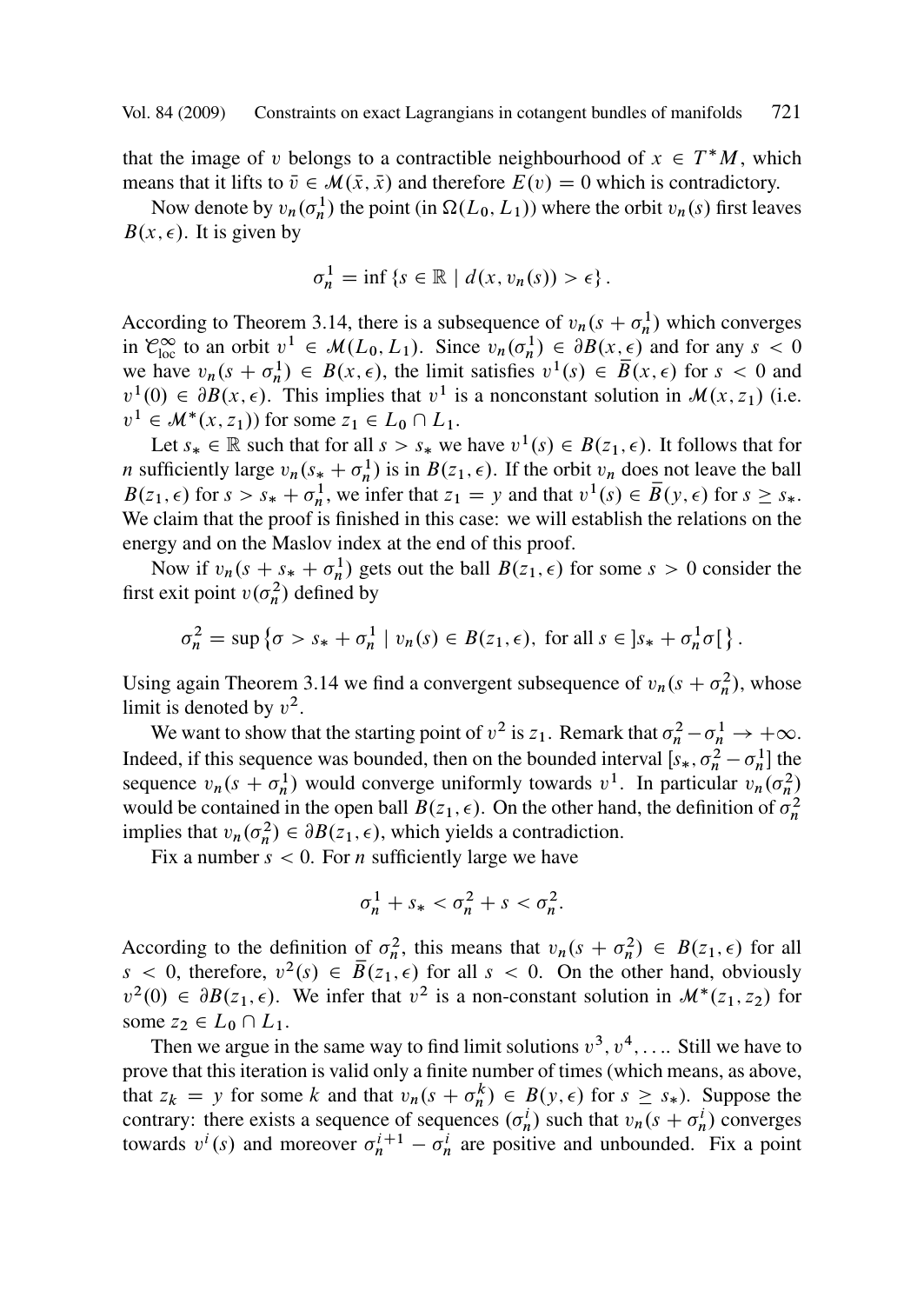that the image of $v$ belongs to a contractible neighbourhood of $x \in T^*M$, which means that it lifts to $\bar{v} \in \mathcal{M}(\bar{x}, \bar{x})$ and therefore $E(v) = 0$ which is contradictory.

Now denote by $v_n(\sigma_n^1)$ the point (in $\Omega(L_0, L_1)$) where the orbit $v_n(s)$ first leaves $B(x, \epsilon)$. It is given by

$$\sigma_n^1 = \inf \{s \in \mathbb{R} \mid d(x, v_n(s)) > \epsilon\}.$$

According to Theorem 3.14, there is a subsequence of $v_n(s + \sigma_n^1)$ which converges in $\mathcal{C}^\infty_{\mathrm{loc}}$ to an orbit $v^1 \in \mathcal{M}(L_0, L_1)$. Since $v_n(\sigma_n^1) \in \partial B(x, \epsilon)$ and for any $s < 0$ we have $v_n(s + \sigma_n^1) \in B(x, \epsilon)$, the limit satisfies $v^1(s) \in \bar{B}(x, \epsilon)$ for $s < 0$ and $v^1(0) \in \partial B(x, \epsilon)$. This implies that $v^1$ is a nonconstant solution in $\mathcal{M}(x, z_1)$ (i.e. $v^1 \in \mathcal{M}^*(x, z_1)$) for some $z_1 \in L_0 \cap L_1$.

Let $s_* \in \mathbb{R}$ such that for all $s > s_*$ we have $v^1(s) \in B(z_1, \epsilon)$. It follows that for $n$ sufficiently large $v_n(s_* + \sigma_n^1)$ is in $B(z_1, \epsilon)$. If the orbit $v_n$ does not leave the ball $B(z_1, \epsilon)$ for $s > s_* + \sigma_n^1$, we infer that $z_1 = y$ and that $v^1(s) \in \bar{B}(y, \epsilon)$ for $s \geq s_*$. We claim that the proof is finished in this case: we will establish the relations on the energy and on the Maslov index at the end of this proof.

Now if $v_n(s + s_* + \sigma_n^1)$ gets out the ball $B(z_1, \epsilon)$ for some $s > 0$ consider the first exit point $v(\sigma_n^2)$ defined by

$$\sigma_n^2 = \sup \left\{\sigma > s_* + \sigma_n^1 \mid v_n(s) \in B(z_1, \epsilon), \text{ for all } s \in ]s_* + \sigma_n^1 \sigma[\right\}.$$

Using again Theorem 3.14 we find a convergent subsequence of $v_n(s + \sigma_n^2)$, whose limit is denoted by $v^2$.

We want to show that the starting point of $v^2$ is $z_1$. Remark that $\sigma_n^2 - \sigma_n^1 \to +\infty$. Indeed, if this sequence was bounded, then on the bounded interval $[s_*, \sigma_n^2 - \sigma_n^1]$ the sequence $v_n(s + \sigma_n^1)$ would converge uniformly towards $v^1$. In particular $v_n(\sigma_n^2)$ would be contained in the open ball $B(z_1, \epsilon)$. On the other hand, the definition of $\sigma_n^2$ implies that $v_n(\sigma_n^2) \in \partial B(z_1, \epsilon)$, which yields a contradiction.

Fix a number $s < 0$. For $n$ sufficiently large we have

$$\sigma_n^1 + s_* < \sigma_n^2 + s < \sigma_n^2.$$

According to the definition of $\sigma_n^2$, this means that $v_n(s + \sigma_n^2) \in B(z_1, \epsilon)$ for all $s < 0$, therefore, $v^2(s) \in \bar{B}(z_1, \epsilon)$ for all $s < 0$. On the other hand, obviously $v^2(0) \in \partial B(z_1, \epsilon)$. We infer that $v^2$ is a non-constant solution in $\mathcal{M}^*(z_1, z_2)$ for some $z_2 \in L_0 \cap L_1$.

Then we argue in the same way to find limit solutions $v^3, v^4, \ldots$. Still we have to prove that this iteration is valid only a finite number of times (which means, as above, that $z_k = y$ for some $k$ and that $v_n(s + \sigma_n^k) \in B(y, \epsilon)$ for $s \geq s_*$). Suppose the contrary: there exists a sequence of sequences $(\sigma_n^i)$ such that $v_n(s + \sigma_n^i)$ converges towards $v^i(s)$ and moreover $\sigma_n^{i+1} - \sigma_n^i$ are positive and unbounded. Fix a point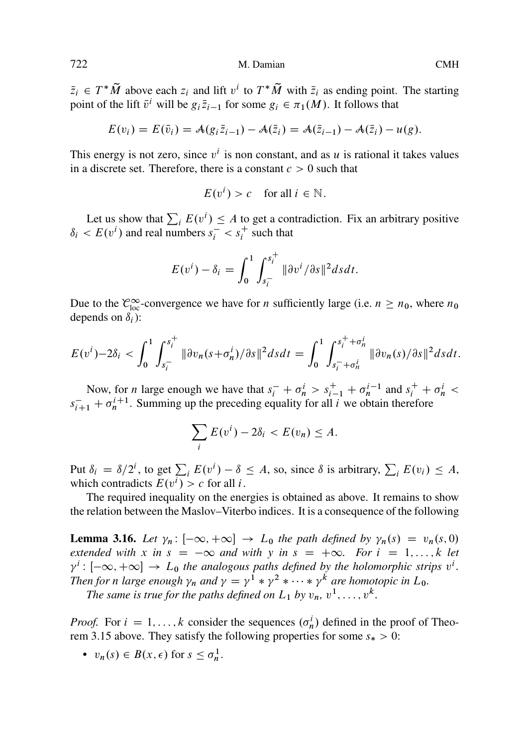$\bar{z}_i \in T^*\widetilde{M}$ above each $z_i$ and lift $v^i$ to $T^*\widetilde{M}$ with $\bar{z}_i$ as ending point. The starting point of the lift $\bar{v}^i$ will be $g_i \bar{z}_{i-1}$ for some $g_i \in \pi_1(M)$. It follows that

$$E(v_i) = E(\bar{v}_i) = \mathcal{A}(g_i \bar{z}_{i-1}) - \mathcal{A}(\bar{z}_i) = \mathcal{A}(\bar{z}_{i-1}) - \mathcal{A}(\bar{z}_i) - u(g).$$

This energy is not zero, since $v^i$ is non constant, and as $u$ is rational it takes values in a discrete set. Therefore, there is a constant $c > 0$ such that

$$E(v^i) > c \quad \text{for all } i \in \mathbb{N}.$$

Let us show that $\sum_i E(v^i) \leq A$ to get a contradiction. Fix an arbitrary positive $\delta_i < E(v^i)$ and real numbers $s_i^- < s_i^+$ such that

$$E(v^i) - \delta_i = \int_0^1 \int_{s_i^-}^{s_i^+} \|\partial v^i / \partial s\|^2 ds dt.$$

Due to the $\mathcal{C}^\infty_{\text{loc}}$-convergence we have for $n$ sufficiently large (i.e. $n \geq n_0$, where $n_0$ depends on $\delta_i$):

$$E(v^i) - 2\delta_i < \int_0^1 \int_{s_i^-}^{s_i^+} \|\partial v_n(s + \sigma_n^i)/\partial s\|^2 ds dt = \int_0^1 \int_{s_i^- + \sigma_n^i}^{s_i^+ + \sigma_n^i} \|\partial v_n(s)/\partial s\|^2 ds dt.$$

Now, for $n$ large enough we have that $s_i^- + \sigma_n^i > s_{i-1}^+ + \sigma_n^{i-1}$ and $s_i^+ + \sigma_n^i < s_{i+1}^- + \sigma_n^{i+1}$. Summing up the preceding equality for all $i$ we obtain therefore

$$\sum_i E(v^i) - 2\delta_i < E(v_n) \leq A.$$

Put $\delta_i = \delta/2^i$, to get $\sum_i E(v^i) - \delta \leq A$, so, since $\delta$ is arbitrary, $\sum_i E(v_i) \leq A$, which contradicts $E(v^i) > c$ for all $i$.

The required inequality on the energies is obtained as above. It remains to show the relation between the Maslov–Viterbo indices. It is a consequence of the following

**Lemma 3.16.** *Let $\gamma_n : [-\infty, +\infty] \to L_0$ the path defined by $\gamma_n(s) = v_n(s, 0)$ extended with $x$ in $s = -\infty$ and with $y$ in $s = +\infty$. For $i = 1, \ldots, k$ let $\gamma^i : [-\infty, +\infty] \to L_0$ the analogous paths defined by the holomorphic strips $v^i$. Then for $n$ large enough $\gamma_n$ and $\gamma = \gamma^1 * \gamma^2 * \cdots * \gamma^k$ are homotopic in $L_0$.*

*The same is true for the paths defined on $L_1$ by $v_n, v^1, \ldots, v^k$.*

*Proof.* For $i = 1, \ldots, k$ consider the sequences $(\sigma_n^i)$ defined in the proof of Theorem 3.15 above. They satisfy the following properties for some $s_* > 0$:

- $v_n(s) \in B(x, \epsilon)$ for $s \leq \sigma_n^1$.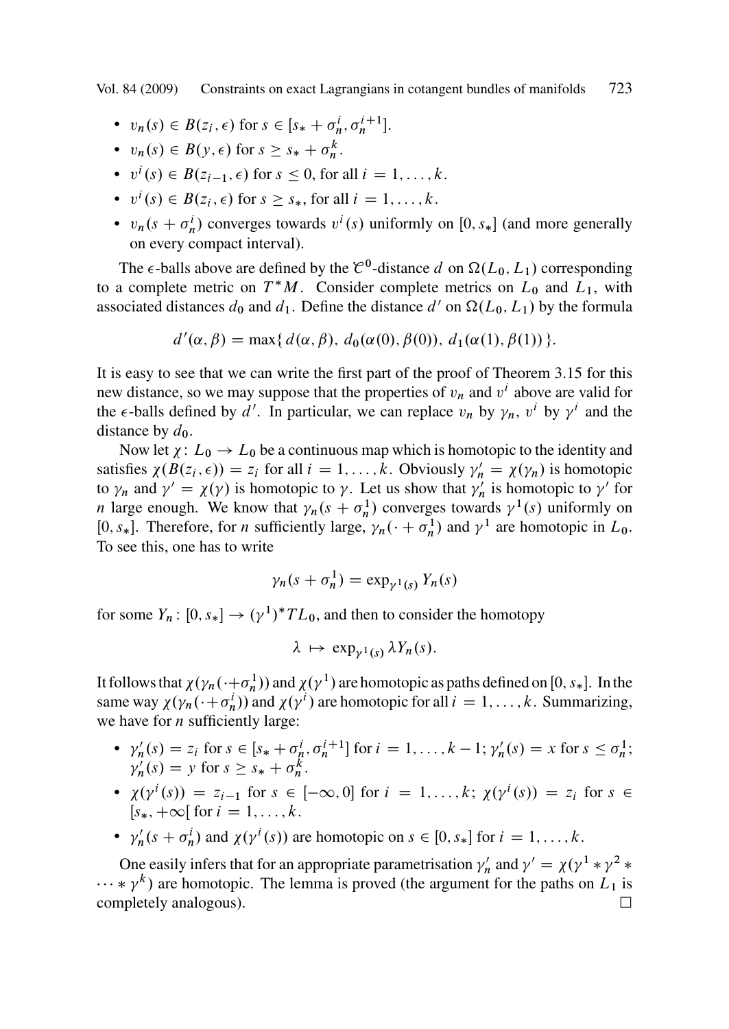- $v_n(s) \in B(z_i, \epsilon)$ for $s \in [s_* + \sigma_n^i, \sigma_n^{i+1}]$.
- $v_n(s) \in B(y, \epsilon)$ for $s \geq s_* + \sigma_n^k$.
- $v^i(s) \in B(z_{i-1}, \epsilon)$ for $s \leq 0$, for all $i = 1, \dots, k$.
- $v^i(s) \in B(z_i, \epsilon)$ for $s \geq s_*$, for all $i = 1, \dots, k$.
- $v_n(s + \sigma_n^i)$ converges towards $v^i(s)$ uniformly on $[0, s_*]$ (and more generally on every compact interval).

The $\epsilon$-balls above are defined by the $\mathcal{C}^0$-distance $d$ on $\Omega(L_0, L_1)$ corresponding to a complete metric on $T^*M$. Consider complete metrics on $L_0$ and $L_1$, with associated distances $d_0$ and $d_1$. Define the distance $d'$ on $\Omega(L_0, L_1)$ by the formula

$$d'(\alpha, \beta) = \max\{\, d(\alpha, \beta),\ d_0(\alpha(0), \beta(0)),\ d_1(\alpha(1), \beta(1))\,\}.$$

It is easy to see that we can write the first part of the proof of Theorem 3.15 for this new distance, so we may suppose that the properties of $v_n$ and $v^i$ above are valid for the $\epsilon$-balls defined by $d'$. In particular, we can replace $v_n$ by $\gamma_n$, $v^i$ by $\gamma^i$ and the distance by $d_0$.

Now let $\chi\colon L_0 \to L_0$ be a continuous map which is homotopic to the identity and satisfies $\chi(B(z_i, \epsilon)) = z_i$ for all $i = 1, \dots, k$. Obviously $\gamma_n' = \chi(\gamma_n)$ is homotopic to $\gamma_n$ and $\gamma' = \chi(\gamma)$ is homotopic to $\gamma$. Let us show that $\gamma_n'$ is homotopic to $\gamma'$ for $n$ large enough. We know that $\gamma_n(s + \sigma_n^1)$ converges towards $\gamma^1(s)$ uniformly on $[0, s_*]$. Therefore, for $n$ sufficiently large, $\gamma_n(\cdot + \sigma_n^1)$ and $\gamma^1$ are homotopic in $L_0$. To see this, one has to write

$$\gamma_n(s + \sigma_n^1) = \exp_{\gamma^1(s)} Y_n(s)$$

for some $Y_n\colon [0, s_*] \to (\gamma^1)^* TL_0$, and then to consider the homotopy

$$\lambda \mapsto \exp_{\gamma^1(s)} \lambda Y_n(s).$$

It follows that $\chi(\gamma_n(\cdot + \sigma_n^1))$ and $\chi(\gamma^1)$ are homotopic as paths defined on $[0, s_*]$. In the same way $\chi(\gamma_n(\cdot + \sigma_n^i))$ and $\chi(\gamma^i)$ are homotopic for all $i = 1, \dots, k$. Summarizing, we have for $n$ sufficiently large:

- $\gamma_n'(s) = z_i$ for $s \in [s_* + \sigma_n^i, \sigma_n^{i+1}]$ for $i = 1, \dots, k-1$; $\gamma_n'(s) = x$ for $s \leq \sigma_n^1$; $\gamma_n'(s) = y$ for $s \geq s_* + \sigma_n^k$.
- $\chi(\gamma^i(s)) = z_{i-1}$ for $s \in [-\infty, 0]$ for $i = 1, \dots, k$; $\chi(\gamma^i(s)) = z_i$ for $s \in [s_*, +\infty[$ for $i = 1, \dots, k$.
- $\gamma_n'(s + \sigma_n^i)$ and $\chi(\gamma^i(s))$ are homotopic on $s \in [0, s_*]$ for $i = 1, \dots, k$.

One easily infers that for an appropriate parametrisation $\gamma_n'$ and $\gamma' = \chi(\gamma^1 * \gamma^2 * \cdots * \gamma^k)$ are homotopic. The lemma is proved (the argument for the paths on $L_1$ is completely analogous). $\square$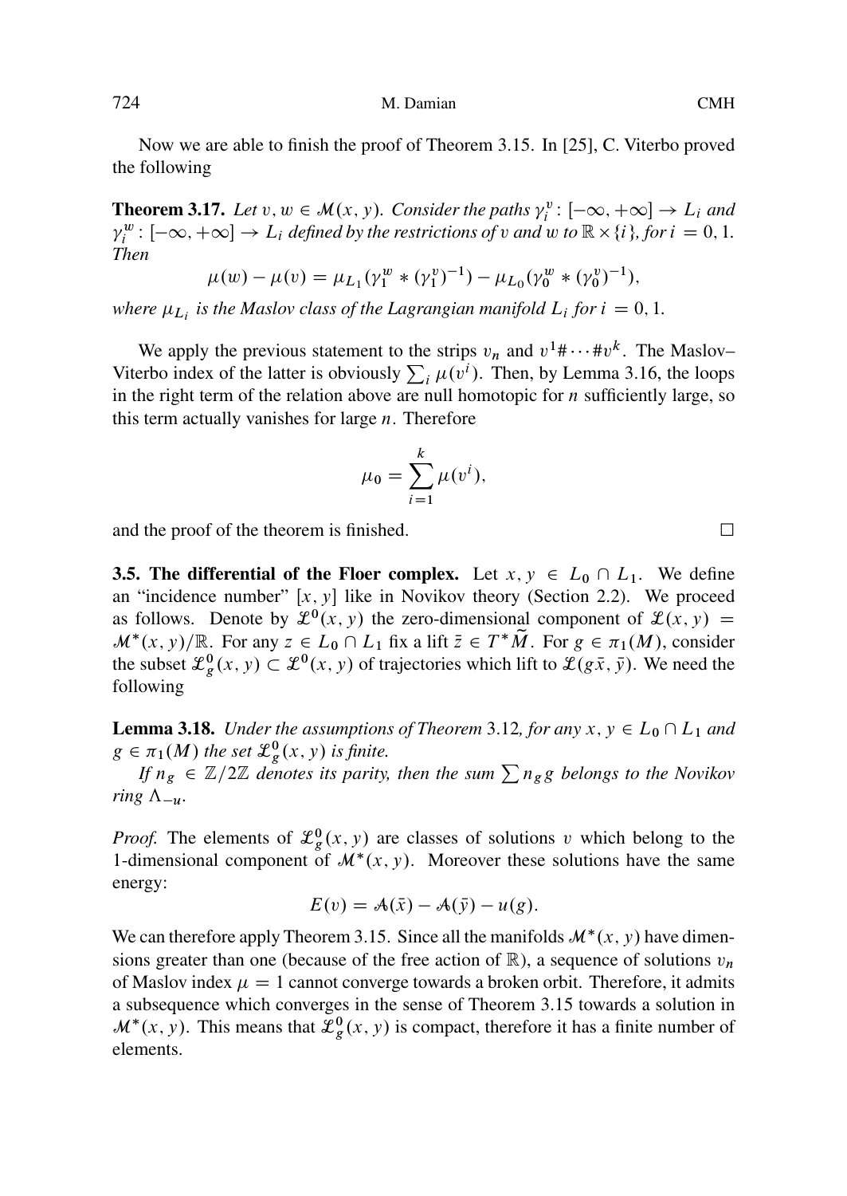Now we are able to finish the proof of Theorem 3.15. In [25], C. Viterbo proved the following

**Theorem 3.17.** *Let $v, w \in \mathcal{M}(x, y)$. Consider the paths $\gamma_i^v \colon [-\infty, +\infty] \to L_i$ and $\gamma_i^w \colon [-\infty, +\infty] \to L_i$ defined by the restrictions of $v$ and $w$ to $\mathbb{R} \times \{i\}$, for $i = 0, 1$. Then*

$$\mu(w) - \mu(v) = \mu_{L_1}(\gamma_1^w * (\gamma_1^v)^{-1}) - \mu_{L_0}(\gamma_0^w * (\gamma_0^v)^{-1}),$$

*where $\mu_{L_i}$ is the Maslov class of the Lagrangian manifold $L_i$ for $i = 0, 1$.*

We apply the previous statement to the strips $v_n$ and $v^1 \# \cdots \# v^k$. The Maslov–Viterbo index of the latter is obviously $\sum_i \mu(v^i)$. Then, by Lemma 3.16, the loops in the right term of the relation above are null homotopic for $n$ sufficiently large, so this term actually vanishes for large $n$. Therefore

$$\mu_0 = \sum_{i=1}^{k} \mu(v^i),$$

and the proof of the theorem is finished. $\square$

**3.5. The differential of the Floer complex.** Let $x, y \in L_0 \cap L_1$. We define an "incidence number" $[x, y]$ like in Novikov theory (Section 2.2). We proceed as follows. Denote by $\mathcal{L}^0(x, y)$ the zero-dimensional component of $\mathcal{L}(x, y) = \mathcal{M}^*(x, y)/\mathbb{R}$. For any $z \in L_0 \cap L_1$ fix a lift $\bar{z} \in T^*\widetilde{M}$. For $g \in \pi_1(M)$, consider the subset $\mathcal{L}_g^0(x, y) \subset \mathcal{L}^0(x, y)$ of trajectories which lift to $\mathcal{L}(g\bar{x}, \bar{y})$. We need the following

**Lemma 3.18.** *Under the assumptions of Theorem 3.12, for any $x, y \in L_0 \cap L_1$ and $g \in \pi_1(M)$ the set $\mathcal{L}_g^0(x, y)$ is finite.*

*If $n_g \in \mathbb{Z}/2\mathbb{Z}$ denotes its parity, then the sum $\sum n_g g$ belongs to the Novikov ring $\Lambda_{-u}$.*

*Proof.* The elements of $\mathcal{L}_g^0(x, y)$ are classes of solutions $v$ which belong to the 1-dimensional component of $\mathcal{M}^*(x, y)$. Moreover these solutions have the same energy:

$$E(v) = \mathcal{A}(\bar{x}) - \mathcal{A}(\bar{y}) - u(g).$$

We can therefore apply Theorem 3.15. Since all the manifolds $\mathcal{M}^*(x, y)$ have dimensions greater than one (because of the free action of $\mathbb{R}$), a sequence of solutions $v_n$ of Maslov index $\mu = 1$ cannot converge towards a broken orbit. Therefore, it admits a subsequence which converges in the sense of Theorem 3.15 towards a solution in $\mathcal{M}^*(x, y)$. This means that $\mathcal{L}_g^0(x, y)$ is compact, therefore it has a finite number of elements.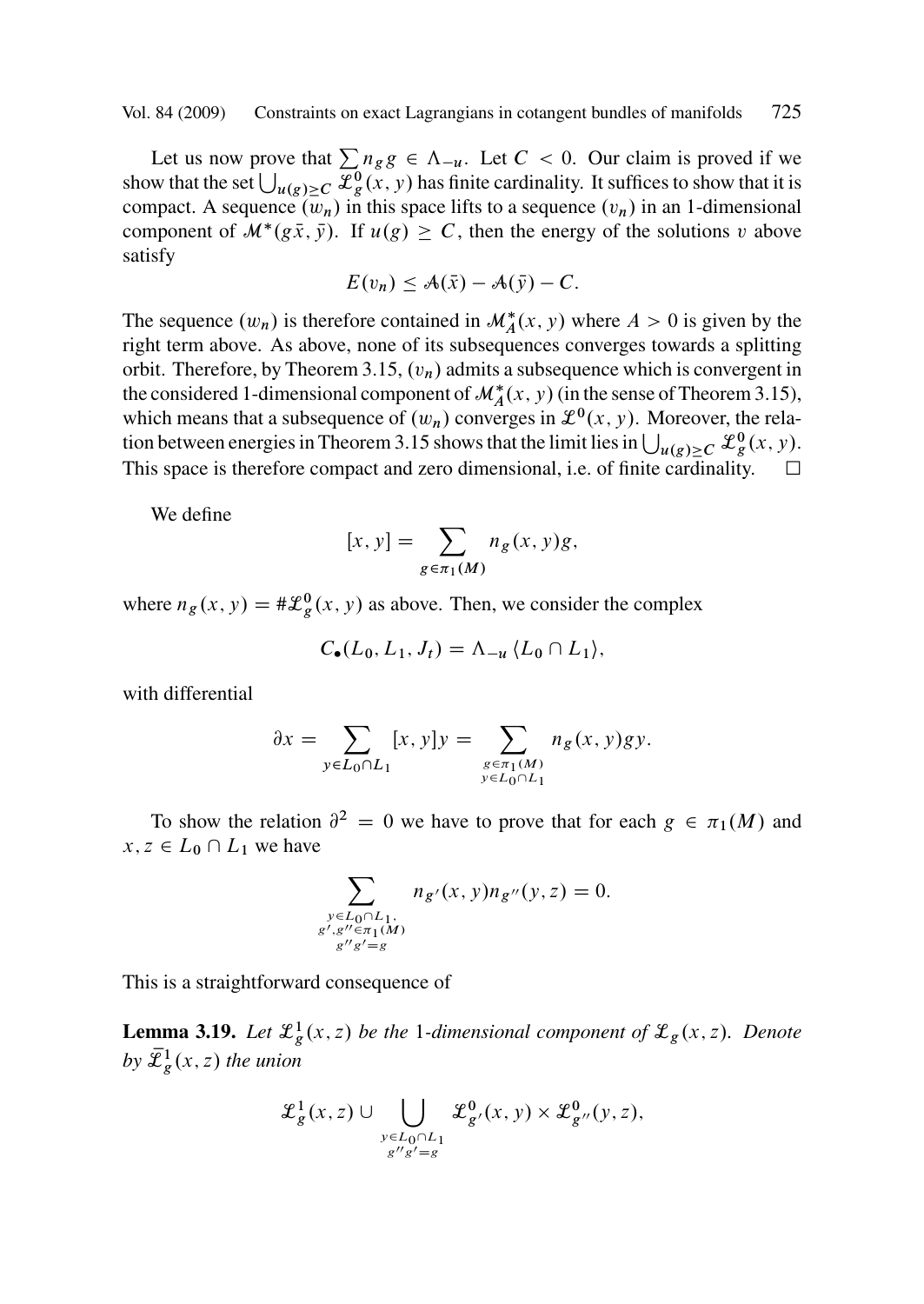Let us now prove that $\sum n_g g \in \Lambda_{-u}$. Let $C < 0$. Our claim is proved if we show that the set $\bigcup_{u(g)\geq C} \mathcal{L}_g^0(x,y)$ has finite cardinality. It suffices to show that it is compact. A sequence $(w_n)$ in this space lifts to a sequence $(v_n)$ in an 1-dimensional component of $\mathcal{M}^*(g\bar{x},\bar{y})$. If $u(g) \geq C$, then the energy of the solutions $v$ above satisfy

$$E(v_n) \leq \mathcal{A}(\bar{x}) - \mathcal{A}(\bar{y}) - C.$$

The sequence $(w_n)$ is therefore contained in $\mathcal{M}_A^*(x,y)$ where $A > 0$ is given by the right term above. As above, none of its subsequences converges towards a splitting orbit. Therefore, by Theorem 3.15, $(v_n)$ admits a subsequence which is convergent in the considered 1-dimensional component of $\mathcal{M}_A^*(x,y)$ (in the sense of Theorem 3.15), which means that a subsequence of $(w_n)$ converges in $\mathcal{L}^0(x,y)$. Moreover, the relation between energies in Theorem 3.15 shows that the limit lies in $\bigcup_{u(g)\geq C} \mathcal{L}_g^0(x,y)$. This space is therefore compact and zero dimensional, i.e. of finite cardinality. $\square$

We define

$$[x,y] = \sum_{g\in\pi_1(M)} n_g(x,y)g,$$

where $n_g(x,y) = \#\mathcal{L}_g^0(x,y)$ as above. Then, we consider the complex

$$C_\bullet(L_0,L_1,J_t) = \Lambda_{-u}\langle L_0 \cap L_1\rangle,$$

with differential

$$\partial x = \sum_{y\in L_0\cap L_1} [x,y]y = \sum_{\substack{g\in\pi_1(M)\\ y\in L_0\cap L_1}} n_g(x,y)gy.$$

To show the relation $\partial^2 = 0$ we have to prove that for each $g \in \pi_1(M)$ and $x,z \in L_0 \cap L_1$ we have

$$\sum_{\substack{y\in L_0\cap L_1,\\ g',g''\in\pi_1(M)\\ g''g'=g}} n_{g'}(x,y)n_{g''}(y,z) = 0.$$

This is a straightforward consequence of

**Lemma 3.19.** *Let $\mathcal{L}_g^1(x,z)$ be the 1-dimensional component of $\mathcal{L}_g(x,z)$. Denote by $\bar{\mathcal{L}}_g^1(x,z)$ the union*

$$\mathcal{L}_g^1(x,z) \cup \bigcup_{\substack{y\in L_0\cap L_1\\ g''g'=g}} \mathcal{L}_{g'}^0(x,y)\times\mathcal{L}_{g''}^0(y,z),$$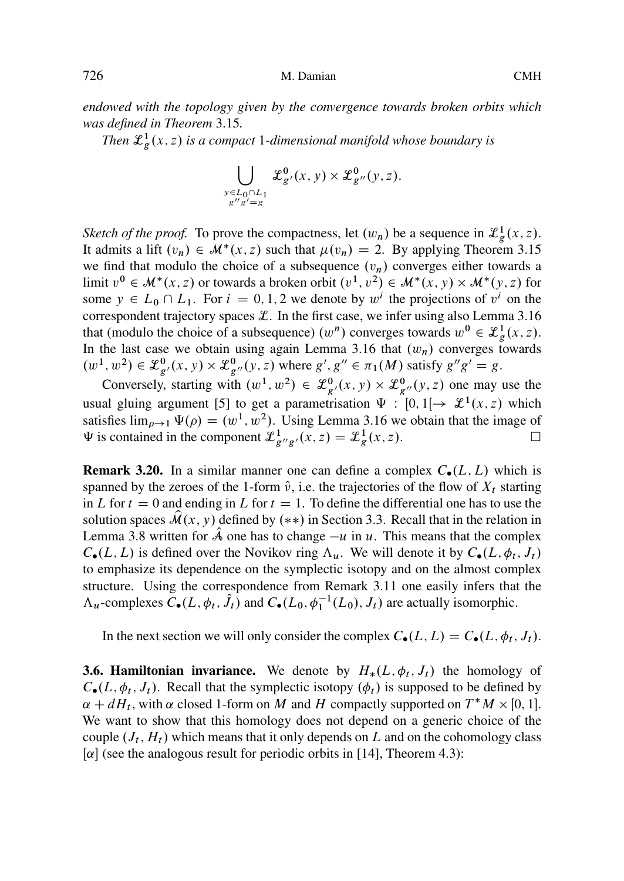*endowed with the topology given by the convergence towards broken orbits which was defined in Theorem* 3.15*.*

*Then* $\mathcal{L}^1_g(x,z)$ *is a compact* 1*-dimensional manifold whose boundary is*

$$\bigcup_{\substack{y\in L_0\cap L_1\\ g''g'=g}} \mathcal{L}^0_{g'}(x,y)\times \mathcal{L}^0_{g''}(y,z).$$

*Sketch of the proof.* To prove the compactness, let $(w_n)$ be a sequence in $\mathcal{L}^1_g(x,z)$. It admits a lift $(v_n)\in \mathcal{M}^*(x,z)$ such that $\mu(v_n)=2$. By applying Theorem 3.15 we find that modulo the choice of a subsequence $(v_n)$ converges either towards a limit $v^0\in \mathcal{M}^*(x,z)$ or towards a broken orbit $(v^1,v^2)\in \mathcal{M}^*(x,y)\times \mathcal{M}^*(y,z)$ for some $y\in L_0\cap L_1$. For $i=0,1,2$ we denote by $w^i$ the projections of $v^i$ on the correspondent trajectory spaces $\mathcal{L}$. In the first case, we infer using also Lemma 3.16 that (modulo the choice of a subsequence) $(w^n)$ converges towards $w^0\in \mathcal{L}^1_g(x,z)$. In the last case we obtain using again Lemma 3.16 that $(w_n)$ converges towards $(w^1,w^2)\in \mathcal{L}^0_{g'}(x,y)\times \mathcal{L}^0_{g''}(y,z)$ where $g',g''\in \pi_1(M)$ satisfy $g''g'=g$.

Conversely, starting with $(w^1,w^2)\in \mathcal{L}^0_{g'}(x,y)\times \mathcal{L}^0_{g''}(y,z)$ one may use the usual gluing argument [5] to get a parametrisation $\Psi:[0,1[\to \mathcal{L}^1(x,z)$ which satisfies $\lim_{\rho\to 1}\Psi(\rho)=(w^1,w^2)$. Using Lemma 3.16 we obtain that the image of $\Psi$ is contained in the component $\mathcal{L}^1_{g''g'}(x,z)=\mathcal{L}^1_g(x,z)$. □

**Remark 3.20.** In a similar manner one can define a complex $C_\bullet(L,L)$ which is spanned by the zeroes of the 1-form $\hat{\nu}$, i.e. the trajectories of the flow of $X_t$ starting in $L$ for $t=0$ and ending in $L$ for $t=1$. To define the differential one has to use the solution spaces $\widehat{\mathcal{M}}(x,y)$ defined by $(**)$ in Section 3.3. Recall that in the relation in Lemma 3.8 written for $\hat{\mathcal{A}}$ one has to change $-u$ in $u$. This means that the complex $C_\bullet(L,L)$ is defined over the Novikov ring $\Lambda_u$. We will denote it by $C_\bullet(L,\phi_t,J_t)$ to emphasize its dependence on the symplectic isotopy and on the almost complex structure. Using the correspondence from Remark 3.11 one easily infers that the $\Lambda_u$-complexes $C_\bullet(L,\phi_t,\hat{J}_t)$ and $C_\bullet(L_0,\phi_1^{-1}(L_0),J_t)$ are actually isomorphic.

In the next section we will only consider the complex $C_\bullet(L,L)=C_\bullet(L,\phi_t,J_t)$.

**3.6. Hamiltonian invariance.** We denote by $H_*(L,\phi_t,J_t)$ the homology of $C_\bullet(L,\phi_t,J_t)$. Recall that the symplectic isotopy $(\phi_t)$ is supposed to be defined by $\alpha+dH_t$, with $\alpha$ closed 1-form on $M$ and $H$ compactly supported on $T^*M\times[0,1]$. We want to show that this homology does not depend on a generic choice of the couple $(J_t,H_t)$ which means that it only depends on $L$ and on the cohomology class $[\alpha]$ (see the analogous result for periodic orbits in [14], Theorem 4.3):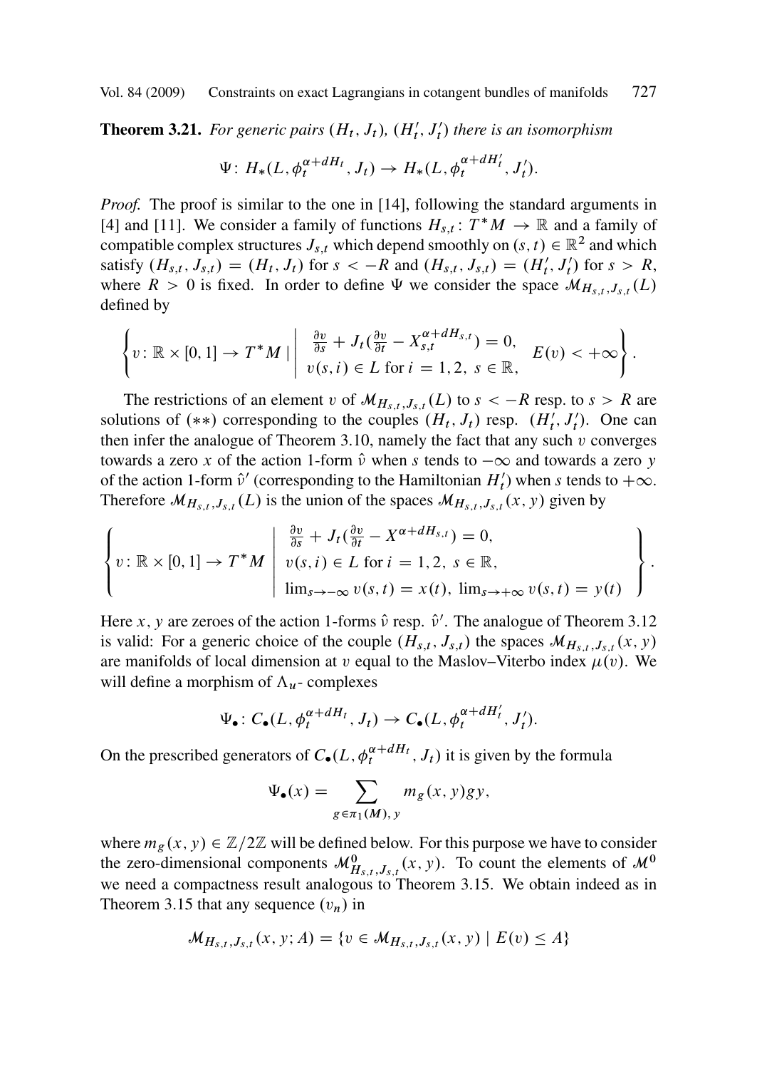**Theorem 3.21.** *For generic pairs $(H_t, J_t)$, $(H'_t, J'_t)$ there is an isomorphism*

$$\Psi\colon H_*(L, \phi_t^{\alpha+dH_t}, J_t) \to H_*(L, \phi_t^{\alpha+dH'_t}, J'_t).$$

*Proof.* The proof is similar to the one in [14], following the standard arguments in [4] and [11]. We consider a family of functions $H_{s,t}\colon T^*M \to \mathbb{R}$ and a family of compatible complex structures $J_{s,t}$ which depend smoothly on $(s,t) \in \mathbb{R}^2$ and which satisfy $(H_{s,t}, J_{s,t}) = (H_t, J_t)$ for $s < -R$ and $(H_{s,t}, J_{s,t}) = (H'_t, J'_t)$ for $s > R$, where $R > 0$ is fixed. In order to define $\Psi$ we consider the space $\mathcal{M}_{H_{s,t},J_{s,t}}(L)$ defined by

$$\left\{ v\colon \mathbb{R}\times[0,1] \to T^*M \;\middle|\; \begin{array}{l} \frac{\partial v}{\partial s} + J_t(\frac{\partial v}{\partial t} - X_{s,t}^{\alpha+dH_{s,t}}) = 0, \\ v(s,i) \in L \text{ for } i = 1,2,\ s \in \mathbb{R}, \end{array} \quad E(v) < +\infty \right\}.$$

The restrictions of an element $v$ of $\mathcal{M}_{H_{s,t},J_{s,t}}(L)$ to $s < -R$ resp. to $s > R$ are solutions of $(**)$ corresponding to the couples $(H_t, J_t)$ resp. $(H'_t, J'_t)$. One can then infer the analogue of Theorem 3.10, namely the fact that any such $v$ converges towards a zero $x$ of the action 1-form $\hat{\nu}$ when $s$ tends to $-\infty$ and towards a zero $y$ of the action 1-form $\hat{\nu}'$ (corresponding to the Hamiltonian $H'_t$) when $s$ tends to $+\infty$. Therefore $\mathcal{M}_{H_{s,t},J_{s,t}}(L)$ is the union of the spaces $\mathcal{M}_{H_{s,t},J_{s,t}}(x,y)$ given by

$$\left\{ v\colon \mathbb{R}\times[0,1] \to T^*M \;\middle|\; \begin{array}{l} \frac{\partial v}{\partial s} + J_t(\frac{\partial v}{\partial t} - X^{\alpha+dH_{s,t}}) = 0, \\ v(s,i) \in L \text{ for } i = 1,2,\ s \in \mathbb{R}, \\ \lim_{s\to-\infty} v(s,t) = x(t),\ \lim_{s\to+\infty} v(s,t) = y(t) \end{array} \right\}.$$

Here $x$, $y$ are zeroes of the action 1-forms $\hat{\nu}$ resp. $\hat{\nu}'$. The analogue of Theorem 3.12 is valid: For a generic choice of the couple $(H_{s,t}, J_{s,t})$ the spaces $\mathcal{M}_{H_{s,t},J_{s,t}}(x,y)$ are manifolds of local dimension at $v$ equal to the Maslov–Viterbo index $\mu(v)$. We will define a morphism of $\Lambda_u$- complexes

$$\Psi_\bullet\colon C_\bullet(L, \phi_t^{\alpha+dH_t}, J_t) \to C_\bullet(L, \phi_t^{\alpha+dH'_t}, J'_t).$$

On the prescribed generators of $C_\bullet(L, \phi_t^{\alpha+dH_t}, J_t)$ it is given by the formula

$$\Psi_\bullet(x) = \sum_{g\in\pi_1(M),\, y} m_g(x,y) g y,$$

where $m_g(x,y) \in \mathbb{Z}/2\mathbb{Z}$ will be defined below. For this purpose we have to consider the zero-dimensional components $\mathcal{M}^0_{H_{s,t},J_{s,t}}(x,y)$. To count the elements of $\mathcal{M}^0$ we need a compactness result analogous to Theorem 3.15. We obtain indeed as in Theorem 3.15 that any sequence $(v_n)$ in

$$\mathcal{M}_{H_{s,t},J_{s,t}}(x,y;A) = \{v \in \mathcal{M}_{H_{s,t},J_{s,t}}(x,y) \mid E(v) \le A\}$$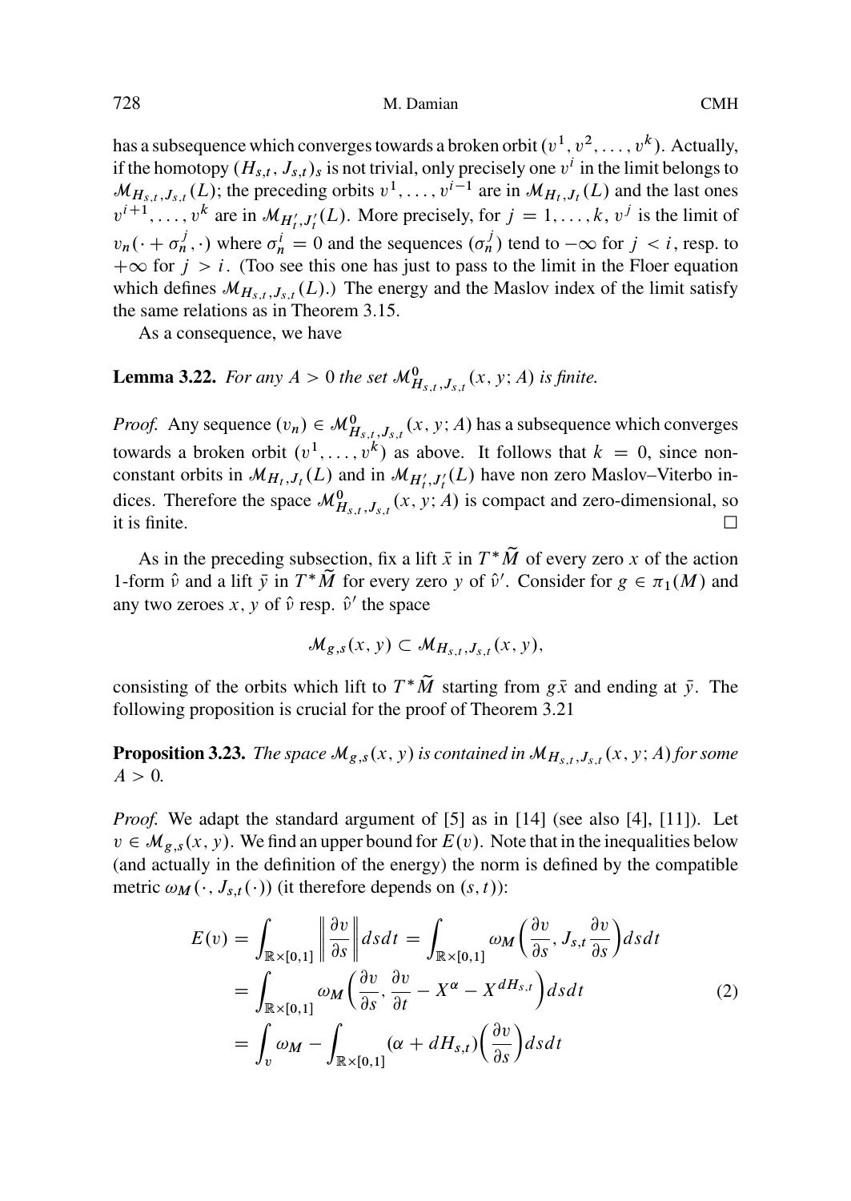has a subsequence which converges towards a broken orbit $(v^1, v^2, \dots, v^k)$. Actually, if the homotopy $(H_{s,t}, J_{s,t})_s$ is not trivial, only precisely one $v^i$ in the limit belongs to $\mathcal{M}_{H_{s,t},J_{s,t}}(L)$; the preceding orbits $v^1, \dots, v^{i-1}$ are in $\mathcal{M}_{H_t,J_t}(L)$ and the last ones $v^{i+1}, \dots, v^k$ are in $\mathcal{M}_{H'_t,J'_t}(L)$. More precisely, for $j = 1, \dots, k$, $v^j$ is the limit of $v_n(\cdot + \sigma_n^j, \cdot)$ where $\sigma_n^i = 0$ and the sequences $(\sigma_n^j)$ tend to $-\infty$ for $j < i$, resp. to $+\infty$ for $j > i$. (Too see this one has just to pass to the limit in the Floer equation which defines $\mathcal{M}_{H_{s,t},J_{s,t}}(L)$.) The energy and the Maslov index of the limit satisfy the same relations as in Theorem 3.15.

As a consequence, we have

**Lemma 3.22.** *For any $A > 0$ the set $\mathcal{M}^0_{H_{s,t},J_{s,t}}(x, y; A)$ is finite.*

*Proof.* Any sequence $(v_n) \in \mathcal{M}^0_{H_{s,t},J_{s,t}}(x, y; A)$ has a subsequence which converges towards a broken orbit $(v^1, \dots, v^k)$ as above. It follows that $k = 0$, since non-constant orbits in $\mathcal{M}_{H_t,J_t}(L)$ and in $\mathcal{M}_{H'_t,J'_t}(L)$ have non zero Maslov–Viterbo indices. Therefore the space $\mathcal{M}^0_{H_{s,t},J_{s,t}}(x, y; A)$ is compact and zero-dimensional, so it is finite. □

As in the preceding subsection, fix a lift $\bar{x}$ in $T^*\widetilde{M}$ of every zero $x$ of the action 1-form $\hat{\nu}$ and a lift $\bar{y}$ in $T^*\widetilde{M}$ for every zero $y$ of $\hat{\nu}'$. Consider for $g \in \pi_1(M)$ and any two zeroes $x, y$ of $\hat{\nu}$ resp. $\hat{\nu}'$ the space

$$\mathcal{M}_{g,s}(x, y) \subset \mathcal{M}_{H_{s,t},J_{s,t}}(x, y),$$

consisting of the orbits which lift to $T^*\widetilde{M}$ starting from $g\bar{x}$ and ending at $\bar{y}$. The following proposition is crucial for the proof of Theorem 3.21

**Proposition 3.23.** *The space $\mathcal{M}_{g,s}(x, y)$ is contained in $\mathcal{M}_{H_{s,t},J_{s,t}}(x, y; A)$ for some $A > 0$.*

*Proof.* We adapt the standard argument of [5] as in [14] (see also [4], [11]). Let $v \in \mathcal{M}_{g,s}(x, y)$. We find an upper bound for $E(v)$. Note that in the inequalities below (and actually in the definition of the energy) the norm is defined by the compatible metric $\omega_M(\cdot, J_{s,t}(\cdot))$ (it therefore depends on $(s, t)$):

$$\begin{aligned} E(v) &= \int_{\mathbb{R}\times[0,1]} \left\| \frac{\partial v}{\partial s} \right\| ds dt = \int_{\mathbb{R}\times[0,1]} \omega_M\Big(\frac{\partial v}{\partial s}, J_{s,t}\frac{\partial v}{\partial s}\Big) ds dt \\ &= \int_{\mathbb{R}\times[0,1]} \omega_M\Big(\frac{\partial v}{\partial s}, \frac{\partial v}{\partial t} - X^{\alpha} - X^{dH_{s,t}}\Big) ds dt \\ &= \int_v \omega_M - \int_{\mathbb{R}\times[0,1]} (\alpha + dH_{s,t})\Big(\frac{\partial v}{\partial s}\Big) ds dt \end{aligned} \tag{2}$$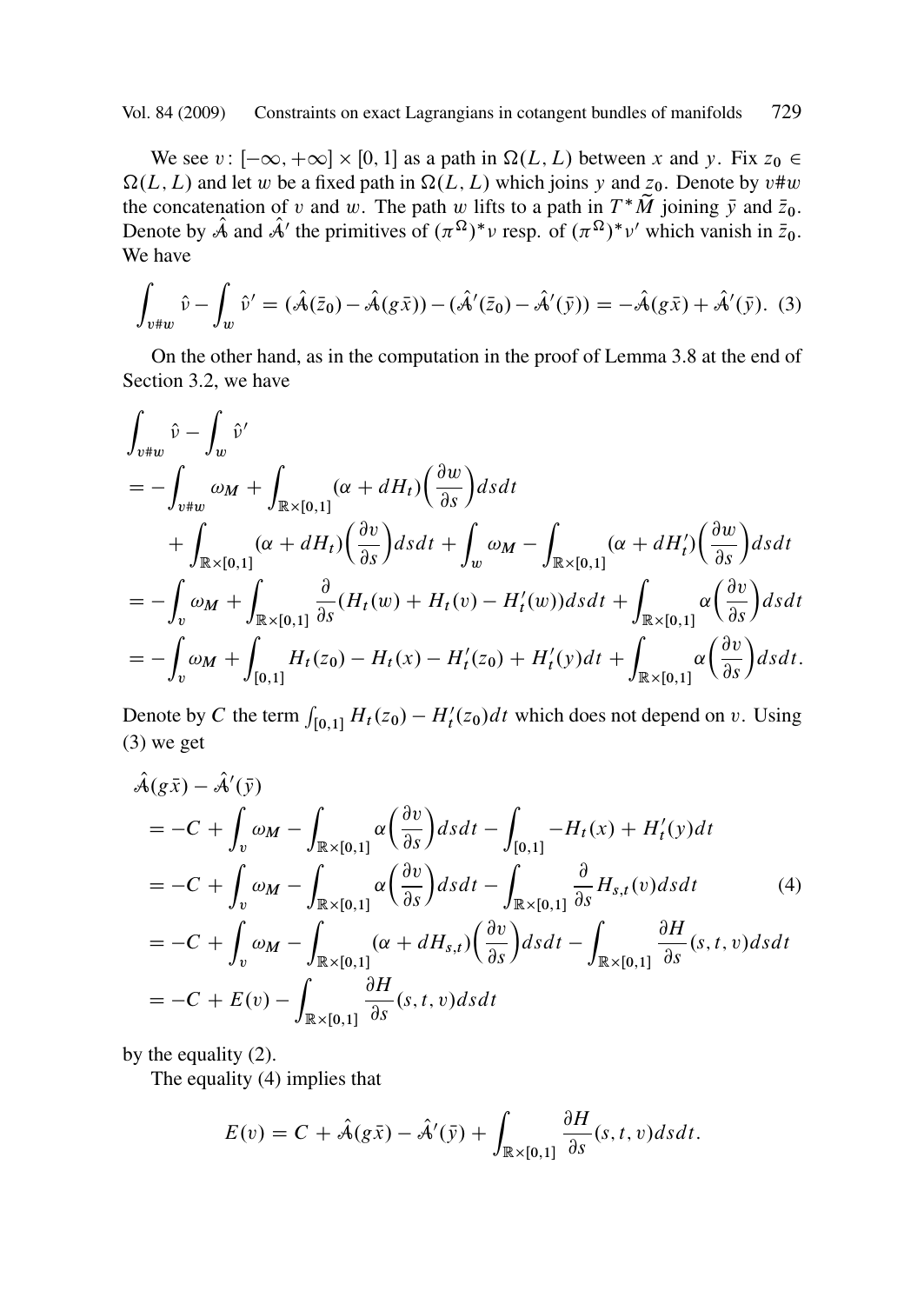We see $v\colon [-\infty,+\infty]\times[0,1]$ as a path in $\Omega(L,L)$ between $x$ and $y$. Fix $z_0\in\Omega(L,L)$ and let $w$ be a fixed path in $\Omega(L,L)$ which joins $y$ and $z_0$. Denote by $v\#w$ the concatenation of $v$ and $w$. The path $w$ lifts to a path in $T^*\tilde{M}$ joining $\bar{y}$ and $\bar{z}_0$. Denote by $\hat{\mathcal{A}}$ and $\hat{\mathcal{A}}'$ the primitives of $(\pi^\Omega)^*\nu$ resp. of $(\pi^\Omega)^*\nu'$ which vanish in $\bar{z}_0$. We have

$$\int_{v\#w}\hat{\nu}-\int_w\hat{\nu}'=(\hat{\mathcal{A}}(\bar{z}_0)-\hat{\mathcal{A}}(g\bar{x}))-(\hat{\mathcal{A}}'(\bar{z}_0)-\hat{\mathcal{A}}'(\bar{y}))=-\hat{\mathcal{A}}(g\bar{x})+\hat{\mathcal{A}}'(\bar{y}). \quad (3)$$

On the other hand, as in the computation in the proof of Lemma 3.8 at the end of Section 3.2, we have

$$\begin{aligned}
&\int_{v\#w}\hat{\nu}-\int_w\hat{\nu}'\\
&=-\int_{v\#w}\omega_M+\int_{\mathbb{R}\times[0,1]}(\alpha+dH_t)\Big(\frac{\partial w}{\partial s}\Big)dsdt\\
&\quad+\int_{\mathbb{R}\times[0,1]}(\alpha+dH_t)\Big(\frac{\partial v}{\partial s}\Big)dsdt+\int_w\omega_M-\int_{\mathbb{R}\times[0,1]}(\alpha+dH_t')\Big(\frac{\partial w}{\partial s}\Big)dsdt\\
&=-\int_v\omega_M+\int_{\mathbb{R}\times[0,1]}\frac{\partial}{\partial s}(H_t(w)+H_t(v)-H_t'(w))dsdt+\int_{\mathbb{R}\times[0,1]}\alpha\Big(\frac{\partial v}{\partial s}\Big)dsdt\\
&=-\int_v\omega_M+\int_{[0,1]}H_t(z_0)-H_t(x)-H_t'(z_0)+H_t'(y)dt+\int_{\mathbb{R}\times[0,1]}\alpha\Big(\frac{\partial v}{\partial s}\Big)dsdt.
\end{aligned}$$

Denote by $C$ the term $\int_{[0,1]}H_t(z_0)-H_t'(z_0)dt$ which does not depend on $v$. Using (3) we get

$$\begin{aligned}
&\hat{\mathcal{A}}(g\bar{x})-\hat{\mathcal{A}}'(\bar{y})\\
&=-C+\int_v\omega_M-\int_{\mathbb{R}\times[0,1]}\alpha\Big(\frac{\partial v}{\partial s}\Big)dsdt-\int_{[0,1]}-H_t(x)+H_t'(y)dt\\
&=-C+\int_v\omega_M-\int_{\mathbb{R}\times[0,1]}\alpha\Big(\frac{\partial v}{\partial s}\Big)dsdt-\int_{\mathbb{R}\times[0,1]}\frac{\partial}{\partial s}H_{s,t}(v)dsdt \qquad (4)\\
&=-C+\int_v\omega_M-\int_{\mathbb{R}\times[0,1]}(\alpha+dH_{s,t})\Big(\frac{\partial v}{\partial s}\Big)dsdt-\int_{\mathbb{R}\times[0,1]}\frac{\partial H}{\partial s}(s,t,v)dsdt\\
&=-C+E(v)-\int_{\mathbb{R}\times[0,1]}\frac{\partial H}{\partial s}(s,t,v)dsdt
\end{aligned}$$

by the equality (2).

The equality (4) implies that

$$E(v)=C+\hat{\mathcal{A}}(g\bar{x})-\hat{\mathcal{A}}'(\bar{y})+\int_{\mathbb{R}\times[0,1]}\frac{\partial H}{\partial s}(s,t,v)dsdt.$$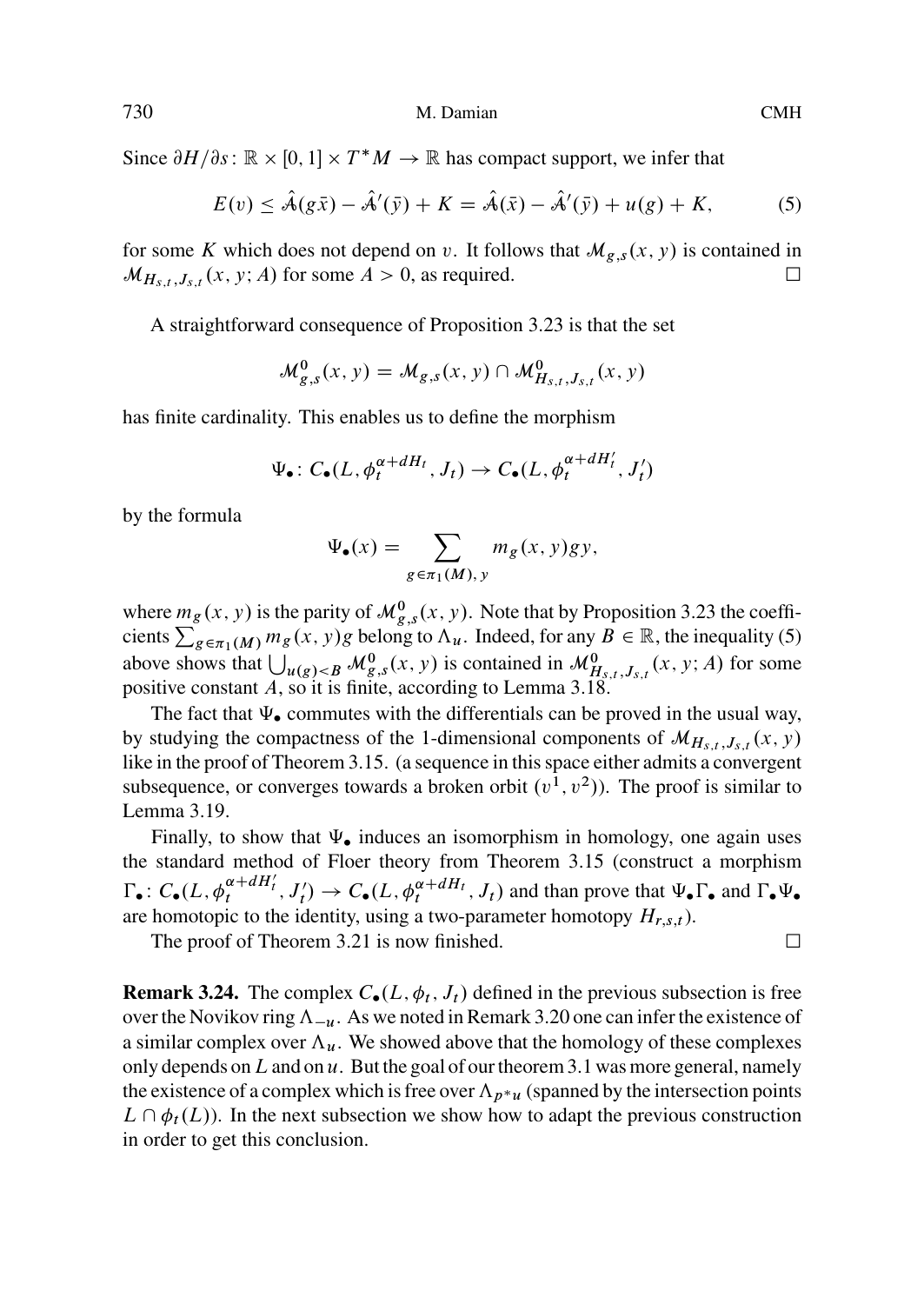Since $\partial H/\partial s \colon \mathbb{R} \times [0,1] \times T^*M \to \mathbb{R}$ has compact support, we infer that

$$E(v) \le \hat{\mathcal{A}}(g\bar{x}) - \hat{\mathcal{A}}'(\bar{y}) + K = \hat{\mathcal{A}}(\bar{x}) - \hat{\mathcal{A}}'(\bar{y}) + u(g) + K, \tag{5}$$

for some $K$ which does not depend on $v$. It follows that $\mathcal{M}_{g,s}(x,y)$ is contained in $\mathcal{M}_{H_{s,t},J_{s,t}}(x,y;A)$ for some $A > 0$, as required. $\square$

A straightforward consequence of Proposition 3.23 is that the set

$$\mathcal{M}^0_{g,s}(x,y) = \mathcal{M}_{g,s}(x,y) \cap \mathcal{M}^0_{H_{s,t},J_{s,t}}(x,y)$$

has finite cardinality. This enables us to define the morphism

$$\Psi_\bullet \colon C_\bullet(L, \phi_t^{\alpha + dH_t}, J_t) \to C_\bullet(L, \phi_t^{\alpha + dH'_t}, J'_t)$$

by the formula

$$\Psi_\bullet(x) = \sum_{g \in \pi_1(M),\, y} m_g(x,y) g y,$$

where $m_g(x,y)$ is the parity of $\mathcal{M}^0_{g,s}(x,y)$. Note that by Proposition 3.23 the coefficients $\sum_{g \in \pi_1(M)} m_g(x,y) g$ belong to $\Lambda_u$. Indeed, for any $B \in \mathbb{R}$, the inequality (5) above shows that $\bigcup_{u(g) < B} \mathcal{M}^0_{g,s}(x,y)$ is contained in $\mathcal{M}^0_{H_{s,t},J_{s,t}}(x,y;A)$ for some positive constant $A$, so it is finite, according to Lemma 3.18.

The fact that $\Psi_\bullet$ commutes with the differentials can be proved in the usual way, by studying the compactness of the 1-dimensional components of $\mathcal{M}_{H_{s,t},J_{s,t}}(x,y)$ like in the proof of Theorem 3.15. (a sequence in this space either admits a convergent subsequence, or converges towards a broken orbit $(v^1, v^2)$). The proof is similar to Lemma 3.19.

Finally, to show that $\Psi_\bullet$ induces an isomorphism in homology, one again uses the standard method of Floer theory from Theorem 3.15 (construct a morphism $\Gamma_\bullet \colon C_\bullet(L, \phi_t^{\alpha + dH'_t}, J'_t) \to C_\bullet(L, \phi_t^{\alpha + dH_t}, J_t)$ and than prove that $\Psi_\bullet\Gamma_\bullet$ and $\Gamma_\bullet\Psi_\bullet$ are homotopic to the identity, using a two-parameter homotopy $H_{r,s,t}$).

The proof of Theorem 3.21 is now finished. $\square$

**Remark 3.24.** The complex $C_\bullet(L, \phi_t, J_t)$ defined in the previous subsection is free over the Novikov ring $\Lambda_{-u}$. As we noted in Remark 3.20 one can infer the existence of a similar complex over $\Lambda_u$. We showed above that the homology of these complexes only depends on $L$ and on $u$. But the goal of our theorem 3.1 was more general, namely the existence of a complex which is free over $\Lambda_{p^*u}$ (spanned by the intersection points $L \cap \phi_t(L)$). In the next subsection we show how to adapt the previous construction in order to get this conclusion.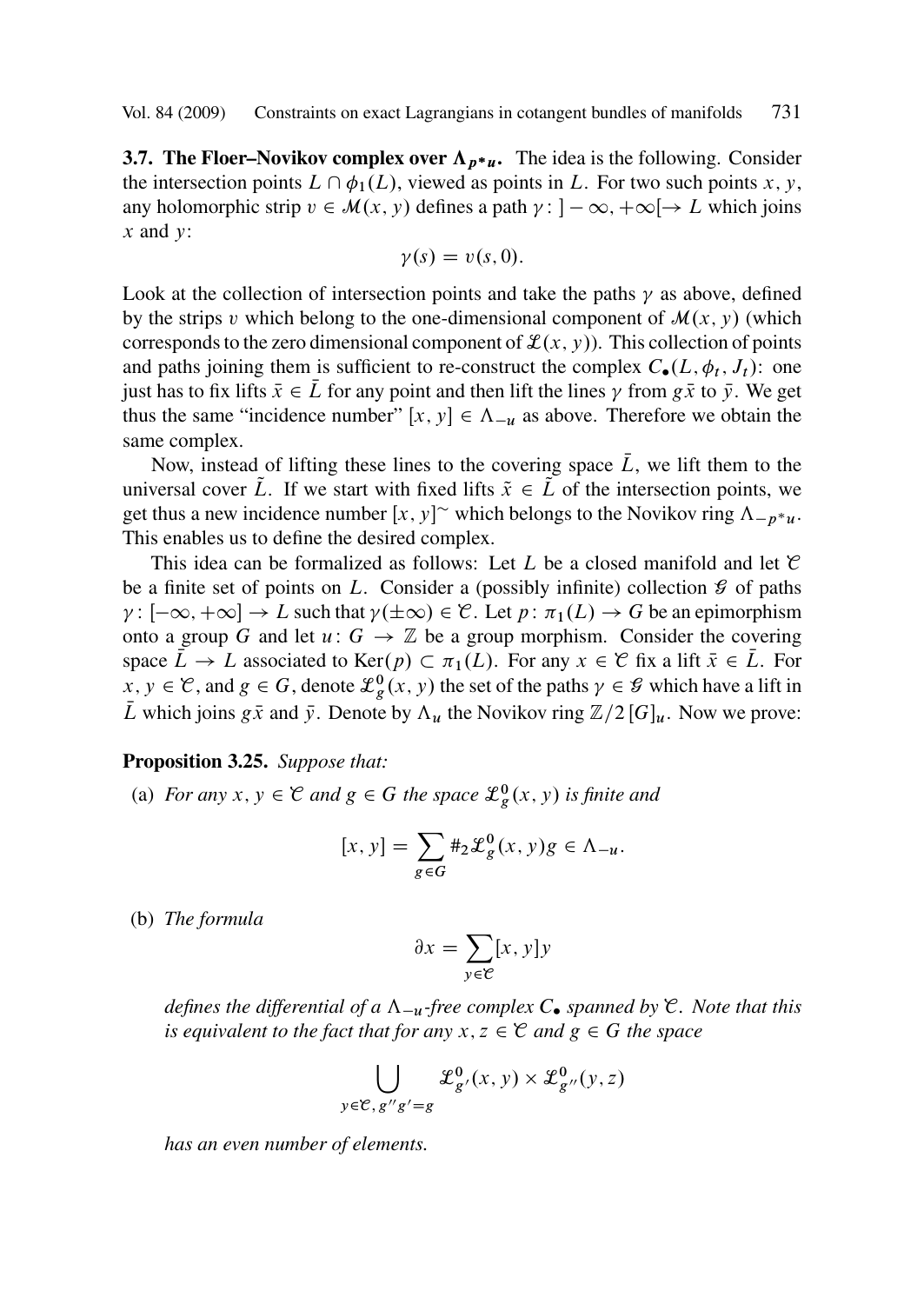**3.7. The Floer–Novikov complex over $\Lambda_{p^*u}$.** The idea is the following. Consider the intersection points $L \cap \phi_1(L)$, viewed as points in $L$. For two such points $x, y$, any holomorphic strip $v \in \mathcal{M}(x, y)$ defines a path $\gamma\colon ]-\infty, +\infty[ \to L$ which joins $x$ and $y$:

$$\gamma(s) = v(s, 0).$$

Look at the collection of intersection points and take the paths $\gamma$ as above, defined by the strips $v$ which belong to the one-dimensional component of $\mathcal{M}(x, y)$ (which corresponds to the zero dimensional component of $\mathcal{L}(x, y)$). This collection of points and paths joining them is sufficient to re-construct the complex $C_\bullet(L, \phi_t, J_t)$: one just has to fix lifts $\bar{x} \in \bar{L}$ for any point and then lift the lines $\gamma$ from $g\bar{x}$ to $\bar{y}$. We get thus the same "incidence number" $[x, y] \in \Lambda_{-u}$ as above. Therefore we obtain the same complex.

Now, instead of lifting these lines to the covering space $\bar{L}$, we lift them to the universal cover $\tilde{L}$. If we start with fixed lifts $\tilde{x} \in \tilde{L}$ of the intersection points, we get thus a new incidence number $[x, y]^\sim$ which belongs to the Novikov ring $\Lambda_{-p^*u}$. This enables us to define the desired complex.

This idea can be formalized as follows: Let $L$ be a closed manifold and let $\mathcal{C}$ be a finite set of points on $L$. Consider a (possibly infinite) collection $\mathcal{G}$ of paths $\gamma\colon [-\infty, +\infty] \to L$ such that $\gamma(\pm\infty) \in \mathcal{C}$. Let $p\colon \pi_1(L) \to G$ be an epimorphism onto a group $G$ and let $u\colon G \to \mathbb{Z}$ be a group morphism. Consider the covering space $\bar{L} \to L$ associated to $\mathrm{Ker}(p) \subset \pi_1(L)$. For any $x \in \mathcal{C}$ fix a lift $\bar{x} \in \bar{L}$. For $x, y \in \mathcal{C}$, and $g \in G$, denote $\mathcal{L}^0_g(x, y)$ the set of the paths $\gamma \in \mathcal{G}$ which have a lift in $\bar{L}$ which joins $g\bar{x}$ and $\bar{y}$. Denote by $\Lambda_u$ the Novikov ring $\mathbb{Z}/2\,[G]_u$. Now we prove:

**Proposition 3.25.** *Suppose that:*

(a) *For any $x, y \in \mathcal{C}$ and $g \in G$ the space $\mathcal{L}^0_g(x, y)$ is finite and*

$$[x, y] = \sum_{g \in G} \#_2 \mathcal{L}^0_g(x, y) g \in \Lambda_{-u}.$$

(b) *The formula*

$$\partial x = \sum_{y \in \mathcal{C}} [x, y] y$$

*defines the differential of a $\Lambda_{-u}$-free complex $C_\bullet$ spanned by $\mathcal{C}$. Note that this is equivalent to the fact that for any $x, z \in \mathcal{C}$ and $g \in G$ the space*

$$\bigcup_{y \in \mathcal{C},\, g'' g' = g} \mathcal{L}^0_{g'}(x, y) \times \mathcal{L}^0_{g''}(y, z)$$

*has an even number of elements.*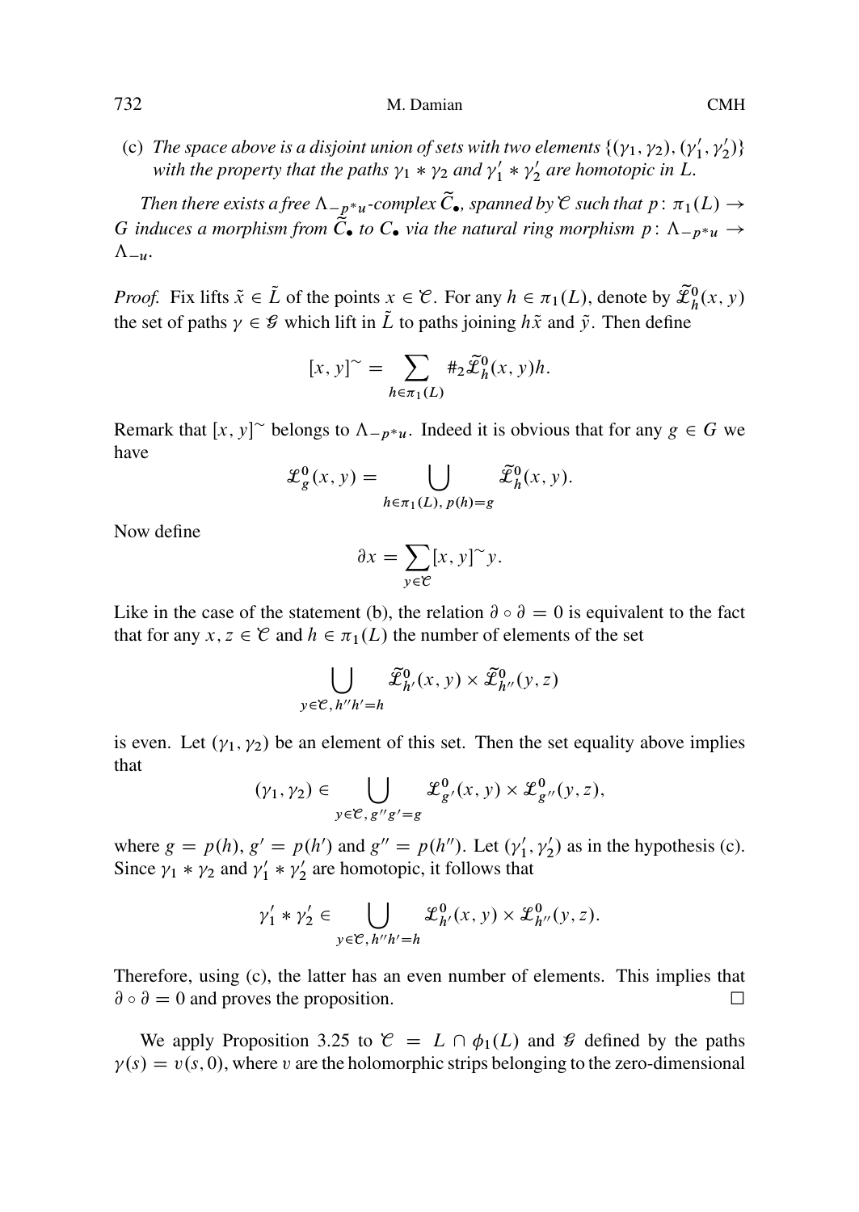(c) *The space above is a disjoint union of sets with two elements $\{(\gamma_1, \gamma_2), (\gamma_1', \gamma_2')\}$ with the property that the paths $\gamma_1 * \gamma_2$ and $\gamma_1' * \gamma_2'$ are homotopic in $L$.*

*Then there exists a free $\Lambda_{-p^* u}$-complex $\widetilde{C}_\bullet$, spanned by $\mathcal{C}$ such that $p\colon \pi_1(L) \to G$ induces a morphism from $\widetilde{C}_\bullet$ to $C_\bullet$ via the natural ring morphism $p\colon \Lambda_{-p^*u} \to \Lambda_{-u}$.*

*Proof.* Fix lifts $\tilde{x} \in \tilde{L}$ of the points $x \in \mathcal{C}$. For any $h \in \pi_1(L)$, denote by $\widetilde{\mathcal{L}}^0_h(x, y)$ the set of paths $\gamma \in \mathcal{G}$ which lift in $\tilde{L}$ to paths joining $h\tilde{x}$ and $\tilde{y}$. Then define

$$[x, y]^\sim = \sum_{h \in \pi_1(L)} \#_2 \widetilde{\mathcal{L}}^0_h(x, y) h.$$

Remark that $[x, y]^\sim$ belongs to $\Lambda_{-p^*u}$. Indeed it is obvious that for any $g \in G$ we have

$$\mathcal{L}^0_g(x, y) = \bigcup_{h \in \pi_1(L),\, p(h) = g} \widetilde{\mathcal{L}}^0_h(x, y).$$

Now define

$$\partial x = \sum_{y \in \mathcal{C}} [x, y]^\sim y.$$

Like in the case of the statement (b), the relation $\partial \circ \partial = 0$ is equivalent to the fact that for any $x, z \in \mathcal{C}$ and $h \in \pi_1(L)$ the number of elements of the set

$$\bigcup_{y \in \mathcal{C},\, h'' h' = h} \widetilde{\mathcal{L}}^0_{h'}(x, y) \times \widetilde{\mathcal{L}}^0_{h''}(y, z)$$

is even. Let $(\gamma_1, \gamma_2)$ be an element of this set. Then the set equality above implies that

$$(\gamma_1, \gamma_2) \in \bigcup_{y \in \mathcal{C},\, g'' g' = g} \mathcal{L}^0_{g'}(x, y) \times \mathcal{L}^0_{g''}(y, z),$$

where $g = p(h)$, $g' = p(h')$ and $g'' = p(h'')$. Let $(\gamma_1', \gamma_2')$ as in the hypothesis (c). Since $\gamma_1 * \gamma_2$ and $\gamma_1' * \gamma_2'$ are homotopic, it follows that

$$\gamma_1' * \gamma_2' \in \bigcup_{y \in \mathcal{C},\, h'' h' = h} \mathcal{L}^0_{h'}(x, y) \times \mathcal{L}^0_{h''}(y, z).$$

Therefore, using (c), the latter has an even number of elements. This implies that $\partial \circ \partial = 0$ and proves the proposition. $\square$

We apply Proposition 3.25 to $\mathcal{C} = L \cap \phi_1(L)$ and $\mathcal{G}$ defined by the paths $\gamma(s) = v(s, 0)$, where $v$ are the holomorphic strips belonging to the zero-dimensional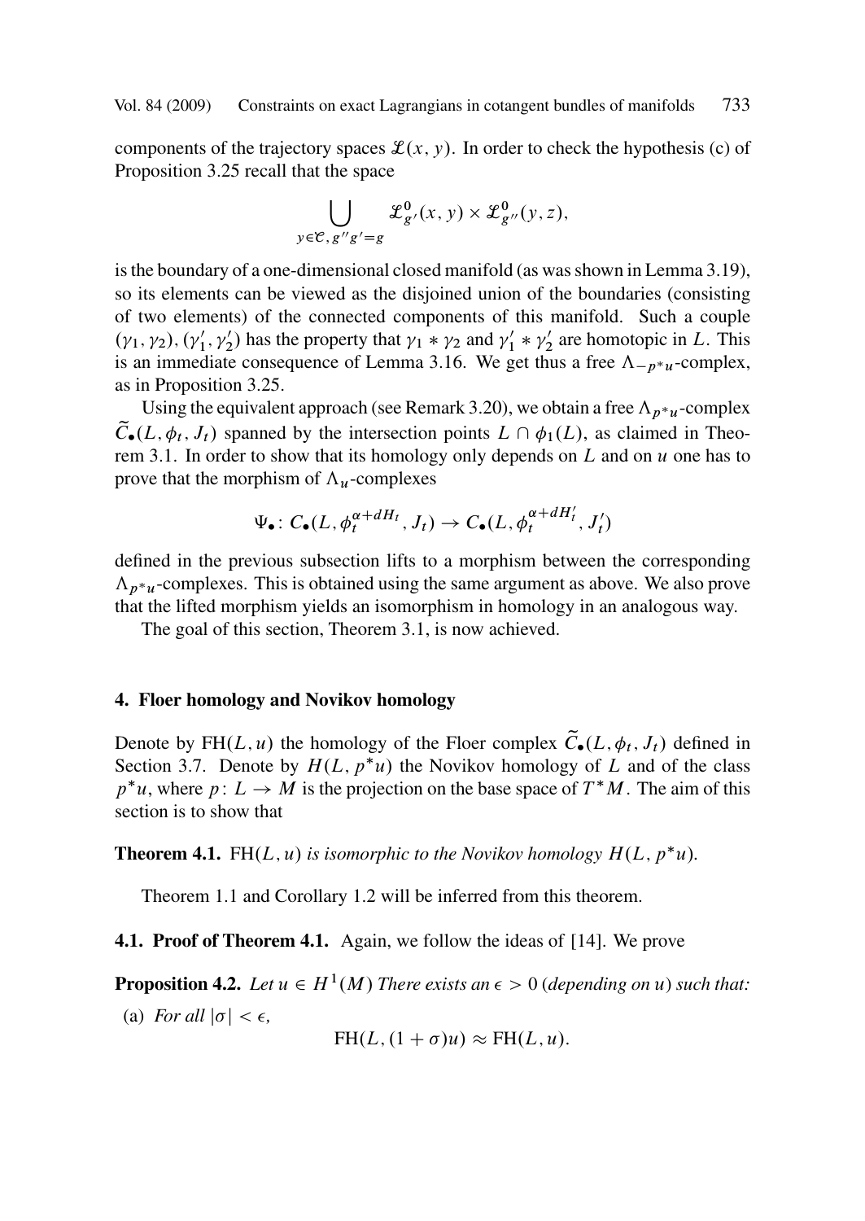components of the trajectory spaces $\mathcal{L}(x, y)$. In order to check the hypothesis (c) of Proposition 3.25 recall that the space

$$\bigcup_{y \in \mathcal{C},\, g'' g' = g} \mathcal{L}^0_{g'}(x, y) \times \mathcal{L}^0_{g''}(y, z),$$

is the boundary of a one-dimensional closed manifold (as was shown in Lemma 3.19), so its elements can be viewed as the disjoined union of the boundaries (consisting of two elements) of the connected components of this manifold. Such a couple $(\gamma_1, \gamma_2), (\gamma_1', \gamma_2')$ has the property that $\gamma_1 * \gamma_2$ and $\gamma_1' * \gamma_2'$ are homotopic in $L$. This is an immediate consequence of Lemma 3.16. We get thus a free $\Lambda_{-p^*u}$-complex, as in Proposition 3.25.

Using the equivalent approach (see Remark 3.20), we obtain a free $\Lambda_{p^*u}$-complex $\widetilde{C}_\bullet(L, \phi_t, J_t)$ spanned by the intersection points $L \cap \phi_1(L)$, as claimed in Theorem 3.1. In order to show that its homology only depends on $L$ and on $u$ one has to prove that the morphism of $\Lambda_u$-complexes

$$\Psi_\bullet \colon C_\bullet(L, \phi_t^{\alpha + dH_t}, J_t) \to C_\bullet(L, \phi_t^{\alpha + dH_t'}, J_t')$$

defined in the previous subsection lifts to a morphism between the corresponding $\Lambda_{p^*u}$-complexes. This is obtained using the same argument as above. We also prove that the lifted morphism yields an isomorphism in homology in an analogous way.

The goal of this section, Theorem 3.1, is now achieved.

## 4. Floer homology and Novikov homology

Denote by $\mathrm{FH}(L, u)$ the homology of the Floer complex $\widetilde{C}_\bullet(L, \phi_t, J_t)$ defined in Section 3.7. Denote by $H(L, p^*u)$ the Novikov homology of $L$ and of the class $p^*u$, where $p \colon L \to M$ is the projection on the base space of $T^*M$. The aim of this section is to show that

**Theorem 4.1.** *$\mathrm{FH}(L, u)$ is isomorphic to the Novikov homology $H(L, p^*u)$.*

Theorem 1.1 and Corollary 1.2 will be inferred from this theorem.

### 4.1. Proof of Theorem 4.1.

Again, we follow the ideas of [14]. We prove

**Proposition 4.2.** *Let $u \in H^1(M)$ There exists an $\epsilon > 0$ (depending on $u$) such that:*

(a) *For all $|\sigma| < \epsilon$,*

$$\mathrm{FH}(L, (1 + \sigma)u) \approx \mathrm{FH}(L, u).$$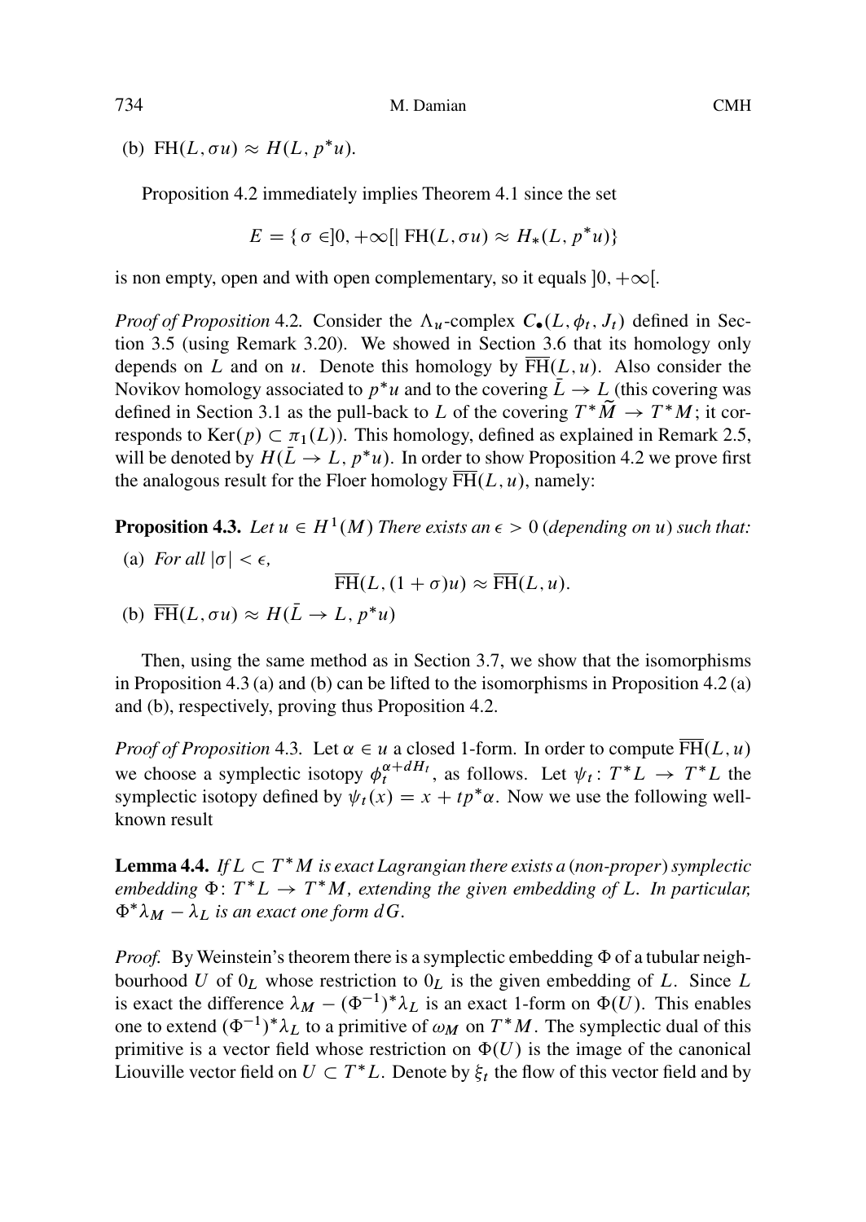(b) $\mathrm{FH}(L, \sigma u) \approx H(L, p^* u)$.

Proposition 4.2 immediately implies Theorem 4.1 since the set

$$E = \{ \sigma \in ]0, +\infty[ \mid \mathrm{FH}(L, \sigma u) \approx H_*(L, p^* u)\}$$

is non empty, open and with open complementary, so it equals $]0, +\infty[$.

*Proof of Proposition* 4.2. Consider the $\Lambda_u$-complex $C_\bullet(L, \phi_t, J_t)$ defined in Section 3.5 (using Remark 3.20). We showed in Section 3.6 that its homology only depends on $L$ and on $u$. Denote this homology by $\overline{\mathrm{FH}}(L, u)$. Also consider the Novikov homology associated to $p^* u$ and to the covering $\bar{L} \to L$ (this covering was defined in Section 3.1 as the pull-back to $L$ of the covering $T^*\widetilde{M} \to T^*M$; it corresponds to $\mathrm{Ker}(p) \subset \pi_1(L)$). This homology, defined as explained in Remark 2.5, will be denoted by $H(\bar{L} \to L, p^* u)$. In order to show Proposition 4.2 we prove first the analogous result for the Floer homology $\overline{\mathrm{FH}}(L, u)$, namely:

**Proposition 4.3.** *Let $u \in H^1(M)$ There exists an $\epsilon > 0$ (depending on $u$) such that:*

(a) *For all $|\sigma| < \epsilon$,*

$$\overline{\mathrm{FH}}(L, (1 + \sigma)u) \approx \overline{\mathrm{FH}}(L, u).$$

(b) $\overline{\mathrm{FH}}(L, \sigma u) \approx H(\bar{L} \to L, p^* u)$

Then, using the same method as in Section 3.7, we show that the isomorphisms in Proposition 4.3 (a) and (b) can be lifted to the isomorphisms in Proposition 4.2 (a) and (b), respectively, proving thus Proposition 4.2.

*Proof of Proposition* 4.3. Let $\alpha \in u$ a closed 1-form. In order to compute $\overline{\mathrm{FH}}(L, u)$ we choose a symplectic isotopy $\phi_t^{\alpha + dH_t}$, as follows. Let $\psi_t \colon T^*L \to T^*L$ the symplectic isotopy defined by $\psi_t(x) = x + tp^*\alpha$. Now we use the following well-known result

**Lemma 4.4.** *If $L \subset T^*M$ is exact Lagrangian there exists a (non-proper) symplectic embedding $\Phi \colon T^*L \to T^*M$, extending the given embedding of $L$. In particular, $\Phi^*\lambda_M - \lambda_L$ is an exact one form $dG$.*

*Proof.* By Weinstein's theorem there is a symplectic embedding $\Phi$ of a tubular neighbourhood $U$ of $0_L$ whose restriction to $0_L$ is the given embedding of $L$. Since $L$ is exact the difference $\lambda_M - (\Phi^{-1})^*\lambda_L$ is an exact 1-form on $\Phi(U)$. This enables one to extend $(\Phi^{-1})^*\lambda_L$ to a primitive of $\omega_M$ on $T^*M$. The symplectic dual of this primitive is a vector field whose restriction on $\Phi(U)$ is the image of the canonical Liouville vector field on $U \subset T^*L$. Denote by $\xi_t$ the flow of this vector field and by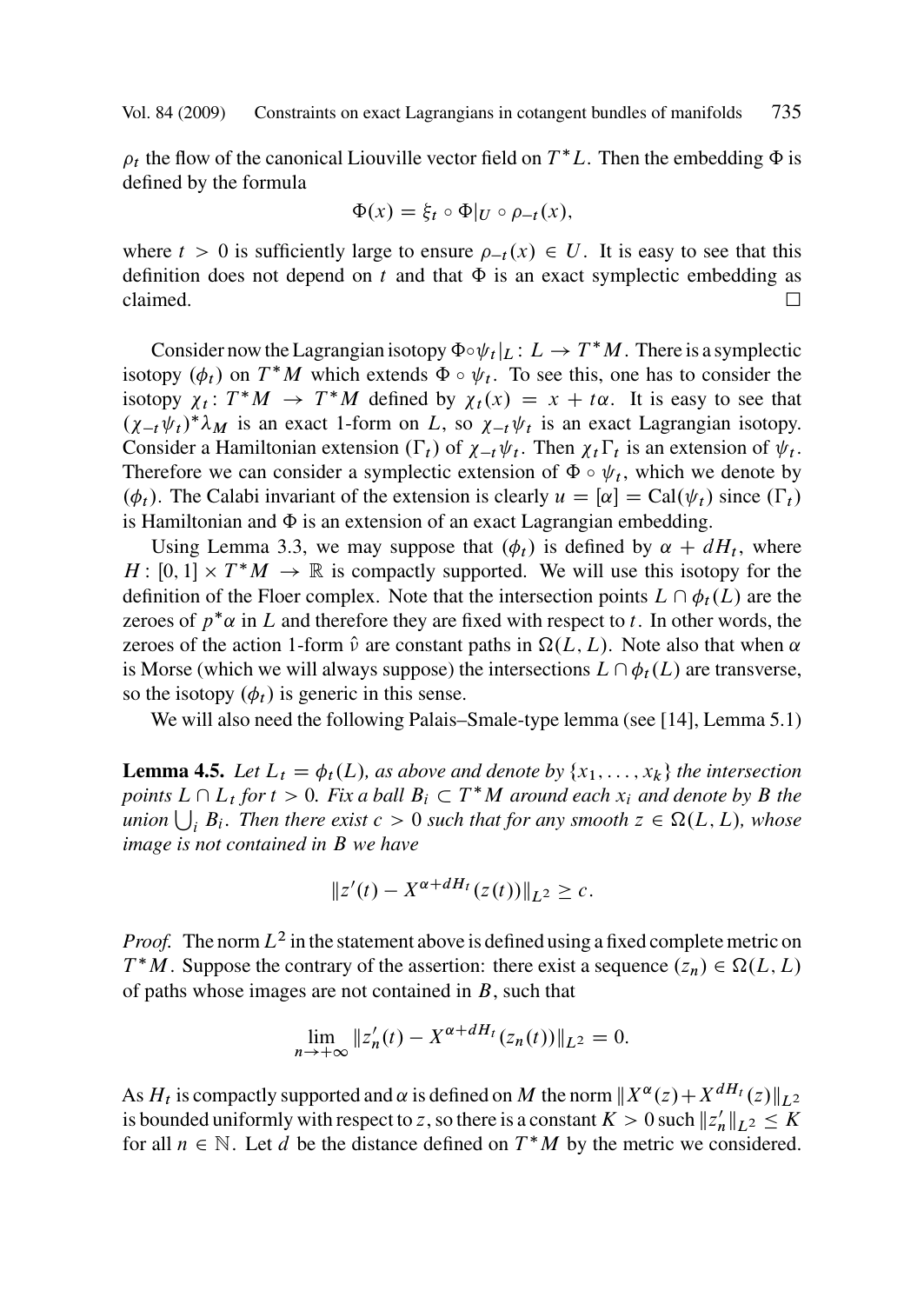$\rho_t$ the flow of the canonical Liouville vector field on $T^*L$. Then the embedding $\Phi$ is defined by the formula

$$\Phi(x) = \xi_t \circ \Phi|_U \circ \rho_{-t}(x),$$

where $t > 0$ is sufficiently large to ensure $\rho_{-t}(x) \in U$. It is easy to see that this definition does not depend on $t$ and that $\Phi$ is an exact symplectic embedding as claimed. □

Consider now the Lagrangian isotopy $\Phi \circ \psi_t|_L : L \to T^*M$. There is a symplectic isotopy $(\phi_t)$ on $T^*M$ which extends $\Phi \circ \psi_t$. To see this, one has to consider the isotopy $\chi_t : T^*M \to T^*M$ defined by $\chi_t(x) = x + t\alpha$. It is easy to see that $(\chi_{-t}\psi_t)^*\lambda_M$ is an exact 1-form on $L$, so $\chi_{-t}\psi_t$ is an exact Lagrangian isotopy. Consider a Hamiltonian extension $(\Gamma_t)$ of $\chi_{-t}\psi_t$. Then $\chi_t \Gamma_t$ is an extension of $\psi_t$. Therefore we can consider a symplectic extension of $\Phi \circ \psi_t$, which we denote by $(\phi_t)$. The Calabi invariant of the extension is clearly $u = [\alpha] = \mathrm{Cal}(\psi_t)$ since $(\Gamma_t)$ is Hamiltonian and $\Phi$ is an extension of an exact Lagrangian embedding.

Using Lemma 3.3, we may suppose that $(\phi_t)$ is defined by $\alpha + dH_t$, where $H : [0,1] \times T^*M \to \mathbb{R}$ is compactly supported. We will use this isotopy for the definition of the Floer complex. Note that the intersection points $L \cap \phi_t(L)$ are the zeroes of $p^*\alpha$ in $L$ and therefore they are fixed with respect to $t$. In other words, the zeroes of the action 1-form $\hat{\nu}$ are constant paths in $\Omega(L, L)$. Note also that when $\alpha$ is Morse (which we will always suppose) the intersections $L \cap \phi_t(L)$ are transverse, so the isotopy $(\phi_t)$ is generic in this sense.

We will also need the following Palais–Smale-type lemma (see [14], Lemma 5.1)

**Lemma 4.5.** *Let $L_t = \phi_t(L)$, as above and denote by $\{x_1, \ldots, x_k\}$ the intersection points $L \cap L_t$ for $t > 0$. Fix a ball $B_i \subset T^*M$ around each $x_i$ and denote by $B$ the union $\bigcup_i B_i$. Then there exist $c > 0$ such that for any smooth $z \in \Omega(L, L)$, whose image is not contained in $B$ we have*

$$\|z'(t) - X^{\alpha + dH_t}(z(t))\|_{L^2} \geq c.$$

*Proof.* The norm $L^2$ in the statement above is defined using a fixed complete metric on $T^*M$. Suppose the contrary of the assertion: there exist a sequence $(z_n) \in \Omega(L, L)$ of paths whose images are not contained in $B$, such that

$$\lim_{n \to +\infty} \|z_n'(t) - X^{\alpha + dH_t}(z_n(t))\|_{L^2} = 0.$$

As $H_t$ is compactly supported and $\alpha$ is defined on $M$ the norm $\|X^\alpha(z) + X^{dH_t}(z)\|_{L^2}$ is bounded uniformly with respect to $z$, so there is a constant $K > 0$ such $\|z_n'\|_{L^2} \leq K$ for all $n \in \mathbb{N}$. Let $d$ be the distance defined on $T^*M$ by the metric we considered.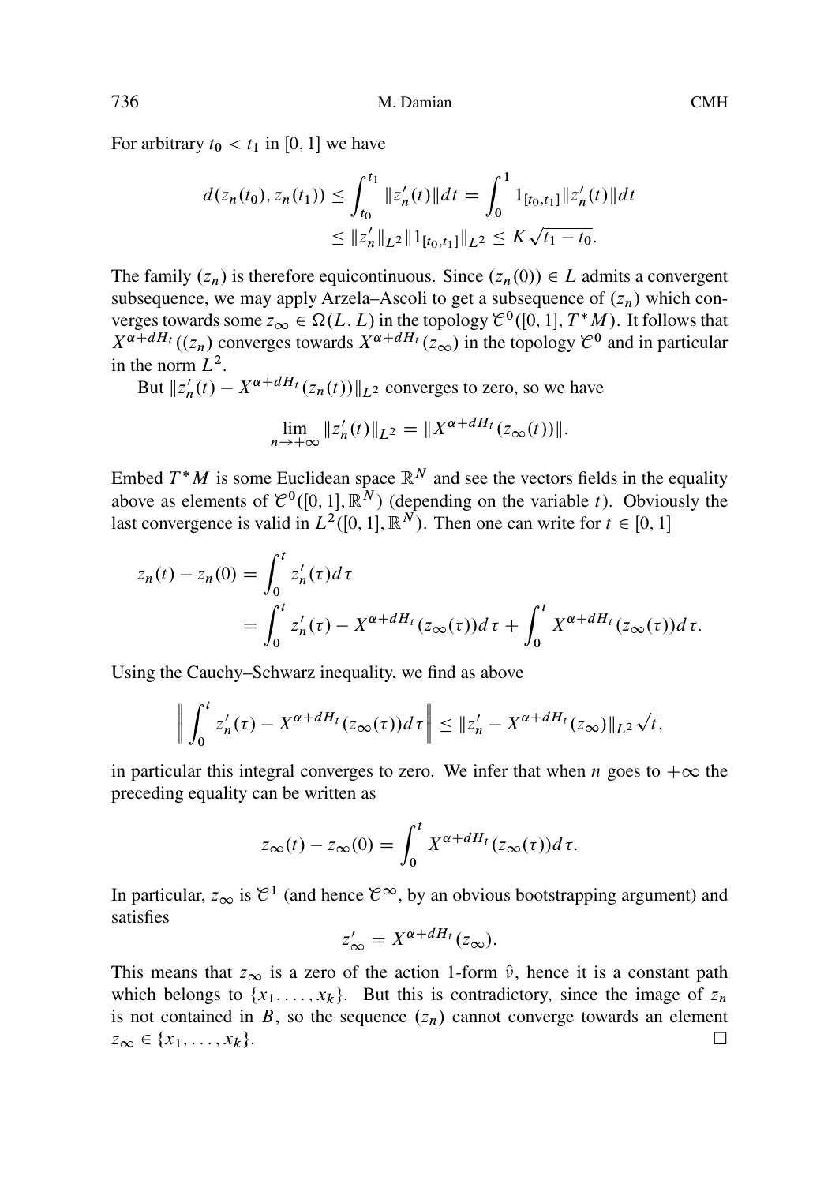For arbitrary $t_0 < t_1$ in $[0, 1]$ we have

$$d(z_n(t_0), z_n(t_1)) \leq \int_{t_0}^{t_1} \|z_n'(t)\| dt = \int_0^1 1_{[t_0,t_1]} \|z_n'(t)\| dt \\ \leq \|z_n'\|_{L^2} \|1_{[t_0,t_1]}\|_{L^2} \leq K\sqrt{t_1 - t_0}.$$

The family $(z_n)$ is therefore equicontinuous. Since $(z_n(0)) \in L$ admits a convergent subsequence, we may apply Arzela–Ascoli to get a subsequence of $(z_n)$ which converges towards some $z_\infty \in \Omega(L, L)$ in the topology $\mathcal{C}^0([0, 1], T^*M)$. It follows that $X^{\alpha+dH_t}((z_n)$ converges towards $X^{\alpha+dH_t}(z_\infty)$ in the topology $\mathcal{C}^0$ and in particular in the norm $L^2$.

But $\|z_n'(t) - X^{\alpha+dH_t}(z_n(t))\|_{L^2}$ converges to zero, so we have

$$\lim_{n\to+\infty} \|z_n'(t)\|_{L^2} = \|X^{\alpha+dH_t}(z_\infty(t))\|.$$

Embed $T^*M$ is some Euclidean space $\mathbb{R}^N$ and see the vectors fields in the equality above as elements of $\mathcal{C}^0([0, 1], \mathbb{R}^N)$ (depending on the variable $t$). Obviously the last convergence is valid in $L^2([0, 1], \mathbb{R}^N)$. Then one can write for $t \in [0, 1]$

$$z_n(t) - z_n(0) = \int_0^t z_n'(\tau) d\tau \\ = \int_0^t z_n'(\tau) - X^{\alpha+dH_t}(z_\infty(\tau)) d\tau + \int_0^t X^{\alpha+dH_t}(z_\infty(\tau)) d\tau.$$

Using the Cauchy–Schwarz inequality, we find as above

$$\left\| \int_0^t z_n'(\tau) - X^{\alpha+dH_t}(z_\infty(\tau)) d\tau \right\| \leq \|z_n' - X^{\alpha+dH_t}(z_\infty)\|_{L^2}\sqrt{t},$$

in particular this integral converges to zero. We infer that when $n$ goes to $+\infty$ the preceding equality can be written as

$$z_\infty(t) - z_\infty(0) = \int_0^t X^{\alpha+dH_t}(z_\infty(\tau)) d\tau.$$

In particular, $z_\infty$ is $\mathcal{C}^1$ (and hence $\mathcal{C}^\infty$, by an obvious bootstrapping argument) and satisfies

$$z_\infty' = X^{\alpha+dH_t}(z_\infty).$$

This means that $z_\infty$ is a zero of the action 1-form $\hat{\nu}$, hence it is a constant path which belongs to $\{x_1, \ldots, x_k\}$. But this is contradictory, since the image of $z_n$ is not contained in $B$, so the sequence $(z_n)$ cannot converge towards an element $z_\infty \in \{x_1, \ldots, x_k\}$. $\square$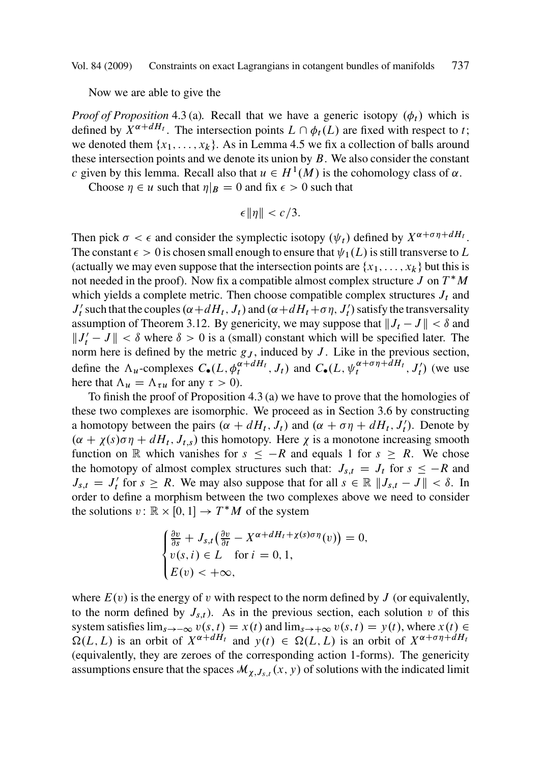Now we are able to give the

*Proof of Proposition* 4.3 (a). Recall that we have a generic isotopy $(\phi_t)$ which is defined by $X^{\alpha+dH_t}$. The intersection points $L \cap \phi_t(L)$ are fixed with respect to $t$; we denoted them $\{x_1, \ldots, x_k\}$. As in Lemma 4.5 we fix a collection of balls around these intersection points and we denote its union by $B$. We also consider the constant $c$ given by this lemma. Recall also that $u \in H^1(M)$ is the cohomology class of $\alpha$.

Choose $\eta \in u$ such that $\eta|_B = 0$ and fix $\epsilon > 0$ such that

$$\epsilon \|\eta\| < c/3.$$

Then pick $\sigma < \epsilon$ and consider the symplectic isotopy $(\psi_t)$ defined by $X^{\alpha+\sigma\eta+dH_t}$. The constant $\epsilon > 0$ is chosen small enough to ensure that $\psi_1(L)$ is still transverse to $L$ (actually we may even suppose that the intersection points are $\{x_1, \ldots, x_k\}$ but this is not needed in the proof). Now fix a compatible almost complex structure $J$ on $T^*M$ which yields a complete metric. Then choose compatible complex structures $J_t$ and $J'_t$ such that the couples $(\alpha+dH_t, J_t)$ and $(\alpha+dH_t+\sigma\eta, J'_t)$ satisfy the transversality assumption of Theorem 3.12. By genericity, we may suppose that $\|J_t - J\| < \delta$ and $\|J'_t - J\| < \delta$ where $\delta > 0$ is a (small) constant which will be specified later. The norm here is defined by the metric $g_J$, induced by $J$. Like in the previous section, define the $\Lambda_u$-complexes $C_\bullet(L, \phi_t^{\alpha+dH_t}, J_t)$ and $C_\bullet(L, \psi_t^{\alpha+\sigma\eta+dH_t}, J'_t)$ (we use here that $\Lambda_u = \Lambda_{\tau u}$ for any $\tau > 0$).

To finish the proof of Proposition 4.3 (a) we have to prove that the homologies of these two complexes are isomorphic. We proceed as in Section 3.6 by constructing a homotopy between the pairs $(\alpha + dH_t, J_t)$ and $(\alpha + \sigma\eta + dH_t, J'_t)$. Denote by $(\alpha + \chi(s)\sigma\eta + dH_t, J_{t,s})$ this homotopy. Here $\chi$ is a monotone increasing smooth function on $\mathbb{R}$ which vanishes for $s \leq -R$ and equals 1 for $s \geq R$. We chose the homotopy of almost complex structures such that: $J_{s,t} = J_t$ for $s \leq -R$ and $J_{s,t} = J'_t$ for $s \geq R$. We may also suppose that for all $s \in \mathbb{R}$ $\|J_{s,t} - J\| < \delta$. In order to define a morphism between the two complexes above we need to consider the solutions $v\colon \mathbb{R} \times [0,1] \to T^*M$ of the system

$$\begin{cases} \frac{\partial v}{\partial s} + J_{s,t}\big(\frac{\partial v}{\partial t} - X^{\alpha+dH_t+\chi(s)\sigma\eta}(v)\big) = 0, \\ v(s,i) \in L \quad \text{for } i = 0,1, \\ E(v) < +\infty, \end{cases}$$

where $E(v)$ is the energy of $v$ with respect to the norm defined by $J$ (or equivalently, to the norm defined by $J_{s,t}$). As in the previous section, each solution $v$ of this system satisfies $\lim_{s\to-\infty} v(s,t) = x(t)$ and $\lim_{s\to+\infty} v(s,t) = y(t)$, where $x(t) \in \Omega(L,L)$ is an orbit of $X^{\alpha+dH_t}$ and $y(t) \in \Omega(L,L)$ is an orbit of $X^{\alpha+\sigma\eta+dH_t}$ (equivalently, they are zeroes of the corresponding action 1-forms). The genericity assumptions ensure that the spaces $\mathcal{M}_{\chi,J_{s,t}}(x,y)$ of solutions with the indicated limit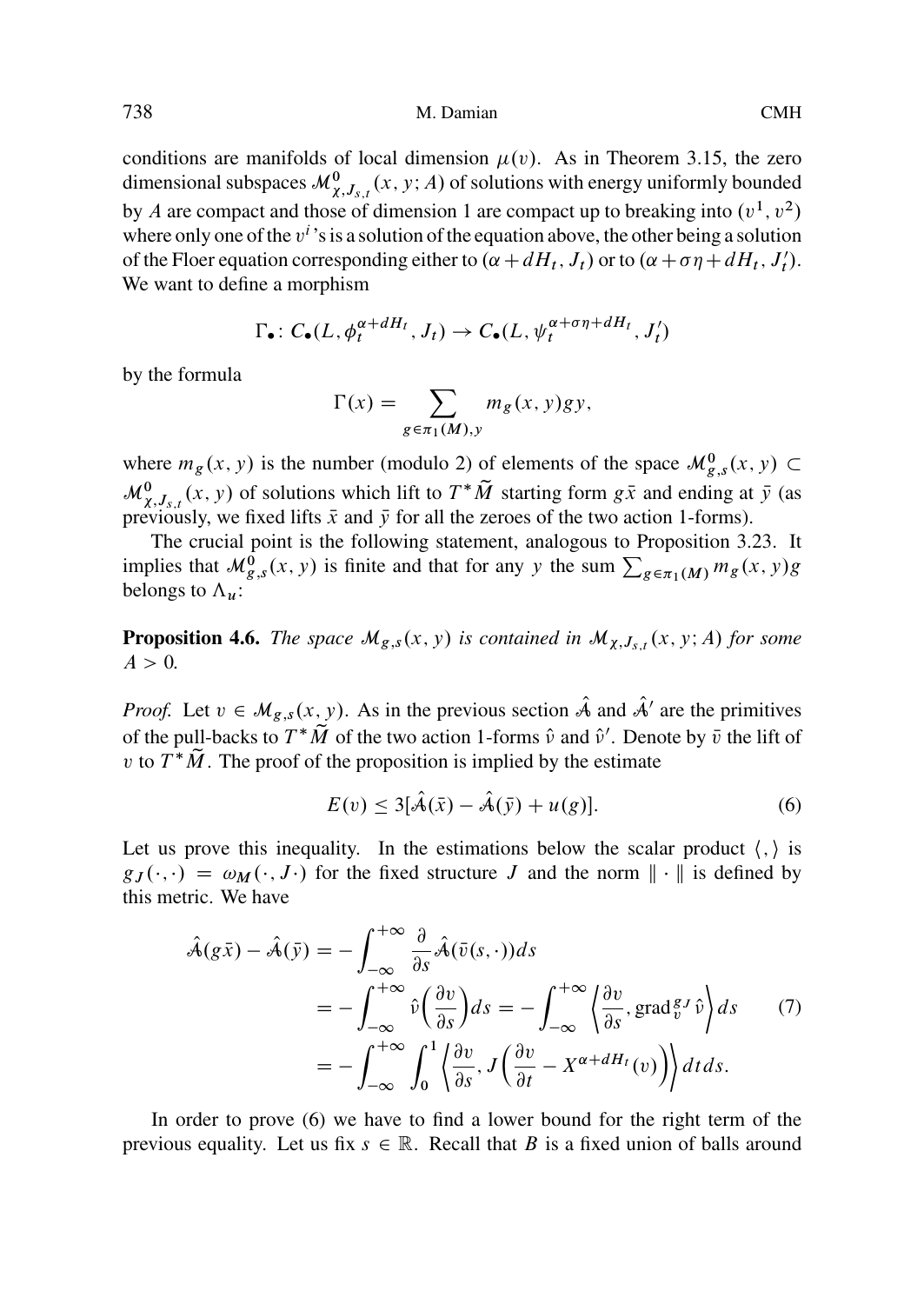conditions are manifolds of local dimension $\mu(v)$. As in Theorem 3.15, the zero dimensional subspaces $\mathcal{M}^0_{\chi,J_{s,t}}(x,y;A)$ of solutions with energy uniformly bounded by $A$ are compact and those of dimension 1 are compact up to breaking into $(v^1, v^2)$ where only one of the $v^i$'s is a solution of the equation above, the other being a solution of the Floer equation corresponding either to $(\alpha + dH_t, J_t)$ or to $(\alpha + \sigma\eta + dH_t, J'_t)$. We want to define a morphism

$$\Gamma_\bullet \colon C_\bullet(L, \phi_t^{\alpha+dH_t}, J_t) \to C_\bullet(L, \psi_t^{\alpha+\sigma\eta+dH_t}, J'_t)$$

by the formula

$$\Gamma(x) = \sum_{g\in\pi_1(M),y} m_g(x,y)gy,$$

where $m_g(x,y)$ is the number (modulo 2) of elements of the space $\mathcal{M}^0_{g,s}(x,y) \subset \mathcal{M}^0_{\chi,J_{s,t}}(x,y)$ of solutions which lift to $T^*\widetilde{M}$ starting form $g\bar{x}$ and ending at $\bar{y}$ (as previously, we fixed lifts $\bar{x}$ and $\bar{y}$ for all the zeroes of the two action 1-forms).

The crucial point is the following statement, analogous to Proposition 3.23. It implies that $\mathcal{M}^0_{g,s}(x,y)$ is finite and that for any $y$ the sum $\sum_{g\in\pi_1(M)} m_g(x,y)g$ belongs to $\Lambda_u$:

**Proposition 4.6.** *The space $\mathcal{M}_{g,s}(x,y)$ is contained in $\mathcal{M}_{\chi,J_{s,t}}(x,y;A)$ for some $A > 0$.*

*Proof.* Let $v \in \mathcal{M}_{g,s}(x,y)$. As in the previous section $\hat{\mathcal{A}}$ and $\hat{\mathcal{A}}'$ are the primitives of the pull-backs to $T^*\widetilde{M}$ of the two action 1-forms $\hat{\nu}$ and $\hat{\nu}'$. Denote by $\bar{v}$ the lift of $v$ to $T^*\widetilde{M}$. The proof of the proposition is implied by the estimate

$$E(v) \le 3[\hat{\mathcal{A}}(\bar{x}) - \hat{\mathcal{A}}(\bar{y}) + u(g)]. \tag{6}$$

Let us prove this inequality. In the estimations below the scalar product $\langle , \rangle$ is $g_J(\cdot,\cdot) = \omega_M(\cdot, J\cdot)$ for the fixed structure $J$ and the norm $\|\cdot\|$ is defined by this metric. We have

$$\begin{aligned}
\hat{\mathcal{A}}(g\bar{x}) - \hat{\mathcal{A}}(\bar{y}) &= -\int_{-\infty}^{+\infty} \frac{\partial}{\partial s}\hat{\mathcal{A}}(\bar{v}(s,\cdot))ds \\
&= -\int_{-\infty}^{+\infty} \hat{\nu}\Big(\frac{\partial v}{\partial s}\Big)ds = -\int_{-\infty}^{+\infty}\Big\langle \frac{\partial v}{\partial s}, \mathrm{grad}_v^{g_J}\hat{\nu}\Big\rangle ds \\
&= -\int_{-\infty}^{+\infty}\int_0^1 \Big\langle \frac{\partial v}{\partial s}, J\Big(\frac{\partial v}{\partial t} - X^{\alpha+dH_t}(v)\Big)\Big\rangle dt ds.
\end{aligned} \tag{7}$$

In order to prove (6) we have to find a lower bound for the right term of the previous equality. Let us fix $s \in \mathbb{R}$. Recall that $B$ is a fixed union of balls around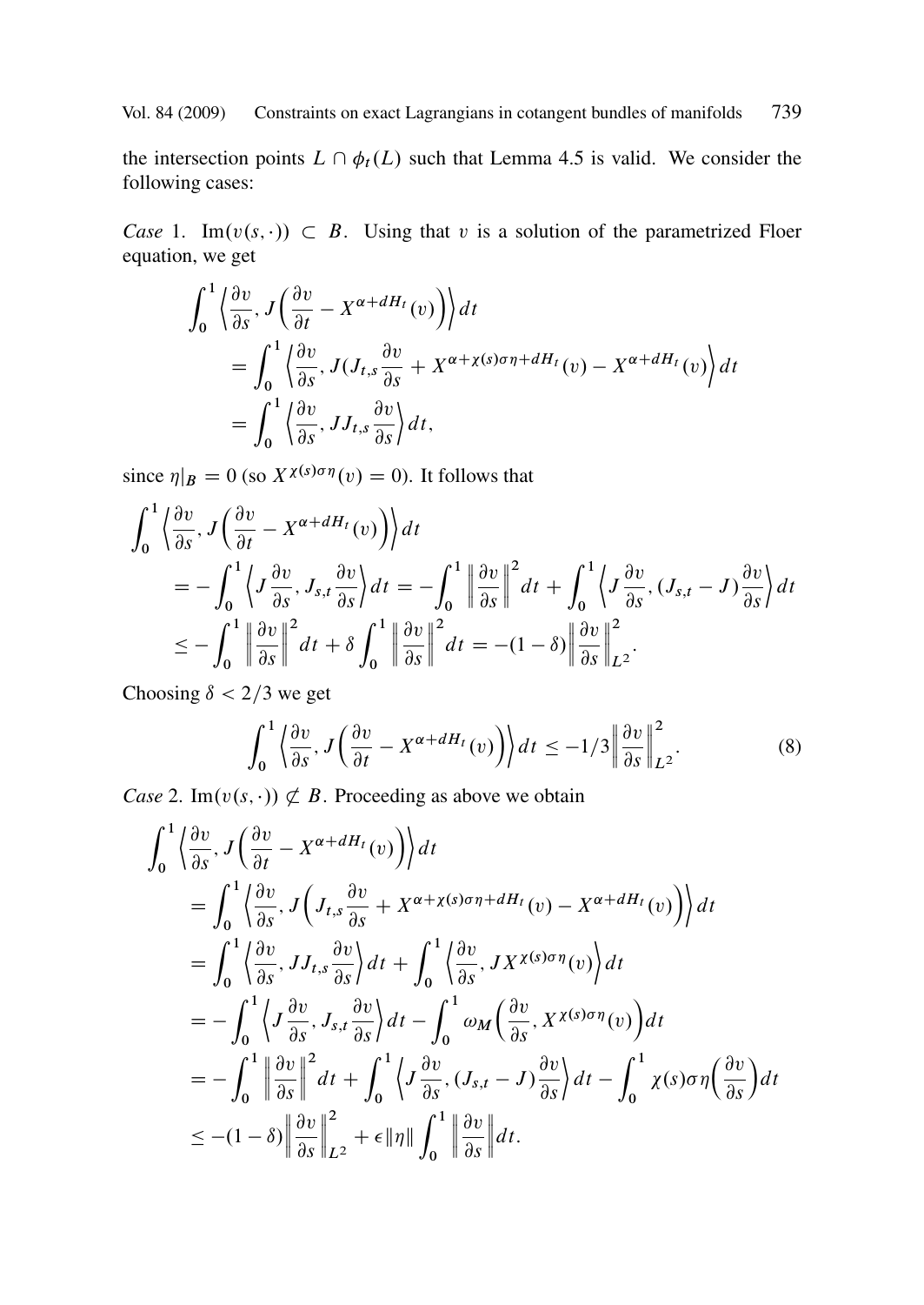the intersection points $L \cap \phi_t(L)$ such that Lemma 4.5 is valid. We consider the following cases:

*Case* 1. $\operatorname{Im}(v(s,\cdot)) \subset B$. Using that $v$ is a solution of the parametrized Floer equation, we get

$$\begin{aligned}
\int_0^1 \Big\langle \frac{\partial v}{\partial s}, J\Big(\frac{\partial v}{\partial t} - X^{\alpha + dH_t}(v)\Big)\Big\rangle dt
&= \int_0^1 \Big\langle \frac{\partial v}{\partial s}, J(J_{t,s}\frac{\partial v}{\partial s} + X^{\alpha+\chi(s)\sigma\eta+dH_t}(v) - X^{\alpha+dH_t}(v)\Big\rangle dt \\
&= \int_0^1 \Big\langle \frac{\partial v}{\partial s}, JJ_{t,s}\frac{\partial v}{\partial s}\Big\rangle dt,
\end{aligned}$$

since $\eta|_B = 0$ (so $X^{\chi(s)\sigma\eta}(v) = 0$). It follows that

$$\begin{aligned}
\int_0^1 \Big\langle \frac{\partial v}{\partial s}, J\Big(\frac{\partial v}{\partial t} - X^{\alpha+dH_t}(v)\Big)\Big\rangle dt
&= -\int_0^1 \Big\langle J\frac{\partial v}{\partial s}, J_{s,t}\frac{\partial v}{\partial s}\Big\rangle dt = -\int_0^1 \Big\|\frac{\partial v}{\partial s}\Big\|^2 dt + \int_0^1 \Big\langle J\frac{\partial v}{\partial s}, (J_{s,t} - J)\frac{\partial v}{\partial s}\Big\rangle dt \\
&\leq -\int_0^1 \Big\|\frac{\partial v}{\partial s}\Big\|^2 dt + \delta\int_0^1 \Big\|\frac{\partial v}{\partial s}\Big\|^2 dt = -(1-\delta)\Big\|\frac{\partial v}{\partial s}\Big\|^2_{L^2}.
\end{aligned}$$

Choosing $\delta < 2/3$ we get

$$\int_0^1 \Big\langle \frac{\partial v}{\partial s}, J\Big(\frac{\partial v}{\partial t} - X^{\alpha+dH_t}(v)\Big)\Big\rangle dt \leq -1/3\Big\|\frac{\partial v}{\partial s}\Big\|^2_{L^2}. \tag{8}$$

*Case* 2. $\operatorname{Im}(v(s,\cdot)) \not\subset B$. Proceeding as above we obtain

$$\begin{aligned}
\int_0^1 \Big\langle \frac{\partial v}{\partial s}, J\Big(\frac{\partial v}{\partial t} - X^{\alpha+dH_t}(v)\Big)\Big\rangle dt
&= \int_0^1 \Big\langle \frac{\partial v}{\partial s}, J\Big(J_{t,s}\frac{\partial v}{\partial s} + X^{\alpha+\chi(s)\sigma\eta+dH_t}(v) - X^{\alpha+dH_t}(v)\Big)\Big\rangle dt \\
&= \int_0^1 \Big\langle \frac{\partial v}{\partial s}, JJ_{t,s}\frac{\partial v}{\partial s}\Big\rangle dt + \int_0^1 \Big\langle \frac{\partial v}{\partial s}, JX^{\chi(s)\sigma\eta}(v)\Big\rangle dt \\
&= -\int_0^1 \Big\langle J\frac{\partial v}{\partial s}, J_{s,t}\frac{\partial v}{\partial s}\Big\rangle dt - \int_0^1 \omega_M\Big(\frac{\partial v}{\partial s}, X^{\chi(s)\sigma\eta}(v)\Big) dt \\
&= -\int_0^1 \Big\|\frac{\partial v}{\partial s}\Big\|^2 dt + \int_0^1 \Big\langle J\frac{\partial v}{\partial s}, (J_{s,t} - J)\frac{\partial v}{\partial s}\Big\rangle dt - \int_0^1 \chi(s)\sigma\eta\Big(\frac{\partial v}{\partial s}\Big) dt \\
&\leq -(1-\delta)\Big\|\frac{\partial v}{\partial s}\Big\|^2_{L^2} + \epsilon\|\eta\|\int_0^1 \Big\|\frac{\partial v}{\partial s}\Big\| dt.
\end{aligned}$$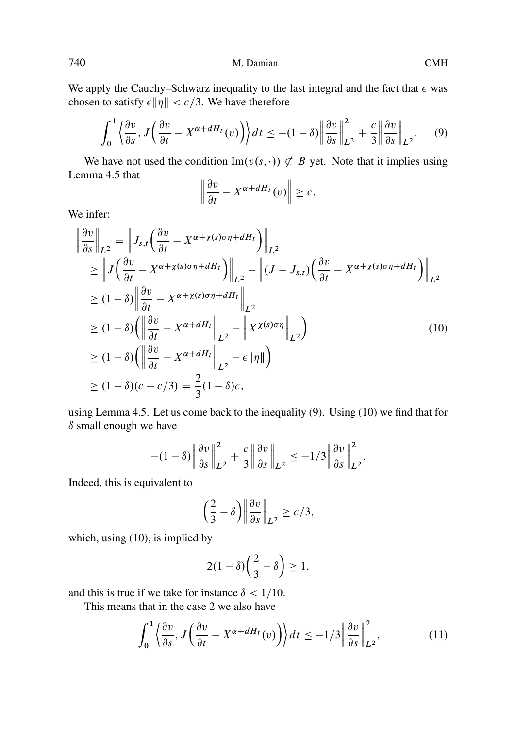We apply the Cauchy–Schwarz inequality to the last integral and the fact that $\epsilon$ was chosen to satisfy $\epsilon\|\eta\| < c/3$. We have therefore

$$\int_0^1 \left\langle \frac{\partial v}{\partial s}, J\left(\frac{\partial v}{\partial t} - X^{\alpha+dH_t}(v)\right)\right\rangle dt \leq -(1-\delta)\left\|\frac{\partial v}{\partial s}\right\|_{L^2}^2 + \frac{c}{3}\left\|\frac{\partial v}{\partial s}\right\|_{L^2}. \tag{9}$$

We have not used the condition $\mathrm{Im}(v(s,\cdot)) \not\subset B$ yet. Note that it implies using Lemma 4.5 that

$$\left\|\frac{\partial v}{\partial t} - X^{\alpha+dH_t}(v)\right\| \geq c.$$

We infer:

$$\begin{aligned}
\left\|\frac{\partial v}{\partial s}\right\|_{L^2} &= \left\|J_{s,t}\left(\frac{\partial v}{\partial t} - X^{\alpha+\chi(s)\sigma\eta+dH_t}\right)\right\|_{L^2} \\
&\geq \left\|J\left(\frac{\partial v}{\partial t} - X^{\alpha+\chi(s)\sigma\eta+dH_t}\right)\right\|_{L^2} - \left\|(J-J_{s,t})\left(\frac{\partial v}{\partial t} - X^{\alpha+\chi(s)\sigma\eta+dH_t}\right)\right\|_{L^2} \\
&\geq (1-\delta)\left\|\frac{\partial v}{\partial t} - X^{\alpha+\chi(s)\sigma\eta+dH_t}\right\|_{L^2} \\
&\geq (1-\delta)\left(\left\|\frac{\partial v}{\partial t} - X^{\alpha+dH_t}\right\|_{L^2} - \left\|X^{\chi(s)\sigma\eta}\right\|_{L^2}\right) \\
&\geq (1-\delta)\left(\left\|\frac{\partial v}{\partial t} - X^{\alpha+dH_t}\right\|_{L^2} - \epsilon\|\eta\|\right) \\
&\geq (1-\delta)(c - c/3) = \frac{2}{3}(1-\delta)c,
\end{aligned} \tag{10}$$

using Lemma 4.5. Let us come back to the inequality (9). Using (10) we find that for $\delta$ small enough we have

$$-(1-\delta)\left\|\frac{\partial v}{\partial s}\right\|_{L^2}^2 + \frac{c}{3}\left\|\frac{\partial v}{\partial s}\right\|_{L^2} \leq -1/3\left\|\frac{\partial v}{\partial s}\right\|_{L^2}^2.$$

Indeed, this is equivalent to

$$\left(\frac{2}{3} - \delta\right)\left\|\frac{\partial v}{\partial s}\right\|_{L^2} \geq c/3,$$

which, using (10), is implied by

$$2(1-\delta)\left(\frac{2}{3} - \delta\right) \geq 1,$$

and this is true if we take for instance $\delta < 1/10$.

This means that in the case 2 we also have

$$\int_0^1 \left\langle \frac{\partial v}{\partial s}, J\left(\frac{\partial v}{\partial t} - X^{\alpha+dH_t}(v)\right)\right\rangle dt \leq -1/3\left\|\frac{\partial v}{\partial s}\right\|_{L^2}^2, \tag{11}$$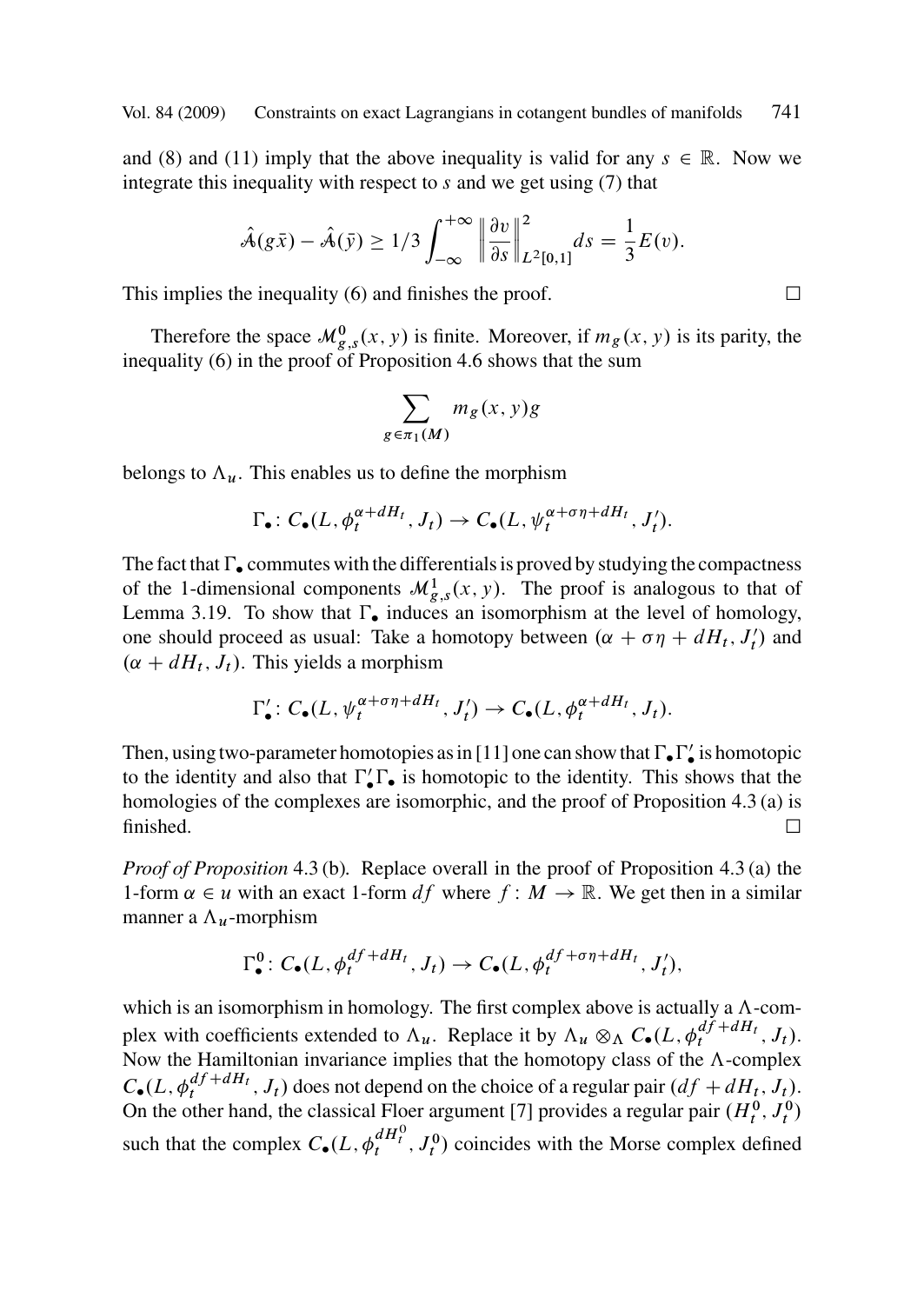and (8) and (11) imply that the above inequality is valid for any $s \in \mathbb{R}$. Now we integrate this inequality with respect to $s$ and we get using (7) that

$$\hat{\mathcal{A}}(g\bar{x}) - \hat{\mathcal{A}}(\bar{y}) \geq 1/3 \int_{-\infty}^{+\infty} \left\| \frac{\partial v}{\partial s} \right\|^2_{L^2[0,1]} ds = \frac{1}{3} E(v).$$

This implies the inequality (6) and finishes the proof. $\square$

Therefore the space $\mathcal{M}^0_{g,s}(x, y)$ is finite. Moreover, if $m_g(x, y)$ is its parity, the inequality (6) in the proof of Proposition 4.6 shows that the sum

$$\sum_{g \in \pi_1(M)} m_g(x, y) g$$

belongs to $\Lambda_u$. This enables us to define the morphism

$$\Gamma_\bullet \colon C_\bullet(L, \phi_t^{\alpha + dH_t}, J_t) \to C_\bullet(L, \psi_t^{\alpha + \sigma\eta + dH_t}, J'_t).$$

The fact that $\Gamma_\bullet$ commutes with the differentials is proved by studying the compactness of the 1-dimensional components $\mathcal{M}^1_{g,s}(x, y)$. The proof is analogous to that of Lemma 3.19. To show that $\Gamma_\bullet$ induces an isomorphism at the level of homology, one should proceed as usual: Take a homotopy between $(\alpha + \sigma\eta + dH_t, J'_t)$ and $(\alpha + dH_t, J_t)$. This yields a morphism

$$\Gamma'_\bullet \colon C_\bullet(L, \psi_t^{\alpha + \sigma\eta + dH_t}, J'_t) \to C_\bullet(L, \phi_t^{\alpha + dH_t}, J_t).$$

Then, using two-parameter homotopies as in [11] one can show that $\Gamma_\bullet \Gamma'_\bullet$ is homotopic to the identity and also that $\Gamma'_\bullet \Gamma_\bullet$ is homotopic to the identity. This shows that the homologies of the complexes are isomorphic, and the proof of Proposition 4.3 (a) is finished. $\square$

*Proof of Proposition* 4.3 (b). Replace overall in the proof of Proposition 4.3 (a) the 1-form $\alpha \in u$ with an exact 1-form $df$ where $f \colon M \to \mathbb{R}$. We get then in a similar manner a $\Lambda_u$-morphism

$$\Gamma^0_\bullet \colon C_\bullet(L, \phi_t^{df + dH_t}, J_t) \to C_\bullet(L, \phi_t^{df + \sigma\eta + dH_t}, J'_t),$$

which is an isomorphism in homology. The first complex above is actually a $\Lambda$-complex with coefficients extended to $\Lambda_u$. Replace it by $\Lambda_u \otimes_\Lambda C_\bullet(L, \phi_t^{df + dH_t}, J_t)$. Now the Hamiltonian invariance implies that the homotopy class of the $\Lambda$-complex $C_\bullet(L, \phi_t^{df + dH_t}, J_t)$ does not depend on the choice of a regular pair $(df + dH_t, J_t)$. On the other hand, the classical Floer argument [7] provides a regular pair $(H^0_t, J^0_t)$ such that the complex $C_\bullet(L, \phi_t^{dH^0_t}, J^0_t)$ coincides with the Morse complex defined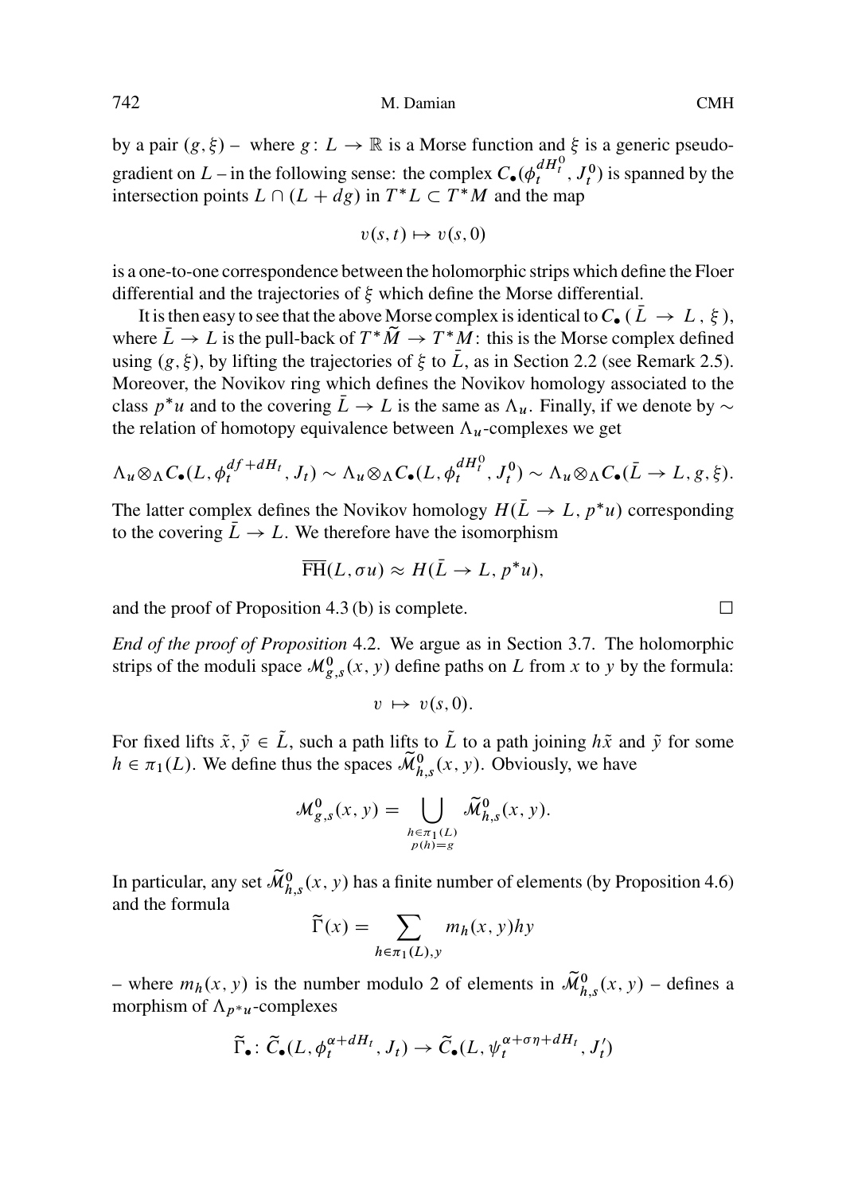by a pair $(g, \xi)$ – where $g: L \to \mathbb{R}$ is a Morse function and $\xi$ is a generic pseudo-gradient on $L$ – in the following sense: the complex $C_\bullet(\phi_t^{dH_t^0}, J_t^0)$ is spanned by the intersection points $L \cap (L + dg)$ in $T^*L \subset T^*M$ and the map

$$v(s,t) \mapsto v(s,0)$$

is a one-to-one correspondence between the holomorphic strips which define the Floer differential and the trajectories of $\xi$ which define the Morse differential.

It is then easy to see that the above Morse complex is identical to $C_\bullet(\bar{L} \to L, \xi)$, where $\bar{L} \to L$ is the pull-back of $T^*\widetilde{M} \to T^*M$: this is the Morse complex defined using $(g, \xi)$, by lifting the trajectories of $\xi$ to $\bar{L}$, as in Section 2.2 (see Remark 2.5). Moreover, the Novikov ring which defines the Novikov homology associated to the class $p^*u$ and to the covering $\bar{L} \to L$ is the same as $\Lambda_u$. Finally, if we denote by $\sim$ the relation of homotopy equivalence between $\Lambda_u$-complexes we get

$$\Lambda_u \otimes_\Lambda C_\bullet(L, \phi_t^{df+dH_t}, J_t) \sim \Lambda_u \otimes_\Lambda C_\bullet(L, \phi_t^{dH_t^0}, J_t^0) \sim \Lambda_u \otimes_\Lambda C_\bullet(\bar{L} \to L, g, \xi).$$

The latter complex defines the Novikov homology $H(\bar{L} \to L, p^*u)$ corresponding to the covering $\bar{L} \to L$. We therefore have the isomorphism

$$\overline{\mathrm{FH}}(L, \sigma u) \approx H(\bar{L} \to L, p^*u),$$

and the proof of Proposition 4.3 (b) is complete. $\square$

*End of the proof of Proposition* 4.2. We argue as in Section 3.7. The holomorphic strips of the moduli space $\mathcal{M}^0_{g,s}(x,y)$ define paths on $L$ from $x$ to $y$ by the formula:

$$v \mapsto v(s,0).$$

For fixed lifts $\tilde{x}, \tilde{y} \in \tilde{L}$, such a path lifts to $\tilde{L}$ to a path joining $h\tilde{x}$ and $\tilde{y}$ for some $h \in \pi_1(L)$. We define thus the spaces $\widetilde{\mathcal{M}}^0_{h,s}(x,y)$. Obviously, we have

$$\mathcal{M}^0_{g,s}(x,y) = \bigcup_{\substack{h \in \pi_1(L) \\ p(h)=g}} \widetilde{\mathcal{M}}^0_{h,s}(x,y).$$

In particular, any set $\widetilde{\mathcal{M}}^0_{h,s}(x,y)$ has a finite number of elements (by Proposition 4.6) and the formula

$$\widetilde{\Gamma}(x) = \sum_{h \in \pi_1(L), y} m_h(x,y) h y$$

– where $m_h(x,y)$ is the number modulo 2 of elements in $\widetilde{\mathcal{M}}^0_{h,s}(x,y)$ – defines a morphism of $\Lambda_{p^*u}$-complexes

$$\widetilde{\Gamma}_\bullet : \widetilde{C}_\bullet(L, \phi_t^{\alpha+dH_t}, J_t) \to \widetilde{C}_\bullet(L, \psi_t^{\alpha+\sigma\eta+dH_t}, J'_t)$$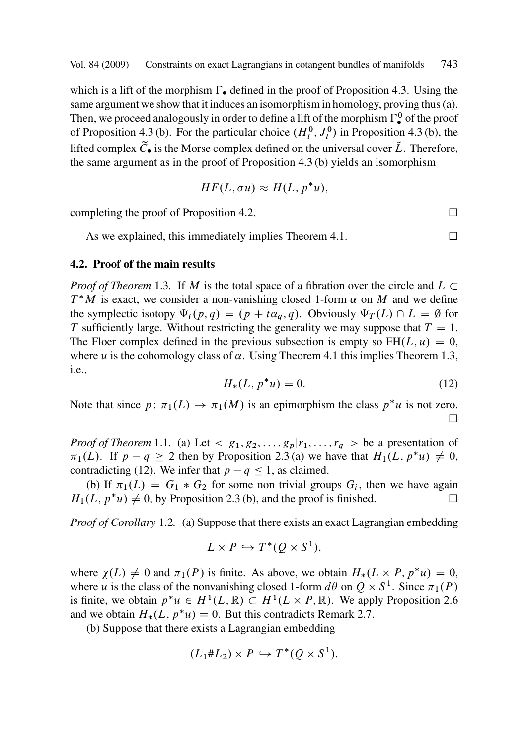which is a lift of the morphism $\Gamma_\bullet$ defined in the proof of Proposition 4.3. Using the same argument we show that it induces an isomorphism in homology, proving thus (a). Then, we proceed analogously in order to define a lift of the morphism $\Gamma^0_\bullet$ of the proof of Proposition 4.3 (b). For the particular choice $(H^0_t, J^0_t)$ in Proposition 4.3 (b), the lifted complex $\widetilde{C}_\bullet$ is the Morse complex defined on the universal cover $\tilde{L}$. Therefore, the same argument as in the proof of Proposition 4.3 (b) yields an isomorphism

$$HF(L, \sigma u) \approx H(L, p^* u),$$

completing the proof of Proposition 4.2. $\square$

As we explained, this immediately implies Theorem 4.1. $\square$

### 4.2. Proof of the main results

*Proof of Theorem* 1.3. If $M$ is the total space of a fibration over the circle and $L \subset T^*M$ is exact, we consider a non-vanishing closed 1-form $\alpha$ on $M$ and we define the symplectic isotopy $\Psi_t(p, q) = (p + t\alpha_q, q)$. Obviously $\Psi_T(L) \cap L = \emptyset$ for $T$ sufficiently large. Without restricting the generality we may suppose that $T = 1$. The Floer complex defined in the previous subsection is empty so $\mathrm{FH}(L, u) = 0$, where $u$ is the cohomology class of $\alpha$. Using Theorem 4.1 this implies Theorem 1.3, i.e.,

$$H_*(L, p^* u) = 0. \tag{12}$$

Note that since $p\colon \pi_1(L) \to \pi_1(M)$ is an epimorphism the class $p^*u$ is not zero. $\square$

*Proof of Theorem* 1.1. (a) Let $< g_1, g_2, \ldots, g_p | r_1, \ldots, r_q >$ be a presentation of $\pi_1(L)$. If $p - q \geq 2$ then by Proposition 2.3 (a) we have that $H_1(L, p^*u) \neq 0$, contradicting (12). We infer that $p - q \leq 1$, as claimed.

(b) If $\pi_1(L) = G_1 * G_2$ for some non trivial groups $G_i$, then we have again $H_1(L, p^*u) \neq 0$, by Proposition 2.3 (b), and the proof is finished. $\square$

*Proof of Corollary* 1.2. (a) Suppose that there exists an exact Lagrangian embedding

$$L \times P \hookrightarrow T^*(Q \times S^1),$$

where $\chi(L) \neq 0$ and $\pi_1(P)$ is finite. As above, we obtain $H_*(L \times P, p^*u) = 0$, where $u$ is the class of the nonvanishing closed 1-form $d\theta$ on $Q \times S^1$. Since $\pi_1(P)$ is finite, we obtain $p^*u \in H^1(L, \mathbb{R}) \subset H^1(L \times P, \mathbb{R})$. We apply Proposition 2.6 and we obtain $H_*(L, p^*u) = 0$. But this contradicts Remark 2.7.

(b) Suppose that there exists a Lagrangian embedding

$$(L_1 \# L_2) \times P \hookrightarrow T^*(Q \times S^1).$$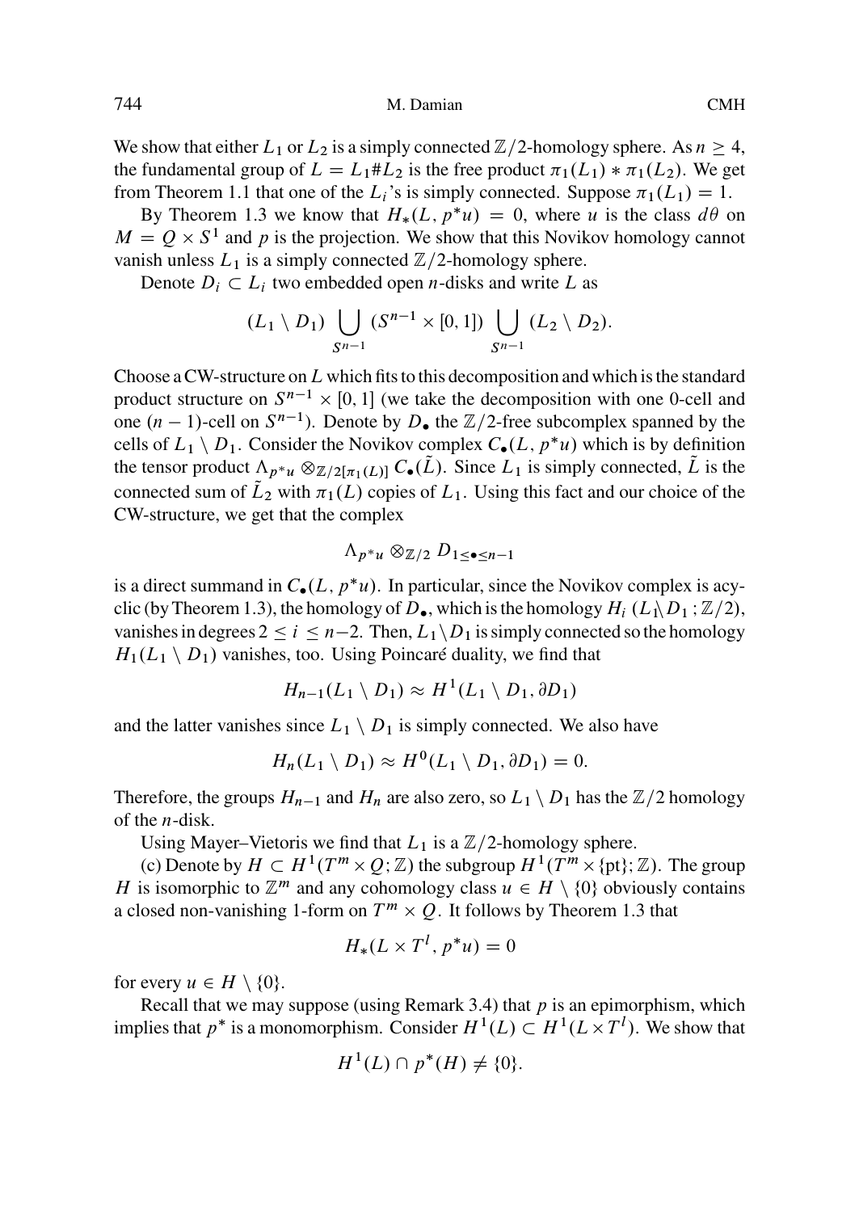We show that either $L_1$ or $L_2$ is a simply connected $\mathbb{Z}/2$-homology sphere. As $n \geq 4$, the fundamental group of $L = L_1 \# L_2$ is the free product $\pi_1(L_1) * \pi_1(L_2)$. We get from Theorem 1.1 that one of the $L_i$'s is simply connected. Suppose $\pi_1(L_1) = 1$.

By Theorem 1.3 we know that $H_*(L, p^*u) = 0$, where $u$ is the class $d\theta$ on $M = Q \times S^1$ and $p$ is the projection. We show that this Novikov homology cannot vanish unless $L_1$ is a simply connected $\mathbb{Z}/2$-homology sphere.

Denote $D_i \subset L_i$ two embedded open $n$-disks and write $L$ as

$$(L_1 \setminus D_1) \bigcup_{S^{n-1}} (S^{n-1} \times [0,1]) \bigcup_{S^{n-1}} (L_2 \setminus D_2).$$

Choose a CW-structure on $L$ which fits to this decomposition and which is the standard product structure on $S^{n-1} \times [0,1]$ (we take the decomposition with one 0-cell and one $(n-1)$-cell on $S^{n-1}$). Denote by $D_\bullet$ the $\mathbb{Z}/2$-free subcomplex spanned by the cells of $L_1 \setminus D_1$. Consider the Novikov complex $C_\bullet(L, p^*u)$ which is by definition the tensor product $\Lambda_{p^*u} \otimes_{\mathbb{Z}/2[\pi_1(L)]} C_\bullet(\tilde{L})$. Since $L_1$ is simply connected, $\tilde{L}$ is the connected sum of $\tilde{L}_2$ with $\pi_1(L)$ copies of $L_1$. Using this fact and our choice of the CW-structure, we get that the complex

$$\Lambda_{p^*u} \otimes_{\mathbb{Z}/2} D_{1 \leq \bullet \leq n-1}$$

is a direct summand in $C_\bullet(L, p^*u)$. In particular, since the Novikov complex is acyclic (by Theorem 1.3), the homology of $D_\bullet$, which is the homology $H_i(L_1 \setminus D_1; \mathbb{Z}/2)$, vanishes in degrees $2 \leq i \leq n-2$. Then, $L_1 \setminus D_1$ is simply connected so the homology $H_1(L_1 \setminus D_1)$ vanishes, too. Using Poincaré duality, we find that

$$H_{n-1}(L_1 \setminus D_1) \approx H^1(L_1 \setminus D_1, \partial D_1)$$

and the latter vanishes since $L_1 \setminus D_1$ is simply connected. We also have

$$H_n(L_1 \setminus D_1) \approx H^0(L_1 \setminus D_1, \partial D_1) = 0.$$

Therefore, the groups $H_{n-1}$ and $H_n$ are also zero, so $L_1 \setminus D_1$ has the $\mathbb{Z}/2$ homology of the $n$-disk.

Using Mayer–Vietoris we find that $L_1$ is a $\mathbb{Z}/2$-homology sphere.

(c) Denote by $H \subset H^1(T^m \times Q; \mathbb{Z})$ the subgroup $H^1(T^m \times \{\text{pt}\}; \mathbb{Z})$. The group $H$ is isomorphic to $\mathbb{Z}^m$ and any cohomology class $u \in H \setminus \{0\}$ obviously contains a closed non-vanishing 1-form on $T^m \times Q$. It follows by Theorem 1.3 that

$$H_*(L \times T^l, p^*u) = 0$$

for every $u \in H \setminus \{0\}$.

Recall that we may suppose (using Remark 3.4) that $p$ is an epimorphism, which implies that $p^*$ is a monomorphism. Consider $H^1(L) \subset H^1(L \times T^l)$. We show that

$$H^1(L) \cap p^*(H) \neq \{0\}.$$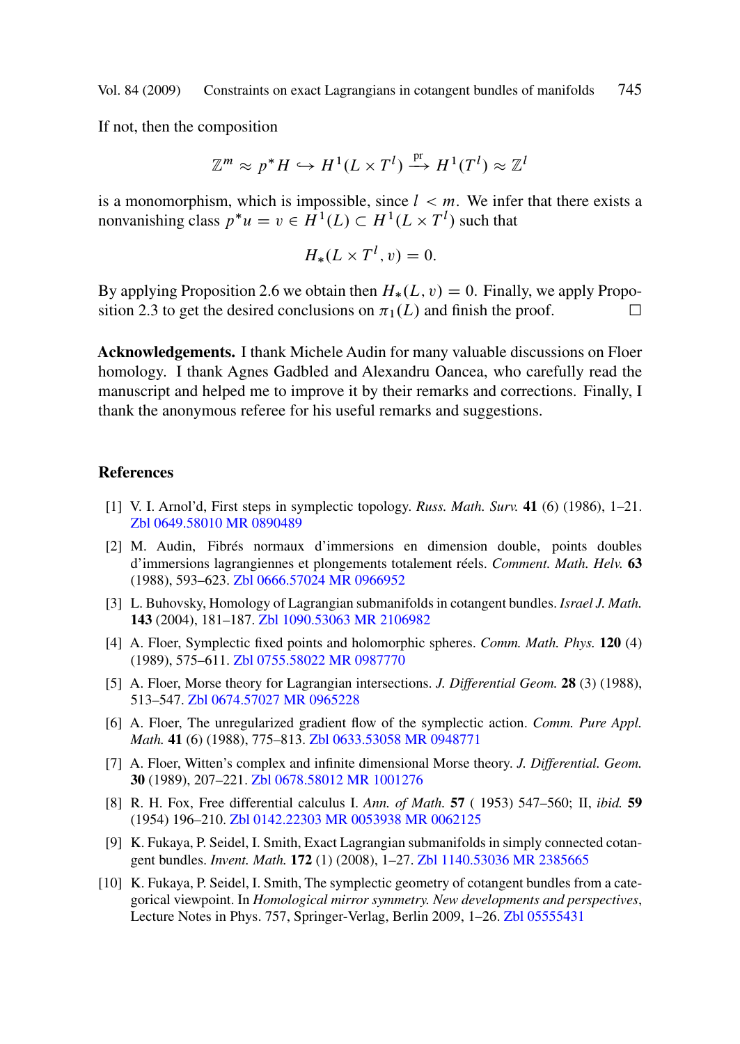If not, then the composition

$$\mathbb{Z}^m \approx p^*H \hookrightarrow H^1(L \times T^l) \xrightarrow{\text{pr}} H^1(T^l) \approx \mathbb{Z}^l$$

is a monomorphism, which is impossible, since $l < m$. We infer that there exists a nonvanishing class $p^*u = v \in H^1(L) \subset H^1(L \times T^l)$ such that

$$H_*(L \times T^l, v) = 0.$$

By applying Proposition 2.6 we obtain then $H_*(L, v) = 0$. Finally, we apply Proposition 2.3 to get the desired conclusions on $\pi_1(L)$ and finish the proof. $\square$

**Acknowledgements.** I thank Michele Audin for many valuable discussions on Floer homology. I thank Agnes Gadbled and Alexandru Oancea, who carefully read the manuscript and helped me to improve it by their remarks and corrections. Finally, I thank the anonymous referee for his useful remarks and suggestions.

## References

[1] V. I. Arnol'd, First steps in symplectic topology. *Russ. Math. Surv.* **41** (6) (1986), 1–21. Zbl 0649.58010 MR 0890489

[2] M. Audin, Fibrés normaux d'immersions en dimension double, points doubles d'immersions lagrangiennes et plongements totalement réels. *Comment. Math. Helv.* **63** (1988), 593–623. Zbl 0666.57024 MR 0966952

[3] L. Buhovsky, Homology of Lagrangian submanifolds in cotangent bundles. *Israel J. Math.* **143** (2004), 181–187. Zbl 1090.53063 MR 2106982

[4] A. Floer, Symplectic fixed points and holomorphic spheres. *Comm. Math. Phys.* **120** (4) (1989), 575–611. Zbl 0755.58022 MR 0987770

[5] A. Floer, Morse theory for Lagrangian intersections. *J. Differential Geom.* **28** (3) (1988), 513–547. Zbl 0674.57027 MR 0965228

[6] A. Floer, The unregularized gradient flow of the symplectic action. *Comm. Pure Appl. Math.* **41** (6) (1988), 775–813. Zbl 0633.53058 MR 0948771

[7] A. Floer, Witten's complex and infinite dimensional Morse theory. *J. Differential. Geom.* **30** (1989), 207–221. Zbl 0678.58012 MR 1001276

[8] R. H. Fox, Free differential calculus I. *Ann. of Math.* **57** ( 1953) 547–560; II, *ibid.* **59** (1954) 196–210. Zbl 0142.22303 MR 0053938 MR 0062125

[9] K. Fukaya, P. Seidel, I. Smith, Exact Lagrangian submanifolds in simply connected cotangent bundles. *Invent. Math.* **172** (1) (2008), 1–27. Zbl 1140.53036 MR 2385665

[10] K. Fukaya, P. Seidel, I. Smith, The symplectic geometry of cotangent bundles from a categorical viewpoint. In *Homological mirror symmetry. New developments and perspectives*, Lecture Notes in Phys. 757, Springer-Verlag, Berlin 2009, 1–26. Zbl 05555431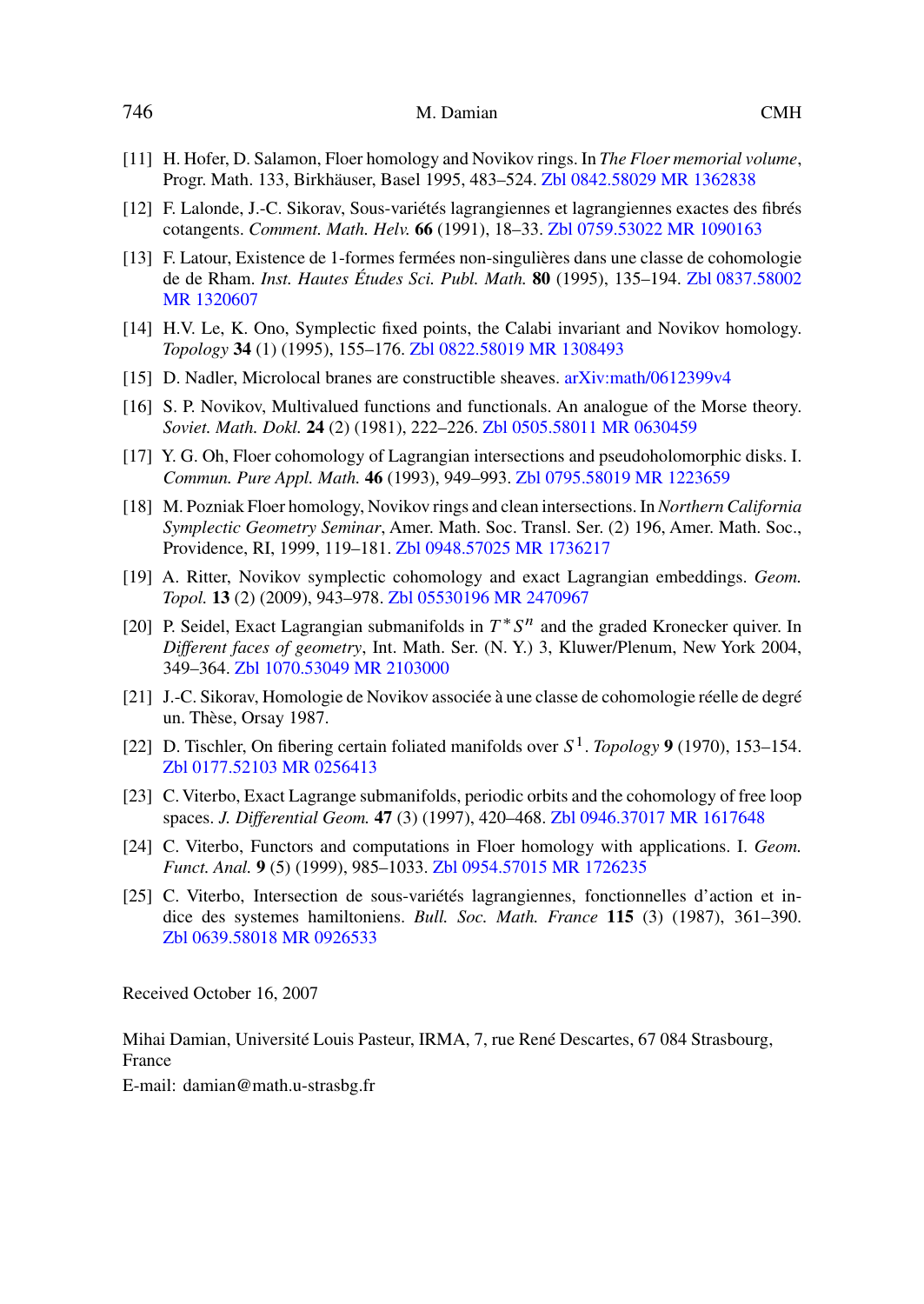[11] H. Hofer, D. Salamon, Floer homology and Novikov rings. In *The Floer memorial volume*, Progr. Math. 133, Birkhäuser, Basel 1995, 483–524. Zbl 0842.58029 MR 1362838

[12] F. Lalonde, J.-C. Sikorav, Sous-variétés lagrangiennes et lagrangiennes exactes des fibrés cotangents. *Comment. Math. Helv.* **66** (1991), 18–33. Zbl 0759.53022 MR 1090163

[13] F. Latour, Existence de 1-formes fermées non-singulières dans une classe de cohomologie de de Rham. *Inst. Hautes Études Sci. Publ. Math.* **80** (1995), 135–194. Zbl 0837.58002 MR 1320607

[14] H.V. Le, K. Ono, Symplectic fixed points, the Calabi invariant and Novikov homology. *Topology* **34** (1) (1995), 155–176. Zbl 0822.58019 MR 1308493

[15] D. Nadler, Microlocal branes are constructible sheaves. arXiv:math/0612399v4

[16] S. P. Novikov, Multivalued functions and functionals. An analogue of the Morse theory. *Soviet. Math. Dokl.* **24** (2) (1981), 222–226. Zbl 0505.58011 MR 0630459

[17] Y. G. Oh, Floer cohomology of Lagrangian intersections and pseudoholomorphic disks. I. *Commun. Pure Appl. Math.* **46** (1993), 949–993. Zbl 0795.58019 MR 1223659

[18] M. Pozniak Floer homology, Novikov rings and clean intersections. In *Northern California Symplectic Geometry Seminar*, Amer. Math. Soc. Transl. Ser. (2) 196, Amer. Math. Soc., Providence, RI, 1999, 119–181. Zbl 0948.57025 MR 1736217

[19] A. Ritter, Novikov symplectic cohomology and exact Lagrangian embeddings. *Geom. Topol.* **13** (2) (2009), 943–978. Zbl 05530196 MR 2470967

[20] P. Seidel, Exact Lagrangian submanifolds in $T^*S^n$ and the graded Kronecker quiver. In *Different faces of geometry*, Int. Math. Ser. (N. Y.) 3, Kluwer/Plenum, New York 2004, 349–364. Zbl 1070.53049 MR 2103000

[21] J.-C. Sikorav, Homologie de Novikov associée à une classe de cohomologie réelle de degré un. Thèse, Orsay 1987.

[22] D. Tischler, On fibering certain foliated manifolds over $S^1$. *Topology* **9** (1970), 153–154. Zbl 0177.52103 MR 0256413

[23] C. Viterbo, Exact Lagrange submanifolds, periodic orbits and the cohomology of free loop spaces. *J. Differential Geom.* **47** (3) (1997), 420–468. Zbl 0946.37017 MR 1617648

[24] C. Viterbo, Functors and computations in Floer homology with applications. I. *Geom. Funct. Anal.* **9** (5) (1999), 985–1033. Zbl 0954.57015 MR 1726235

[25] C. Viterbo, Intersection de sous-variétés lagrangiennes, fonctionnelles d'action et indice des systemes hamiltoniens. *Bull. Soc. Math. France* **115** (3) (1987), 361–390. Zbl 0639.58018 MR 0926533

Received October 16, 2007

Mihai Damian, Université Louis Pasteur, IRMA, 7, rue René Descartes, 67 084 Strasbourg, France

E-mail: damian@math.u-strasbg.fr